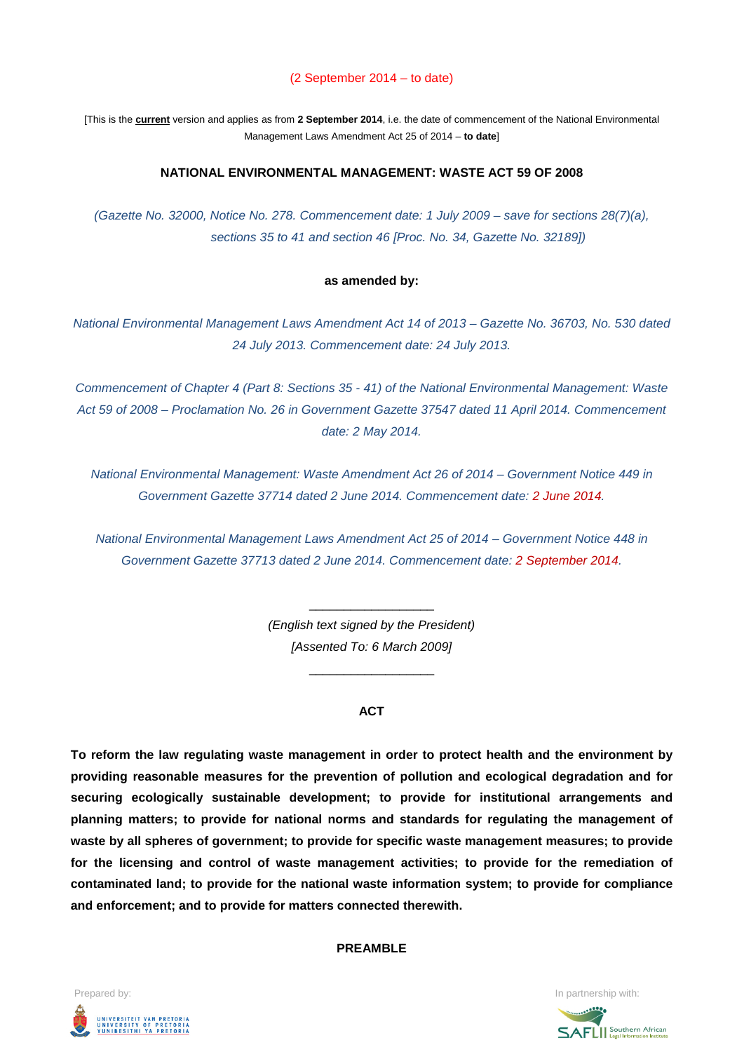(2 September 2014 – to date)

[This is the **current** version and applies as from **2 September 2014**, i.e. the date of commencement of the National Environmental Management Laws Amendment Act 25 of 2014 – **to date**]

# NATIONAL ENVIRONMENTAL MANAGEMENT: WASTE ACT 59 OF 2008

*(Gazette No. 32000, Notice No. 278. Commencement date: 1 July 2009 – save for sections 28(7)(a), sections 35 to 41 and section 46 [Proc. No. 34, Gazette No. 32189])*

**as amended by:**

*National Environmental Management Laws Amendment Act 14 of 2013 – Gazette No. 36703, No. 530 dated 24 July 2013. Commencement date: 24 July 2013.*

*Commencement of Chapter 4 (Part 8: Sections 35 - 41) of the National Environmental Management: Waste Act 59 of 2008 – Proclamation No. 26 in Government Gazette 37547 dated 11 April 2014. Commencement date: 2 May 2014.*

*National Environmental Management: Waste Amendment Act 26 of 2014 – Government Notice 449 in Government Gazette 37714 dated 2 June 2014. Commencement date: 2 June 2014.*

*National Environmental Management Laws Amendment Act 25 of 2014 – Government Notice 448 in Government Gazette 37713 dated 2 June 2014. Commencement date: 2 September 2014.*

---

*(English text signed by the President)*
*[Assented To: 6 March 2009]*

---

## ACT

**To reform the law regulating waste management in order to protect health and the environment by providing reasonable measures for the prevention of pollution and ecological degradation and for securing ecologically sustainable development; to provide for institutional arrangements and planning matters; to provide for national norms and standards for regulating the management of waste by all spheres of government; to provide for specific waste management measures; to provide for the licensing and control of waste management activities; to provide for the remediation of contaminated land; to provide for the national waste information system; to provide for compliance and enforcement; and to provide for matters connected therewith.**

## PREAMBLE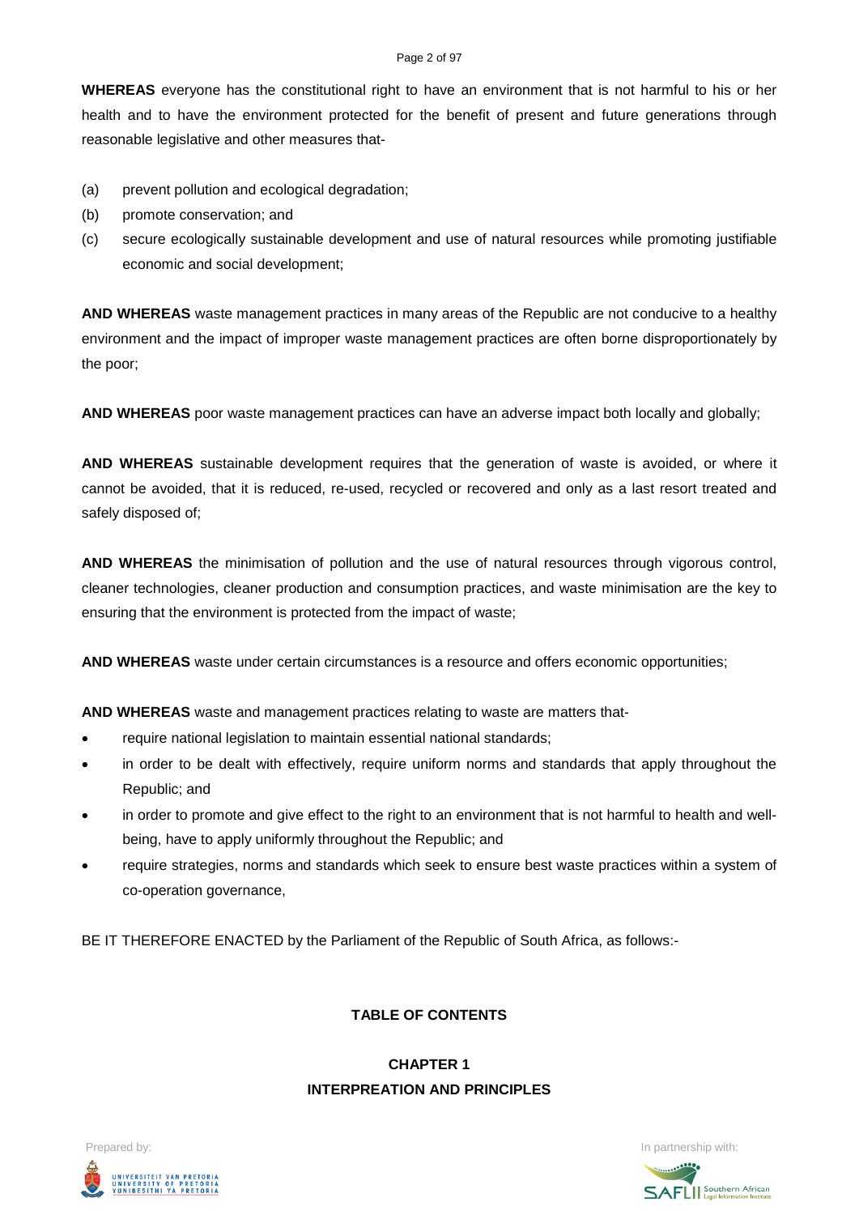**WHEREAS** everyone has the constitutional right to have an environment that is not harmful to his or her health and to have the environment protected for the benefit of present and future generations through reasonable legislative and other measures that-

(a) prevent pollution and ecological degradation;
(b) promote conservation; and
(c) secure ecologically sustainable development and use of natural resources while promoting justifiable economic and social development;

**AND WHEREAS** waste management practices in many areas of the Republic are not conducive to a healthy environment and the impact of improper waste management practices are often borne disproportionately by the poor;

**AND WHEREAS** poor waste management practices can have an adverse impact both locally and globally;

**AND WHEREAS** sustainable development requires that the generation of waste is avoided, or where it cannot be avoided, that it is reduced, re-used, recycled or recovered and only as a last resort treated and safely disposed of;

**AND WHEREAS** the minimisation of pollution and the use of natural resources through vigorous control, cleaner technologies, cleaner production and consumption practices, and waste minimisation are the key to ensuring that the environment is protected from the impact of waste;

**AND WHEREAS** waste under certain circumstances is a resource and offers economic opportunities;

**AND WHEREAS** waste and management practices relating to waste are matters that-

- require national legislation to maintain essential national standards;
- in order to be dealt with effectively, require uniform norms and standards that apply throughout the Republic; and
- in order to promote and give effect to the right to an environment that is not harmful to health and well-being, have to apply uniformly throughout the Republic; and
- require strategies, norms and standards which seek to ensure best waste practices within a system of co-operation governance,

BE IT THEREFORE ENACTED by the Parliament of the Republic of South Africa, as follows:-

## TABLE OF CONTENTS

### CHAPTER 1
### INTERPREATION AND PRINCIPLES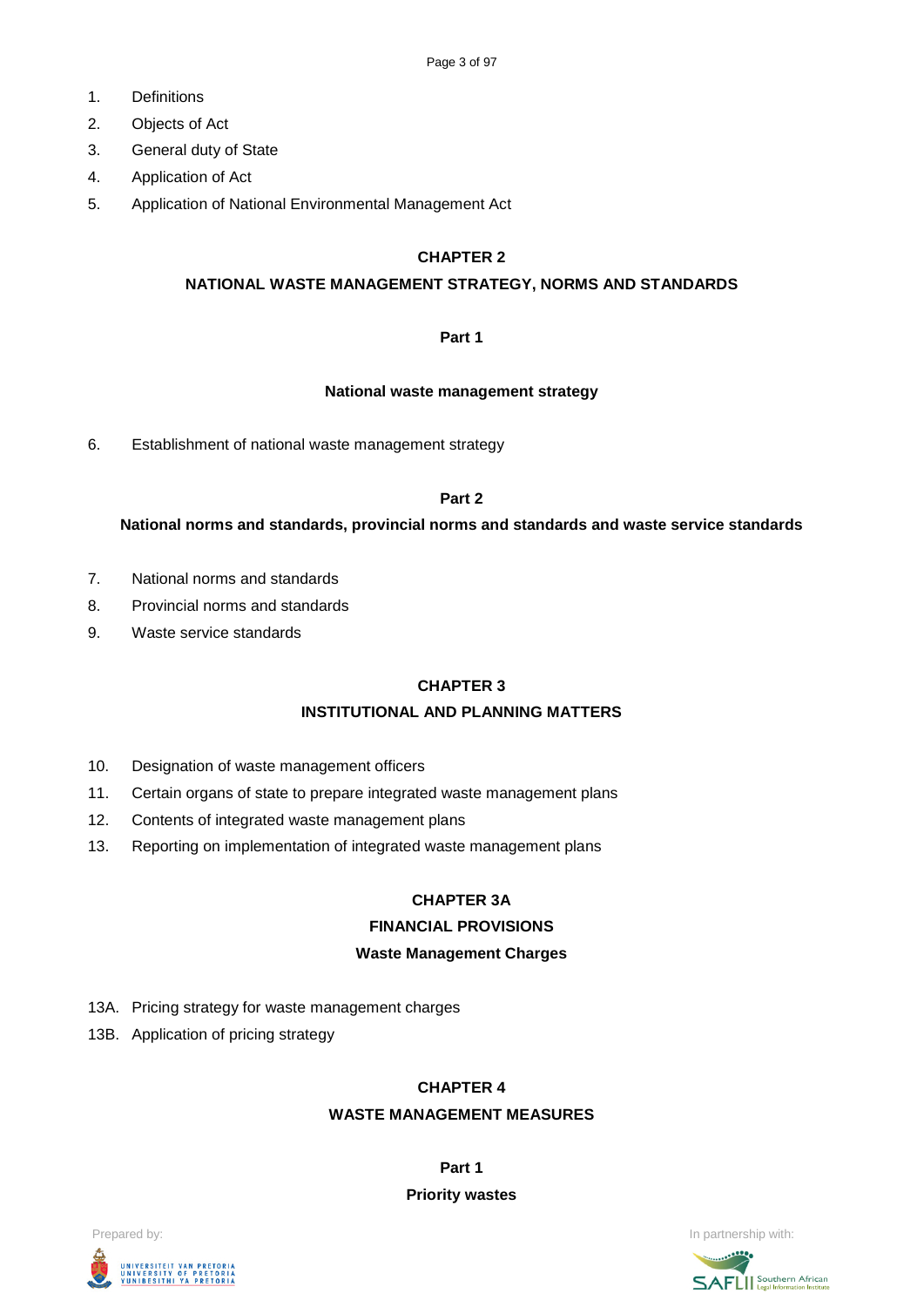1. Definitions
2. Objects of Act
3. General duty of State
4. Application of Act
5. Application of National Environmental Management Act

## CHAPTER 2

## NATIONAL WASTE MANAGEMENT STRATEGY, NORMS AND STANDARDS

### Part 1

### National waste management strategy

6. Establishment of national waste management strategy

### Part 2

### National norms and standards, provincial norms and standards and waste service standards

7. National norms and standards
8. Provincial norms and standards
9. Waste service standards

## CHAPTER 3

## INSTITUTIONAL AND PLANNING MATTERS

10. Designation of waste management officers
11. Certain organs of state to prepare integrated waste management plans
12. Contents of integrated waste management plans
13. Reporting on implementation of integrated waste management plans

## CHAPTER 3A

## FINANCIAL PROVISIONS

### Waste Management Charges

13A. Pricing strategy for waste management charges

13B. Application of pricing strategy

## CHAPTER 4

## WASTE MANAGEMENT MEASURES

### Part 1

### Priority wastes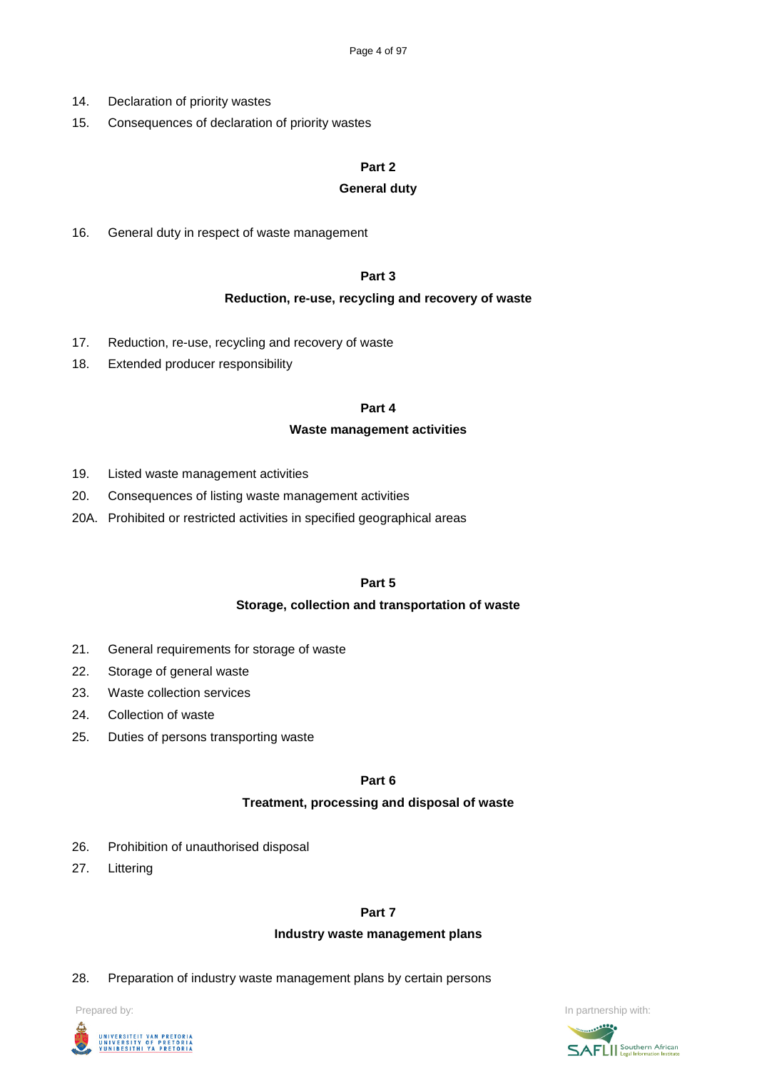14. Declaration of priority wastes
15. Consequences of declaration of priority wastes

**Part 2**

**General duty**

16. General duty in respect of waste management

**Part 3**

**Reduction, re-use, recycling and recovery of waste**

17. Reduction, re-use, recycling and recovery of waste
18. Extended producer responsibility

**Part 4**

**Waste management activities**

19. Listed waste management activities
20. Consequences of listing waste management activities

20A. Prohibited or restricted activities in specified geographical areas

**Part 5**

**Storage, collection and transportation of waste**

21. General requirements for storage of waste
22. Storage of general waste
23. Waste collection services
24. Collection of waste
25. Duties of persons transporting waste

**Part 6**

**Treatment, processing and disposal of waste**

26. Prohibition of unauthorised disposal
27. Littering

**Part 7**

**Industry waste management plans**

28. Preparation of industry waste management plans by certain persons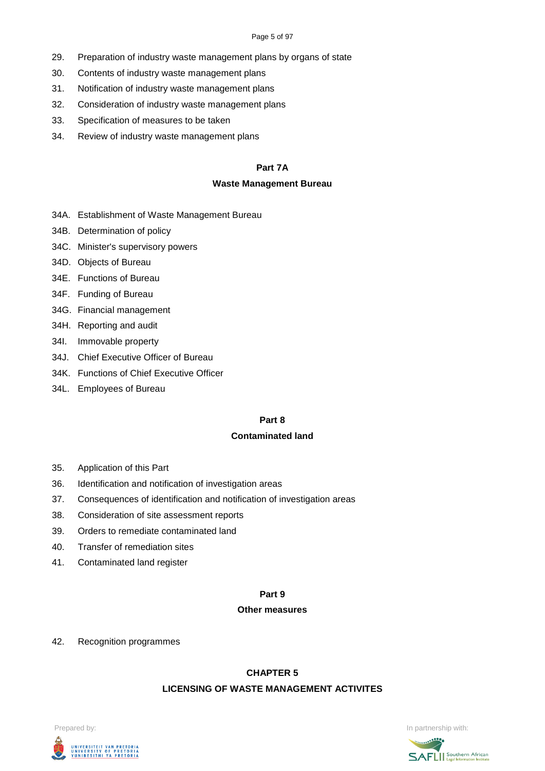29. Preparation of industry waste management plans by organs of state
30. Contents of industry waste management plans
31. Notification of industry waste management plans
32. Consideration of industry waste management plans
33. Specification of measures to be taken
34. Review of industry waste management plans

**Part 7A**

**Waste Management Bureau**

34A. Establishment of Waste Management Bureau
34B. Determination of policy
34C. Minister's supervisory powers
34D. Objects of Bureau
34E. Functions of Bureau
34F. Funding of Bureau
34G. Financial management
34H. Reporting and audit
34I. Immovable property
34J. Chief Executive Officer of Bureau
34K. Functions of Chief Executive Officer
34L. Employees of Bureau

**Part 8**

**Contaminated land**

35. Application of this Part
36. Identification and notification of investigation areas
37. Consequences of identification and notification of investigation areas
38. Consideration of site assessment reports
39. Orders to remediate contaminated land
40. Transfer of remediation sites
41. Contaminated land register

**Part 9**

**Other measures**

42. Recognition programmes

**CHAPTER 5**

**LICENSING OF WASTE MANAGEMENT ACTIVITES**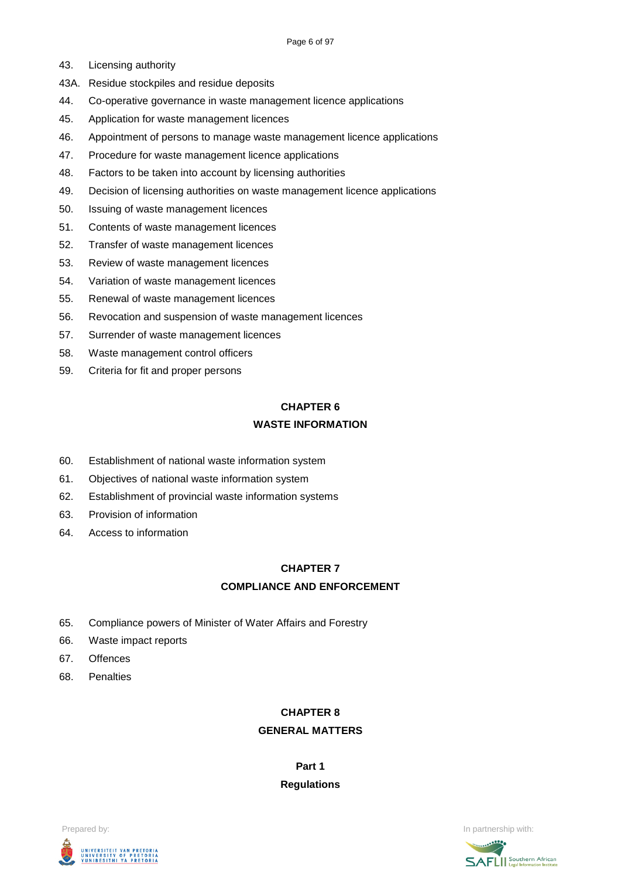43. Licensing authority

43A. Residue stockpiles and residue deposits

44. Co-operative governance in waste management licence applications

45. Application for waste management licences

46. Appointment of persons to manage waste management licence applications

47. Procedure for waste management licence applications

48. Factors to be taken into account by licensing authorities

49. Decision of licensing authorities on waste management licence applications

50. Issuing of waste management licences

51. Contents of waste management licences

52. Transfer of waste management licences

53. Review of waste management licences

54. Variation of waste management licences

55. Renewal of waste management licences

56. Revocation and suspension of waste management licences

57. Surrender of waste management licences

58. Waste management control officers

59. Criteria for fit and proper persons

## CHAPTER 6
## WASTE INFORMATION

60. Establishment of national waste information system

61. Objectives of national waste information system

62. Establishment of provincial waste information systems

63. Provision of information

64. Access to information

## CHAPTER 7
## COMPLIANCE AND ENFORCEMENT

65. Compliance powers of Minister of Water Affairs and Forestry

66. Waste impact reports

67. Offences

68. Penalties

## CHAPTER 8
## GENERAL MATTERS

### Part 1
### Regulations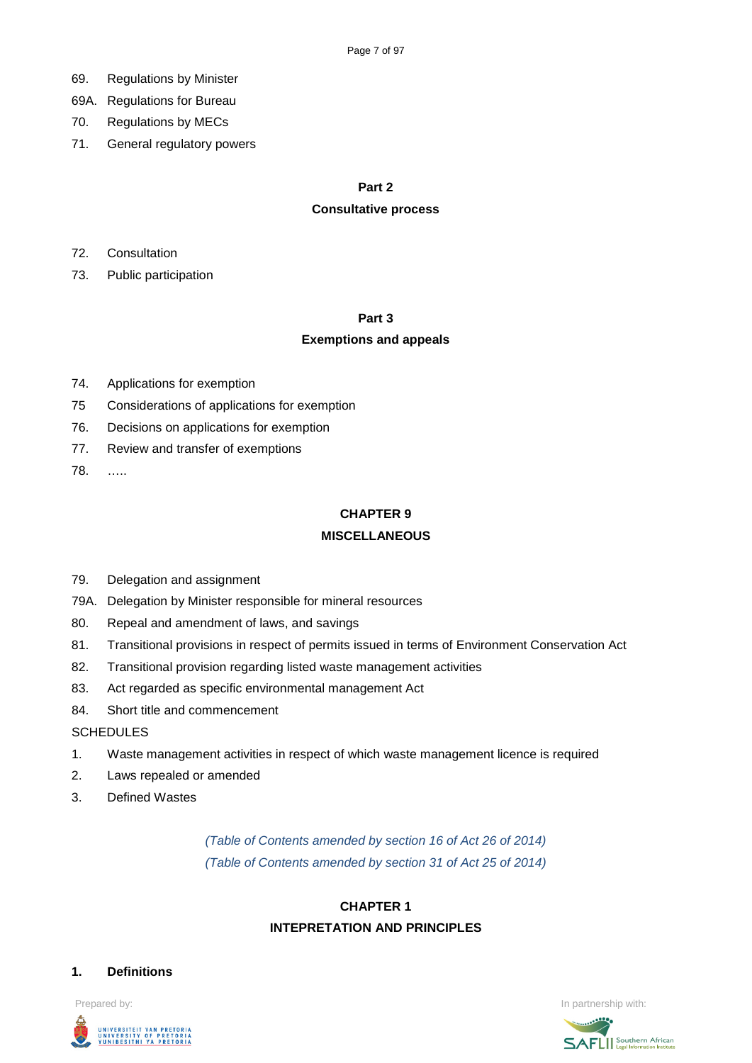69. Regulations by Minister

69A. Regulations for Bureau

70. Regulations by MECs

71. General regulatory powers

**Part 2**

**Consultative process**

72. Consultation

73. Public participation

**Part 3**

**Exemptions and appeals**

74. Applications for exemption

75 Considerations of applications for exemption

76. Decisions on applications for exemption

77. Review and transfer of exemptions

78. …..

**CHAPTER 9**

**MISCELLANEOUS**

79. Delegation and assignment

79A. Delegation by Minister responsible for mineral resources

80. Repeal and amendment of laws, and savings

81. Transitional provisions in respect of permits issued in terms of Environment Conservation Act

82. Transitional provision regarding listed waste management activities

83. Act regarded as specific environmental management Act

84. Short title and commencement

SCHEDULES

1. Waste management activities in respect of which waste management licence is required

2. Laws repealed or amended

3. Defined Wastes

*(Table of Contents amended by section 16 of Act 26 of 2014)*

*(Table of Contents amended by section 31 of Act 25 of 2014)*

## CHAPTER 1

## INTEPRETATION AND PRINCIPLES

### 1. Definitions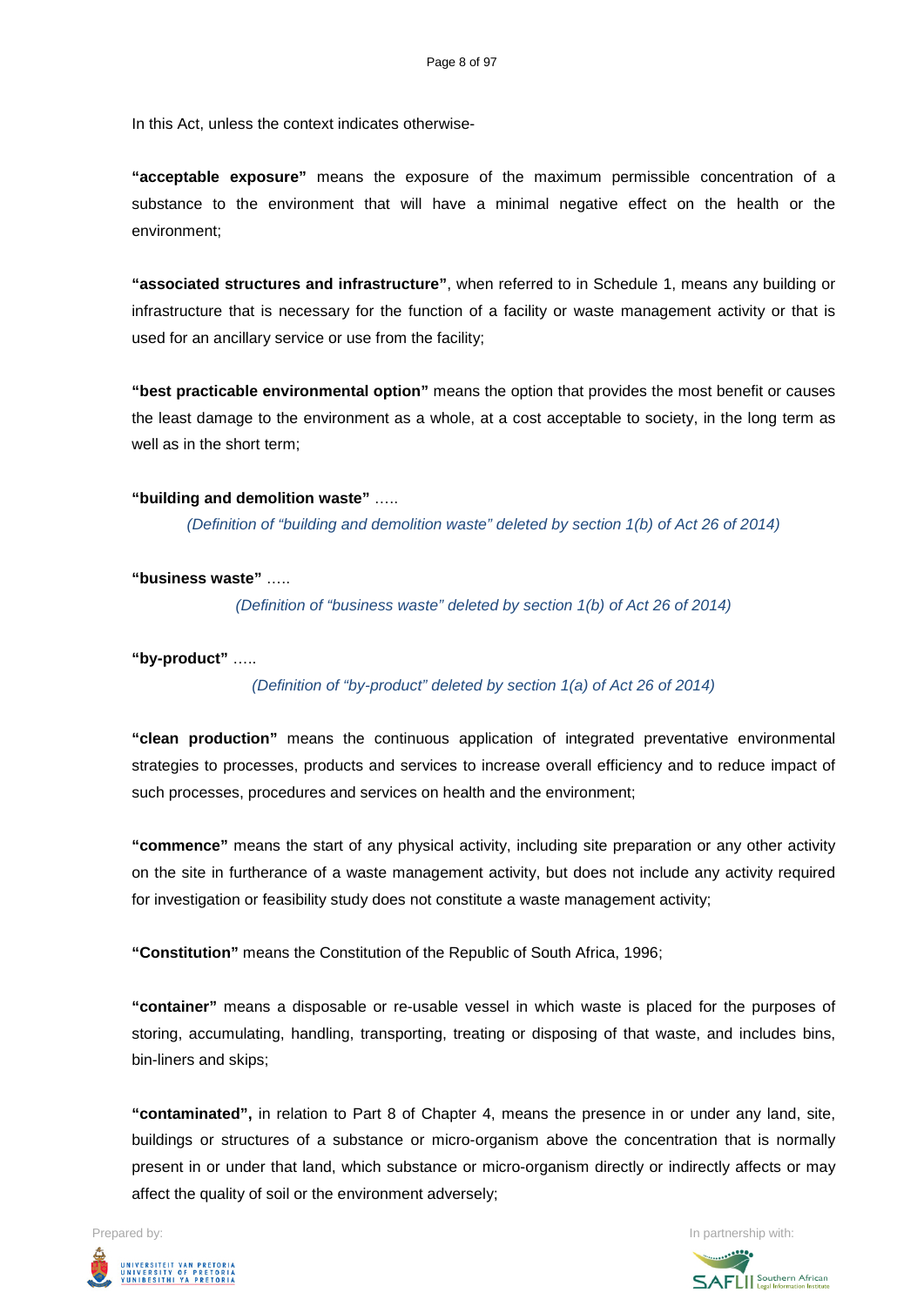In this Act, unless the context indicates otherwise-

**"acceptable exposure"** means the exposure of the maximum permissible concentration of a substance to the environment that will have a minimal negative effect on the health or the environment;

**"associated structures and infrastructure"**, when referred to in Schedule 1, means any building or infrastructure that is necessary for the function of a facility or waste management activity or that is used for an ancillary service or use from the facility;

**"best practicable environmental option"** means the option that provides the most benefit or causes the least damage to the environment as a whole, at a cost acceptable to society, in the long term as well as in the short term;

**"building and demolition waste"** …..

*(Definition of "building and demolition waste" deleted by section 1(b) of Act 26 of 2014)*

**"business waste"** …..

*(Definition of "business waste" deleted by section 1(b) of Act 26 of 2014)*

**"by-product"** …..

*(Definition of "by-product" deleted by section 1(a) of Act 26 of 2014)*

**"clean production"** means the continuous application of integrated preventative environmental strategies to processes, products and services to increase overall efficiency and to reduce impact of such processes, procedures and services on health and the environment;

**"commence"** means the start of any physical activity, including site preparation or any other activity on the site in furtherance of a waste management activity, but does not include any activity required for investigation or feasibility study does not constitute a waste management activity;

**"Constitution"** means the Constitution of the Republic of South Africa, 1996;

**"container"** means a disposable or re-usable vessel in which waste is placed for the purposes of storing, accumulating, handling, transporting, treating or disposing of that waste, and includes bins, bin-liners and skips;

**"contaminated",** in relation to Part 8 of Chapter 4, means the presence in or under any land, site, buildings or structures of a substance or micro-organism above the concentration that is normally present in or under that land, which substance or micro-organism directly or indirectly affects or may affect the quality of soil or the environment adversely;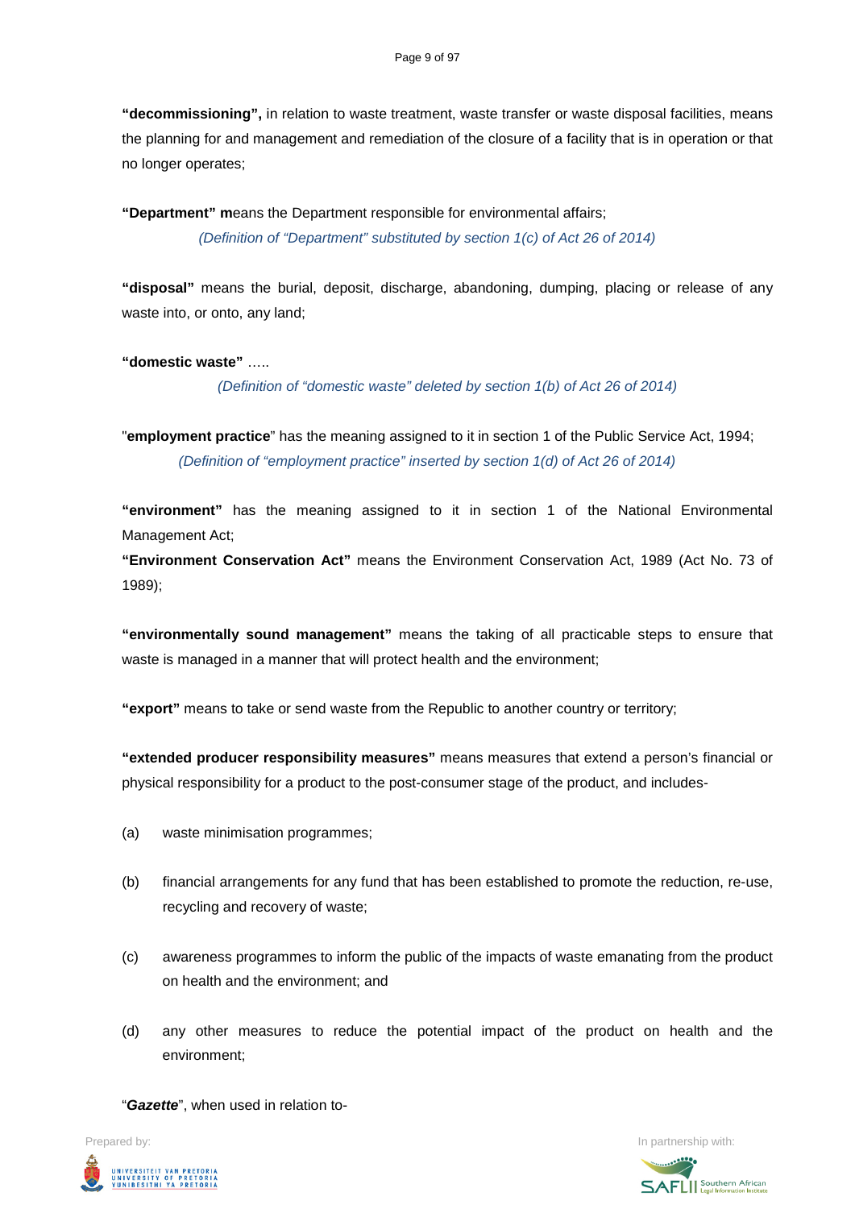**"decommissioning",** in relation to waste treatment, waste transfer or waste disposal facilities, means the planning for and management and remediation of the closure of a facility that is in operation or that no longer operates;

**"Department" m**eans the Department responsible for environmental affairs;

*(Definition of "Department" substituted by section 1(c) of Act 26 of 2014)*

**"disposal"** means the burial, deposit, discharge, abandoning, dumping, placing or release of any waste into, or onto, any land;

**"domestic waste"** .....

*(Definition of "domestic waste" deleted by section 1(b) of Act 26 of 2014)*

"**employment practice**" has the meaning assigned to it in section 1 of the Public Service Act, 1994;

*(Definition of "employment practice" inserted by section 1(d) of Act 26 of 2014)*

**"environment"** has the meaning assigned to it in section 1 of the National Environmental Management Act;

**"Environment Conservation Act"** means the Environment Conservation Act, 1989 (Act No. 73 of 1989);

**"environmentally sound management"** means the taking of all practicable steps to ensure that waste is managed in a manner that will protect health and the environment;

**"export"** means to take or send waste from the Republic to another country or territory;

**"extended producer responsibility measures"** means measures that extend a person's financial or physical responsibility for a product to the post-consumer stage of the product, and includes-

(a) waste minimisation programmes;

(b) financial arrangements for any fund that has been established to promote the reduction, re-use, recycling and recovery of waste;

(c) awareness programmes to inform the public of the impacts of waste emanating from the product on health and the environment; and

(d) any other measures to reduce the potential impact of the product on health and the environment;

"***Gazette***", when used in relation to-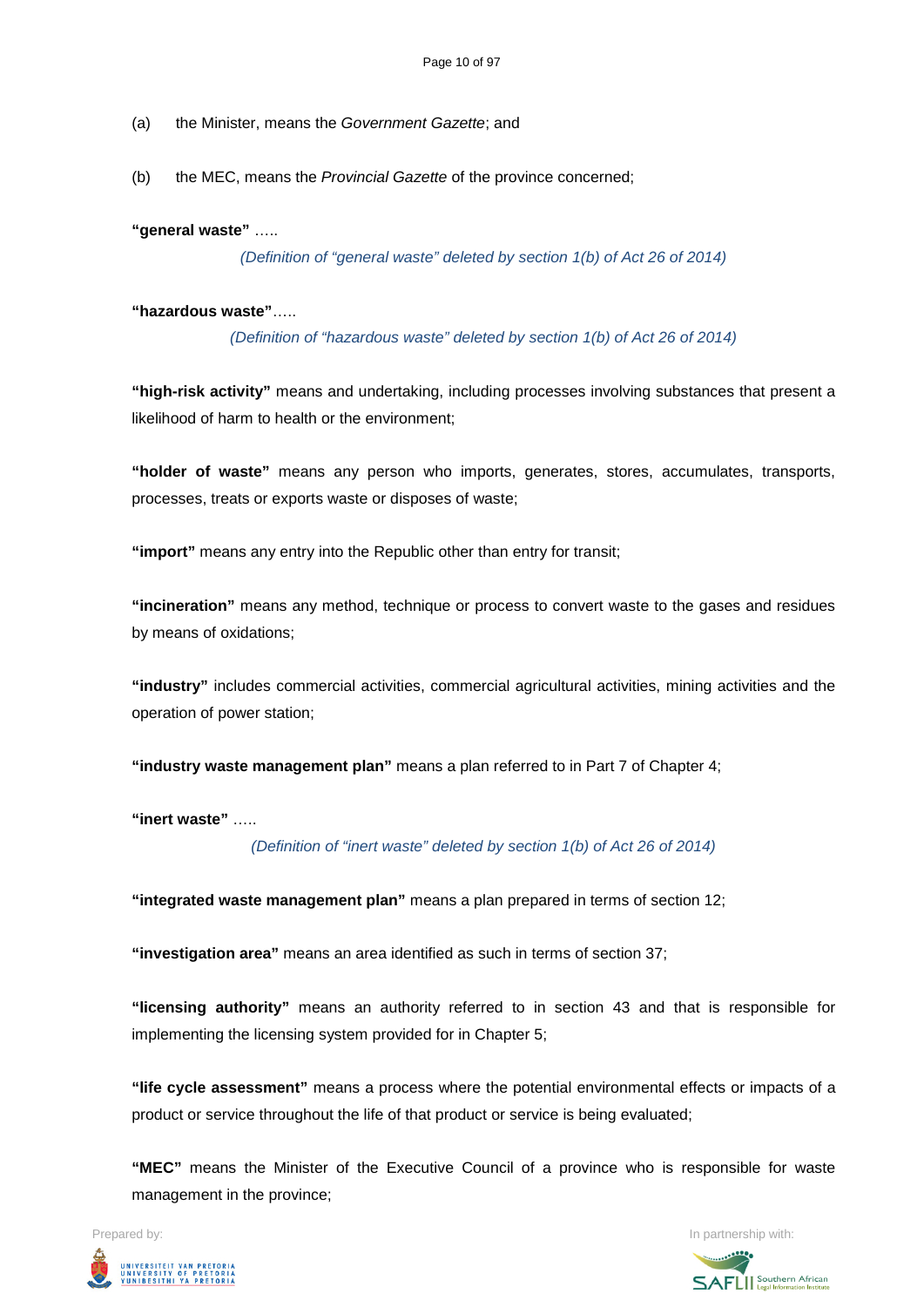(a) the Minister, means the *Government Gazette*; and

(b) the MEC, means the *Provincial Gazette* of the province concerned;

**"general waste"** …..

*(Definition of "general waste" deleted by section 1(b) of Act 26 of 2014)*

**"hazardous waste"**…..

*(Definition of "hazardous waste" deleted by section 1(b) of Act 26 of 2014)*

**"high-risk activity"** means and undertaking, including processes involving substances that present a likelihood of harm to health or the environment;

**"holder of waste"** means any person who imports, generates, stores, accumulates, transports, processes, treats or exports waste or disposes of waste;

**"import"** means any entry into the Republic other than entry for transit;

**"incineration"** means any method, technique or process to convert waste to the gases and residues by means of oxidations;

**"industry"** includes commercial activities, commercial agricultural activities, mining activities and the operation of power station;

**"industry waste management plan"** means a plan referred to in Part 7 of Chapter 4;

**"inert waste"** …..

*(Definition of "inert waste" deleted by section 1(b) of Act 26 of 2014)*

**"integrated waste management plan"** means a plan prepared in terms of section 12;

**"investigation area"** means an area identified as such in terms of section 37;

**"licensing authority"** means an authority referred to in section 43 and that is responsible for implementing the licensing system provided for in Chapter 5;

**"life cycle assessment"** means a process where the potential environmental effects or impacts of a product or service throughout the life of that product or service is being evaluated;

**"MEC"** means the Minister of the Executive Council of a province who is responsible for waste management in the province;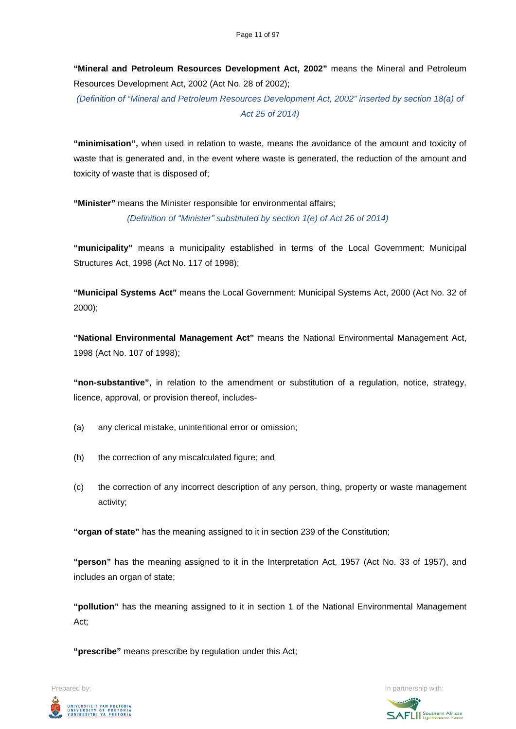**"Mineral and Petroleum Resources Development Act, 2002"** means the Mineral and Petroleum Resources Development Act, 2002 (Act No. 28 of 2002);

*(Definition of "Mineral and Petroleum Resources Development Act, 2002" inserted by section 18(a) of Act 25 of 2014)*

**"minimisation",** when used in relation to waste, means the avoidance of the amount and toxicity of waste that is generated and, in the event where waste is generated, the reduction of the amount and toxicity of waste that is disposed of;

**"Minister"** means the Minister responsible for environmental affairs;

*(Definition of "Minister" substituted by section 1(e) of Act 26 of 2014)*

**"municipality"** means a municipality established in terms of the Local Government: Municipal Structures Act, 1998 (Act No. 117 of 1998);

**"Municipal Systems Act"** means the Local Government: Municipal Systems Act, 2000 (Act No. 32 of 2000);

**"National Environmental Management Act"** means the National Environmental Management Act, 1998 (Act No. 107 of 1998);

**"non-substantive"**, in relation to the amendment or substitution of a regulation, notice, strategy, licence, approval, or provision thereof, includes-

(a) any clerical mistake, unintentional error or omission;

(b) the correction of any miscalculated figure; and

(c) the correction of any incorrect description of any person, thing, property or waste management activity;

**"organ of state"** has the meaning assigned to it in section 239 of the Constitution;

**"person"** has the meaning assigned to it in the Interpretation Act, 1957 (Act No. 33 of 1957), and includes an organ of state;

**"pollution"** has the meaning assigned to it in section 1 of the National Environmental Management Act;

**"prescribe"** means prescribe by regulation under this Act;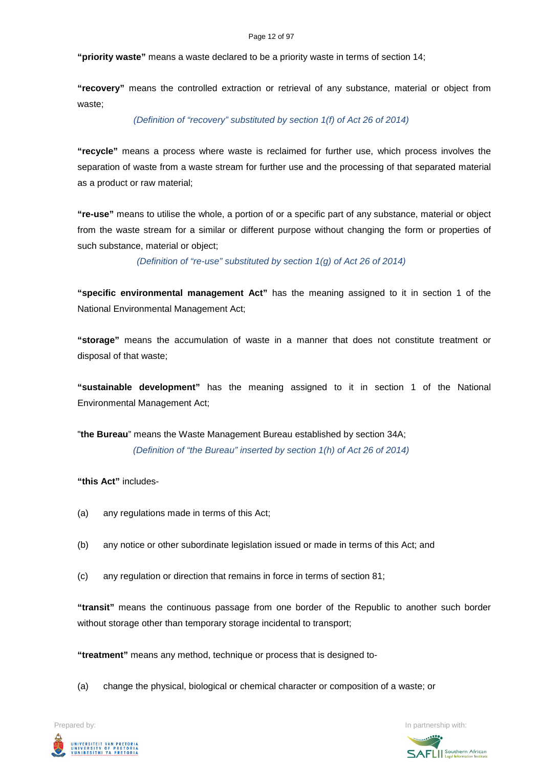**"priority waste"** means a waste declared to be a priority waste in terms of section 14;

**"recovery"** means the controlled extraction or retrieval of any substance, material or object from waste;

*(Definition of "recovery" substituted by section 1(f) of Act 26 of 2014)*

**"recycle"** means a process where waste is reclaimed for further use, which process involves the separation of waste from a waste stream for further use and the processing of that separated material as a product or raw material;

**"re-use"** means to utilise the whole, a portion of or a specific part of any substance, material or object from the waste stream for a similar or different purpose without changing the form or properties of such substance, material or object;

*(Definition of "re-use" substituted by section 1(g) of Act 26 of 2014)*

**"specific environmental management Act"** has the meaning assigned to it in section 1 of the National Environmental Management Act;

**"storage"** means the accumulation of waste in a manner that does not constitute treatment or disposal of that waste;

**"sustainable development"** has the meaning assigned to it in section 1 of the National Environmental Management Act;

"**the Bureau**" means the Waste Management Bureau established by section 34A;

*(Definition of "the Bureau" inserted by section 1(h) of Act 26 of 2014)*

**"this Act"** includes-

(a) any regulations made in terms of this Act;

(b) any notice or other subordinate legislation issued or made in terms of this Act; and

(c) any regulation or direction that remains in force in terms of section 81;

**"transit"** means the continuous passage from one border of the Republic to another such border without storage other than temporary storage incidental to transport;

**"treatment"** means any method, technique or process that is designed to-

(a) change the physical, biological or chemical character or composition of a waste; or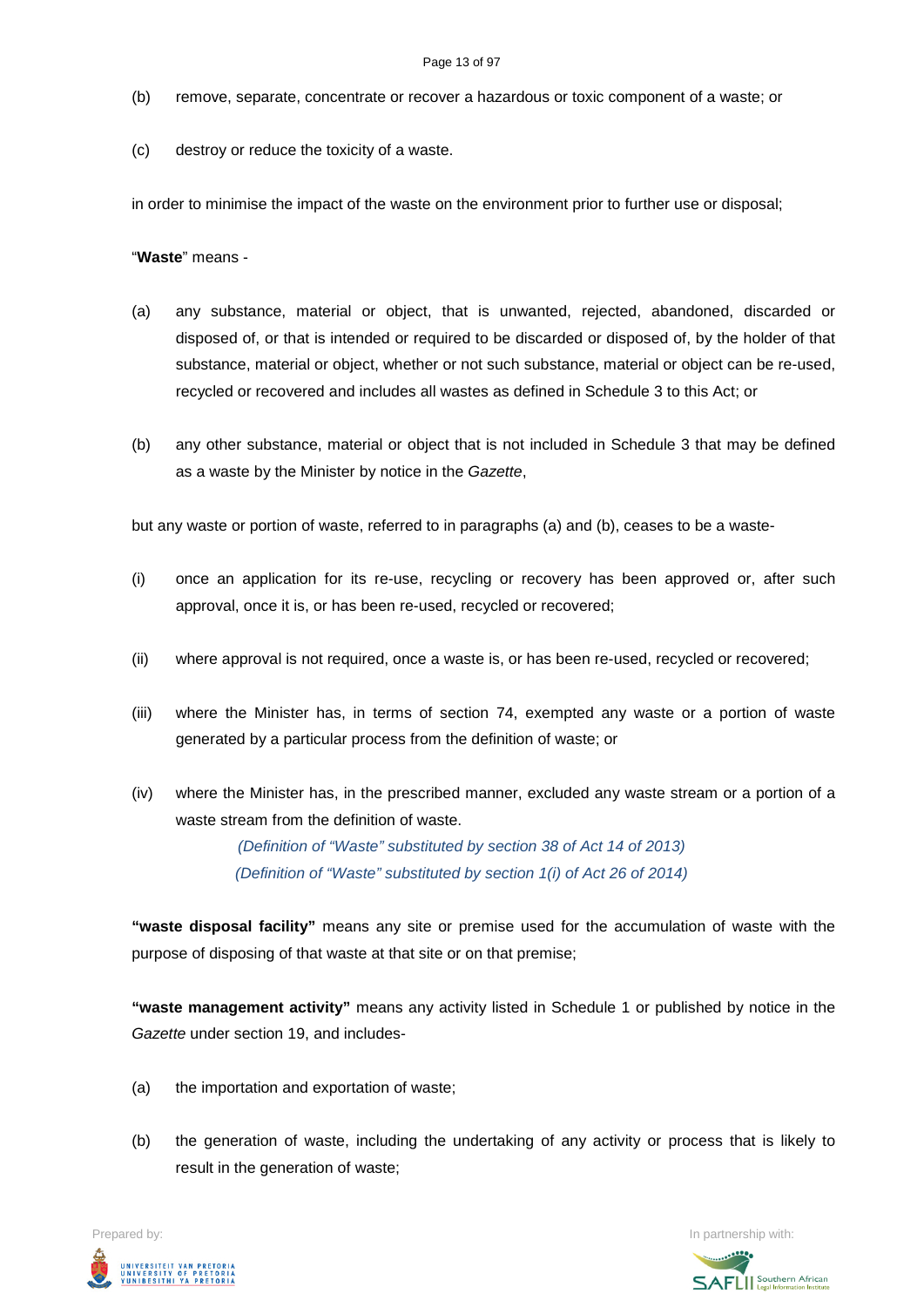(b) remove, separate, concentrate or recover a hazardous or toxic component of a waste; or

(c) destroy or reduce the toxicity of a waste.

in order to minimise the impact of the waste on the environment prior to further use or disposal;

"**Waste**" means -

(a) any substance, material or object, that is unwanted, rejected, abandoned, discarded or disposed of, or that is intended or required to be discarded or disposed of, by the holder of that substance, material or object, whether or not such substance, material or object can be re-used, recycled or recovered and includes all wastes as defined in Schedule 3 to this Act; or

(b) any other substance, material or object that is not included in Schedule 3 that may be defined as a waste by the Minister by notice in the *Gazette*,

but any waste or portion of waste, referred to in paragraphs (a) and (b), ceases to be a waste-

(i) once an application for its re-use, recycling or recovery has been approved or, after such approval, once it is, or has been re-used, recycled or recovered;

(ii) where approval is not required, once a waste is, or has been re-used, recycled or recovered;

(iii) where the Minister has, in terms of section 74, exempted any waste or a portion of waste generated by a particular process from the definition of waste; or

(iv) where the Minister has, in the prescribed manner, excluded any waste stream or a portion of a waste stream from the definition of waste.

*(Definition of "Waste" substituted by section 38 of Act 14 of 2013)*
*(Definition of "Waste" substituted by section 1(i) of Act 26 of 2014)*

**"waste disposal facility"** means any site or premise used for the accumulation of waste with the purpose of disposing of that waste at that site or on that premise;

**"waste management activity"** means any activity listed in Schedule 1 or published by notice in the *Gazette* under section 19, and includes-

(a) the importation and exportation of waste;

(b) the generation of waste, including the undertaking of any activity or process that is likely to result in the generation of waste;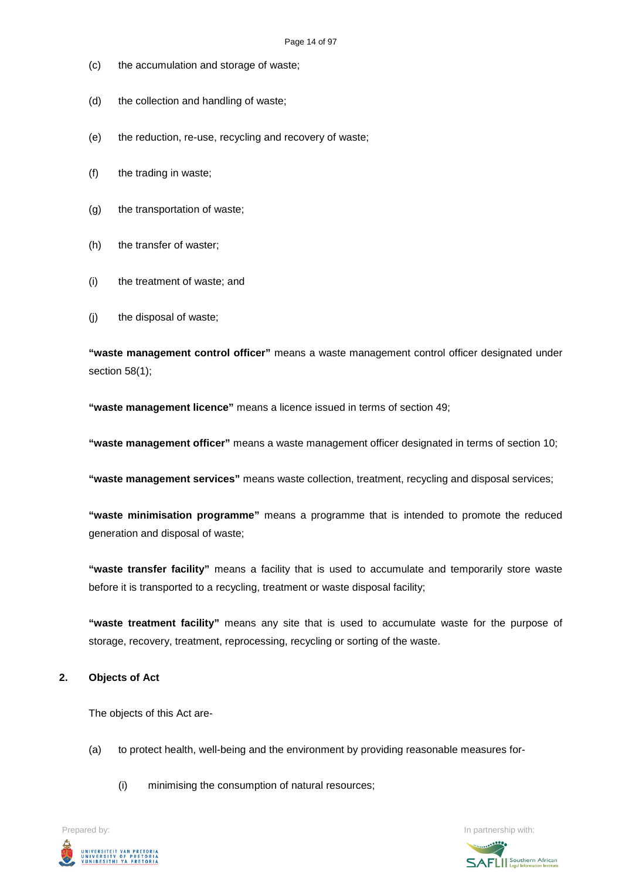(c) the accumulation and storage of waste;

(d) the collection and handling of waste;

(e) the reduction, re-use, recycling and recovery of waste;

(f) the trading in waste;

(g) the transportation of waste;

(h) the transfer of waster;

(i) the treatment of waste; and

(j) the disposal of waste;

**"waste management control officer"** means a waste management control officer designated under section 58(1);

**"waste management licence"** means a licence issued in terms of section 49;

**"waste management officer"** means a waste management officer designated in terms of section 10;

**"waste management services"** means waste collection, treatment, recycling and disposal services;

**"waste minimisation programme"** means a programme that is intended to promote the reduced generation and disposal of waste;

**"waste transfer facility"** means a facility that is used to accumulate and temporarily store waste before it is transported to a recycling, treatment or waste disposal facility;

**"waste treatment facility"** means any site that is used to accumulate waste for the purpose of storage, recovery, treatment, reprocessing, recycling or sorting of the waste.

**2. Objects of Act**

The objects of this Act are-

(a) to protect health, well-being and the environment by providing reasonable measures for-

(i) minimising the consumption of natural resources;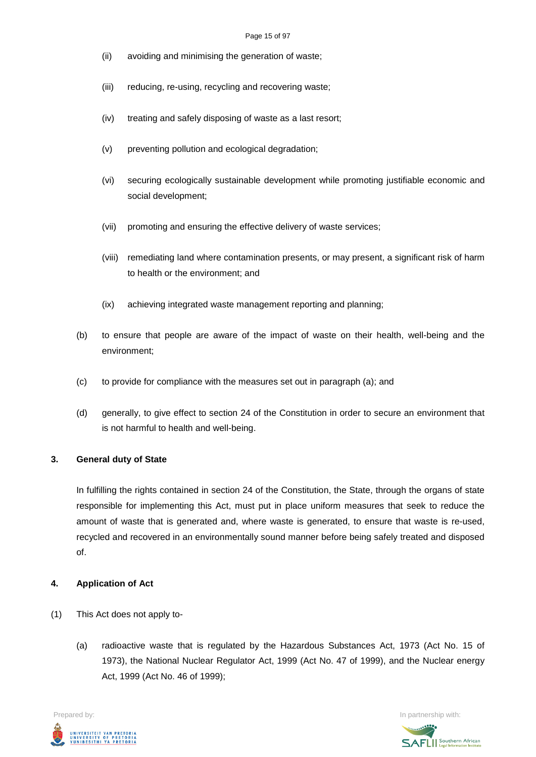(ii) avoiding and minimising the generation of waste;

(iii) reducing, re-using, recycling and recovering waste;

(iv) treating and safely disposing of waste as a last resort;

(v) preventing pollution and ecological degradation;

(vi) securing ecologically sustainable development while promoting justifiable economic and social development;

(vii) promoting and ensuring the effective delivery of waste services;

(viii) remediating land where contamination presents, or may present, a significant risk of harm to health or the environment; and

(ix) achieving integrated waste management reporting and planning;

(b) to ensure that people are aware of the impact of waste on their health, well-being and the environment;

(c) to provide for compliance with the measures set out in paragraph (a); and

(d) generally, to give effect to section 24 of the Constitution in order to secure an environment that is not harmful to health and well-being.

**3. General duty of State**

In fulfilling the rights contained in section 24 of the Constitution, the State, through the organs of state responsible for implementing this Act, must put in place uniform measures that seek to reduce the amount of waste that is generated and, where waste is generated, to ensure that waste is re-used, recycled and recovered in an environmentally sound manner before being safely treated and disposed of.

**4. Application of Act**

(1) This Act does not apply to-

(a) radioactive waste that is regulated by the Hazardous Substances Act, 1973 (Act No. 15 of 1973), the National Nuclear Regulator Act, 1999 (Act No. 47 of 1999), and the Nuclear energy Act, 1999 (Act No. 46 of 1999);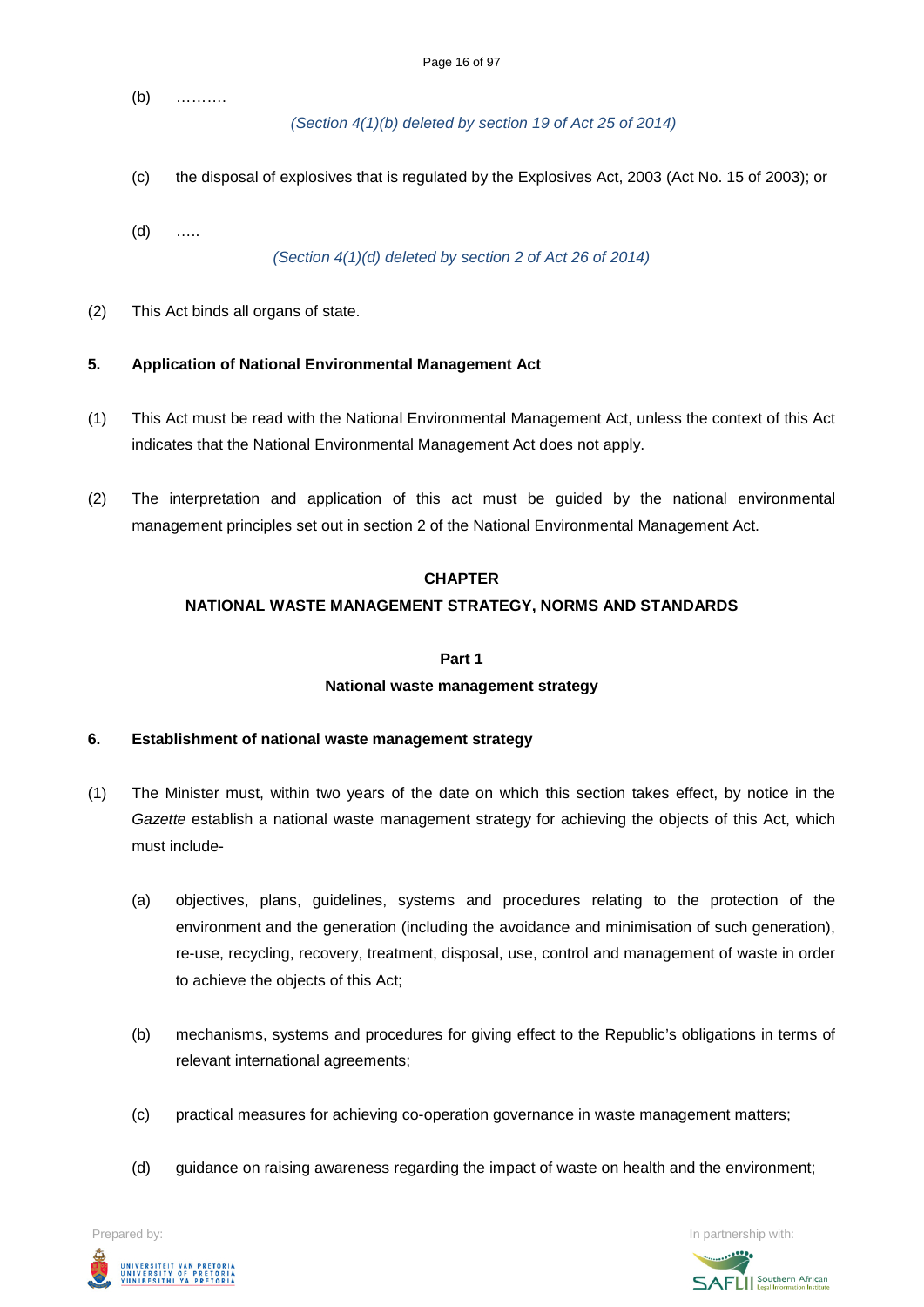(b) ……….

*(Section 4(1)(b) deleted by section 19 of Act 25 of 2014)*

(c) the disposal of explosives that is regulated by the Explosives Act, 2003 (Act No. 15 of 2003); or

(d) …..

*(Section 4(1)(d) deleted by section 2 of Act 26 of 2014)*

(2) This Act binds all organs of state.

**5. Application of National Environmental Management Act**

(1) This Act must be read with the National Environmental Management Act, unless the context of this Act indicates that the National Environmental Management Act does not apply.

(2) The interpretation and application of this act must be guided by the national environmental management principles set out in section 2 of the National Environmental Management Act.

## CHAPTER
## NATIONAL WASTE MANAGEMENT STRATEGY, NORMS AND STANDARDS

### Part 1
### National waste management strategy

**6. Establishment of national waste management strategy**

(1) The Minister must, within two years of the date on which this section takes effect, by notice in the *Gazette* establish a national waste management strategy for achieving the objects of this Act, which must include-

(a) objectives, plans, guidelines, systems and procedures relating to the protection of the environment and the generation (including the avoidance and minimisation of such generation), re-use, recycling, recovery, treatment, disposal, use, control and management of waste in order to achieve the objects of this Act;

(b) mechanisms, systems and procedures for giving effect to the Republic's obligations in terms of relevant international agreements;

(c) practical measures for achieving co-operation governance in waste management matters;

(d) guidance on raising awareness regarding the impact of waste on health and the environment;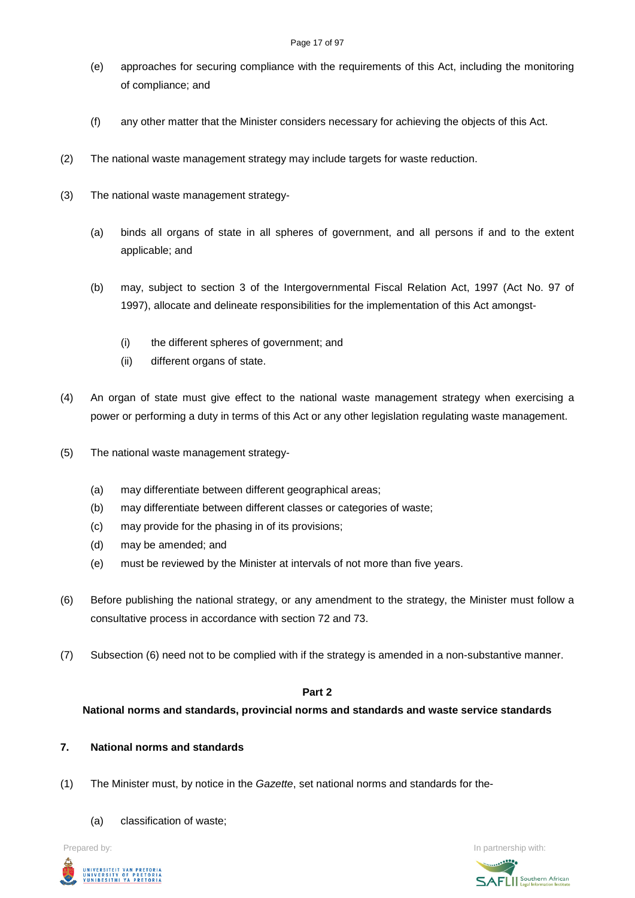(e) approaches for securing compliance with the requirements of this Act, including the monitoring of compliance; and

(f) any other matter that the Minister considers necessary for achieving the objects of this Act.

(2) The national waste management strategy may include targets for waste reduction.

(3) The national waste management strategy-

(a) binds all organs of state in all spheres of government, and all persons if and to the extent applicable; and

(b) may, subject to section 3 of the Intergovernmental Fiscal Relation Act, 1997 (Act No. 97 of 1997), allocate and delineate responsibilities for the implementation of this Act amongst-

(i) the different spheres of government; and

(ii) different organs of state.

(4) An organ of state must give effect to the national waste management strategy when exercising a power or performing a duty in terms of this Act or any other legislation regulating waste management.

(5) The national waste management strategy-

(a) may differentiate between different geographical areas;

(b) may differentiate between different classes or categories of waste;

(c) may provide for the phasing in of its provisions;

(d) may be amended; and

(e) must be reviewed by the Minister at intervals of not more than five years.

(6) Before publishing the national strategy, or any amendment to the strategy, the Minister must follow a consultative process in accordance with section 72 and 73.

(7) Subsection (6) need not to be complied with if the strategy is amended in a non-substantive manner.

## Part 2

## National norms and standards, provincial norms and standards and waste service standards

### 7. National norms and standards

(1) The Minister must, by notice in the *Gazette*, set national norms and standards for the-

(a) classification of waste;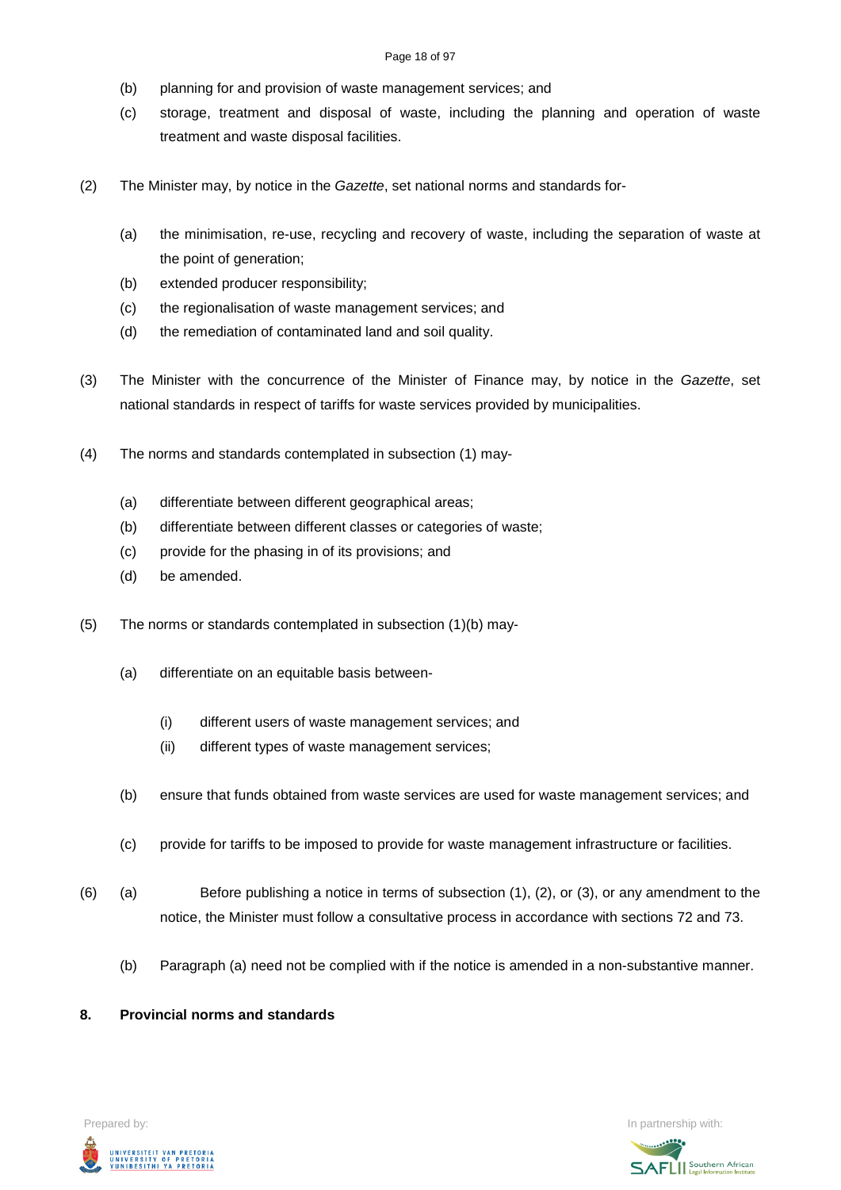(b) planning for and provision of waste management services; and

(c) storage, treatment and disposal of waste, including the planning and operation of waste treatment and waste disposal facilities.

(2) The Minister may, by notice in the *Gazette*, set national norms and standards for-

(a) the minimisation, re-use, recycling and recovery of waste, including the separation of waste at the point of generation;

(b) extended producer responsibility;

(c) the regionalisation of waste management services; and

(d) the remediation of contaminated land and soil quality.

(3) The Minister with the concurrence of the Minister of Finance may, by notice in the *Gazette*, set national standards in respect of tariffs for waste services provided by municipalities.

(4) The norms and standards contemplated in subsection (1) may-

(a) differentiate between different geographical areas;

(b) differentiate between different classes or categories of waste;

(c) provide for the phasing in of its provisions; and

(d) be amended.

(5) The norms or standards contemplated in subsection (1)(b) may-

(a) differentiate on an equitable basis between-

(i) different users of waste management services; and

(ii) different types of waste management services;

(b) ensure that funds obtained from waste services are used for waste management services; and

(c) provide for tariffs to be imposed to provide for waste management infrastructure or facilities.

(6) (a) Before publishing a notice in terms of subsection (1), (2), or (3), or any amendment to the notice, the Minister must follow a consultative process in accordance with sections 72 and 73.

(b) Paragraph (a) need not be complied with if the notice is amended in a non-substantive manner.

**8. Provincial norms and standards**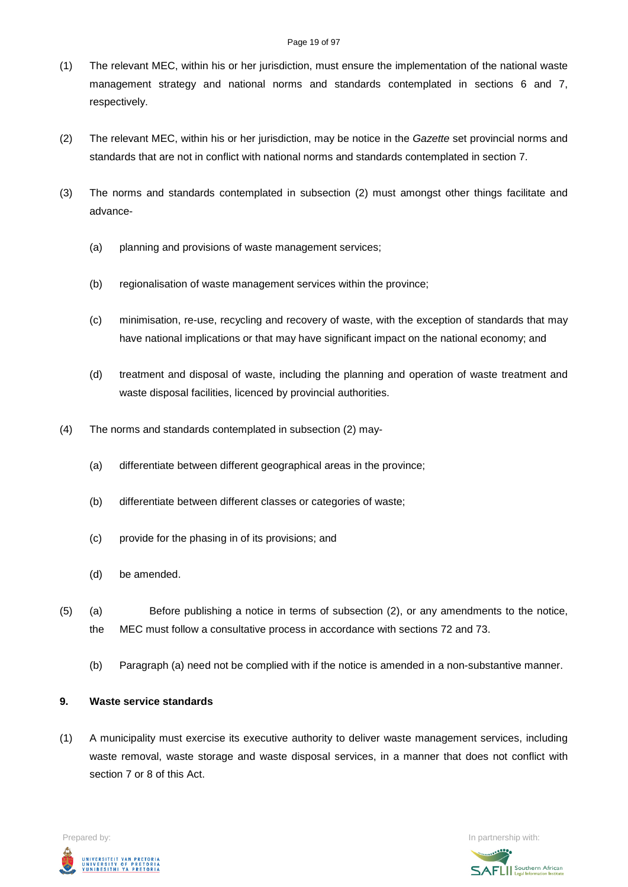(1) The relevant MEC, within his or her jurisdiction, must ensure the implementation of the national waste management strategy and national norms and standards contemplated in sections 6 and 7, respectively.

(2) The relevant MEC, within his or her jurisdiction, may be notice in the *Gazette* set provincial norms and standards that are not in conflict with national norms and standards contemplated in section 7.

(3) The norms and standards contemplated in subsection (2) must amongst other things facilitate and advance-

(a) planning and provisions of waste management services;

(b) regionalisation of waste management services within the province;

(c) minimisation, re-use, recycling and recovery of waste, with the exception of standards that may have national implications or that may have significant impact on the national economy; and

(d) treatment and disposal of waste, including the planning and operation of waste treatment and waste disposal facilities, licenced by provincial authorities.

(4) The norms and standards contemplated in subsection (2) may-

(a) differentiate between different geographical areas in the province;

(b) differentiate between different classes or categories of waste;

(c) provide for the phasing in of its provisions; and

(d) be amended.

(5) (a) Before publishing a notice in terms of subsection (2), or any amendments to the notice, the MEC must follow a consultative process in accordance with sections 72 and 73.

(b) Paragraph (a) need not be complied with if the notice is amended in a non-substantive manner.

**9. Waste service standards**

(1) A municipality must exercise its executive authority to deliver waste management services, including waste removal, waste storage and waste disposal services, in a manner that does not conflict with section 7 or 8 of this Act.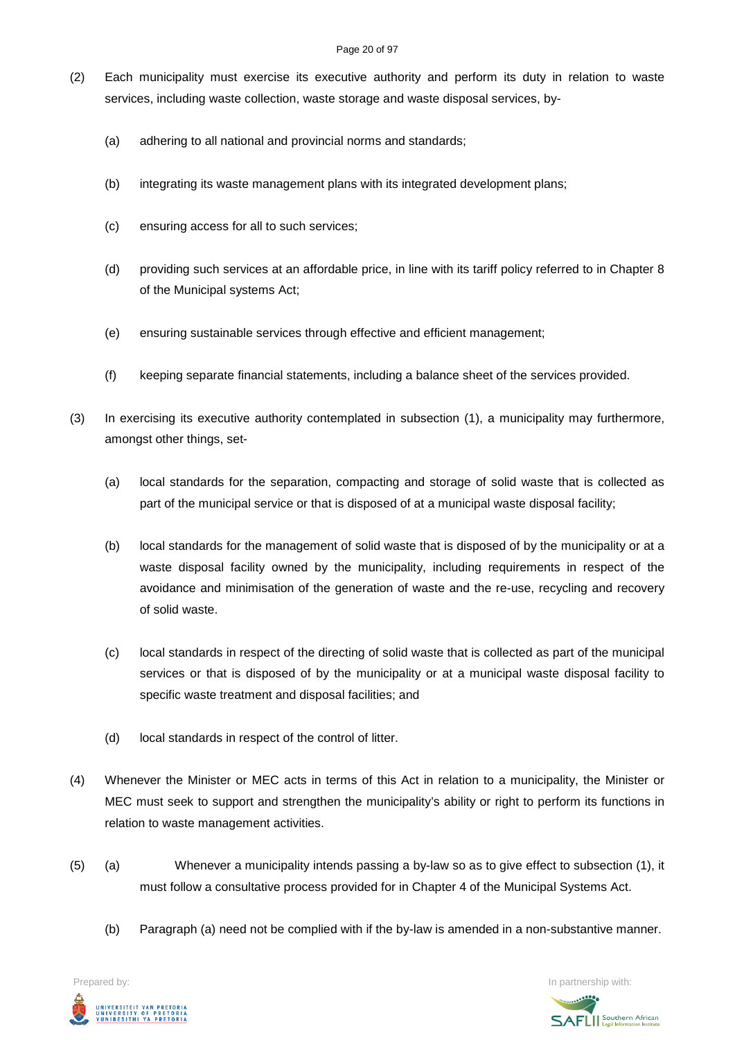(2) Each municipality must exercise its executive authority and perform its duty in relation to waste services, including waste collection, waste storage and waste disposal services, by-

(a) adhering to all national and provincial norms and standards;

(b) integrating its waste management plans with its integrated development plans;

(c) ensuring access for all to such services;

(d) providing such services at an affordable price, in line with its tariff policy referred to in Chapter 8 of the Municipal systems Act;

(e) ensuring sustainable services through effective and efficient management;

(f) keeping separate financial statements, including a balance sheet of the services provided.

(3) In exercising its executive authority contemplated in subsection (1), a municipality may furthermore, amongst other things, set-

(a) local standards for the separation, compacting and storage of solid waste that is collected as part of the municipal service or that is disposed of at a municipal waste disposal facility;

(b) local standards for the management of solid waste that is disposed of by the municipality or at a waste disposal facility owned by the municipality, including requirements in respect of the avoidance and minimisation of the generation of waste and the re-use, recycling and recovery of solid waste.

(c) local standards in respect of the directing of solid waste that is collected as part of the municipal services or that is disposed of by the municipality or at a municipal waste disposal facility to specific waste treatment and disposal facilities; and

(d) local standards in respect of the control of litter.

(4) Whenever the Minister or MEC acts in terms of this Act in relation to a municipality, the Minister or MEC must seek to support and strengthen the municipality's ability or right to perform its functions in relation to waste management activities.

(5) (a) Whenever a municipality intends passing a by-law so as to give effect to subsection (1), it must follow a consultative process provided for in Chapter 4 of the Municipal Systems Act.

(b) Paragraph (a) need not be complied with if the by-law is amended in a non-substantive manner.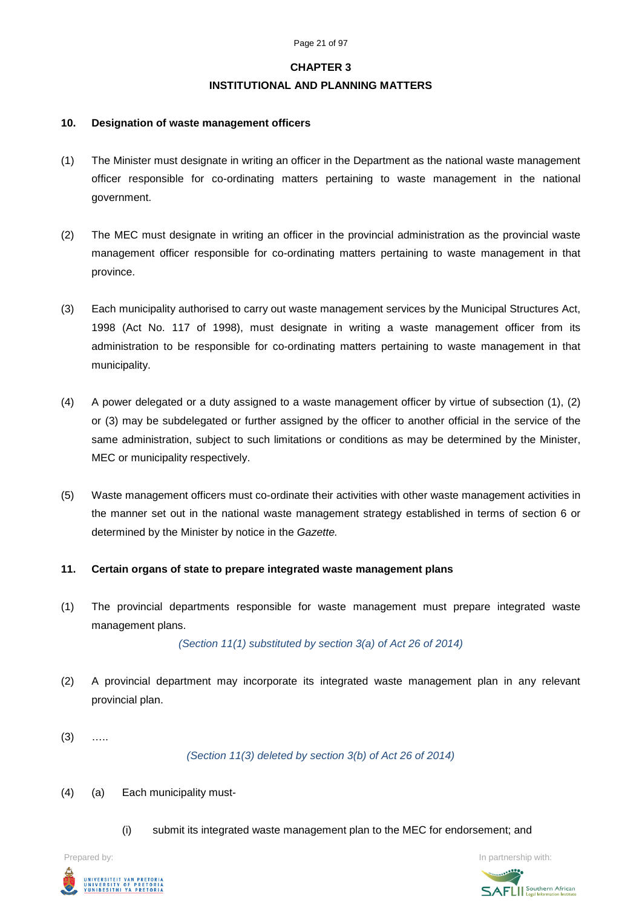## CHAPTER 3
## INSTITUTIONAL AND PLANNING MATTERS

### 10. Designation of waste management officers

(1) The Minister must designate in writing an officer in the Department as the national waste management officer responsible for co-ordinating matters pertaining to waste management in the national government.

(2) The MEC must designate in writing an officer in the provincial administration as the provincial waste management officer responsible for co-ordinating matters pertaining to waste management in that province.

(3) Each municipality authorised to carry out waste management services by the Municipal Structures Act, 1998 (Act No. 117 of 1998), must designate in writing a waste management officer from its administration to be responsible for co-ordinating matters pertaining to waste management in that municipality.

(4) A power delegated or a duty assigned to a waste management officer by virtue of subsection (1), (2) or (3) may be subdelegated or further assigned by the officer to another official in the service of the same administration, subject to such limitations or conditions as may be determined by the Minister, MEC or municipality respectively.

(5) Waste management officers must co-ordinate their activities with other waste management activities in the manner set out in the national waste management strategy established in terms of section 6 or determined by the Minister by notice in the *Gazette.*

### 11. Certain organs of state to prepare integrated waste management plans

(1) The provincial departments responsible for waste management must prepare integrated waste management plans.

*(Section 11(1) substituted by section 3(a) of Act 26 of 2014)*

(2) A provincial department may incorporate its integrated waste management plan in any relevant provincial plan.

(3) …..

*(Section 11(3) deleted by section 3(b) of Act 26 of 2014)*

(4) (a) Each municipality must-

(i) submit its integrated waste management plan to the MEC for endorsement; and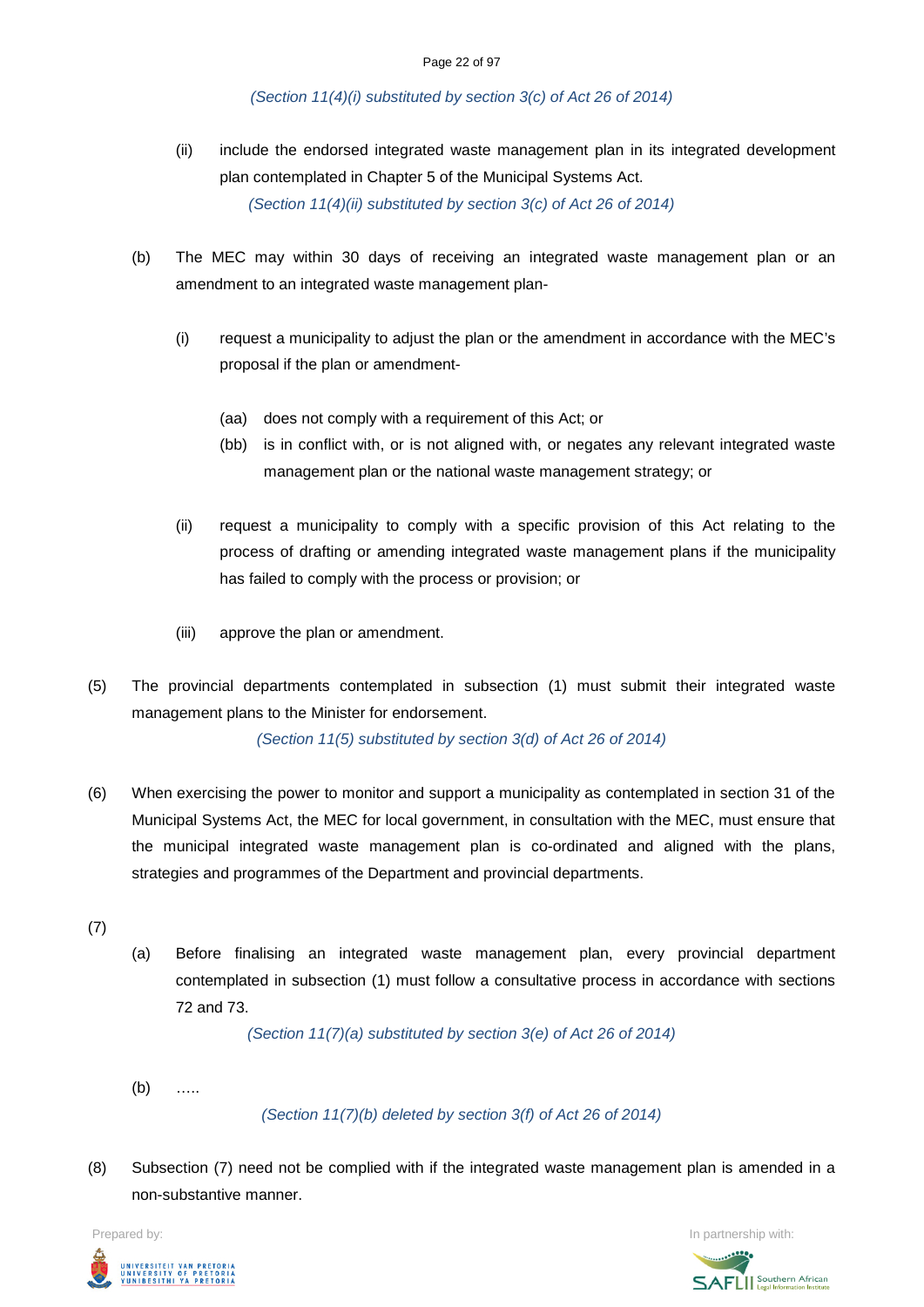*(Section 11(4)(i) substituted by section 3(c) of Act 26 of 2014)*

(ii) include the endorsed integrated waste management plan in its integrated development plan contemplated in Chapter 5 of the Municipal Systems Act.

*(Section 11(4)(ii) substituted by section 3(c) of Act 26 of 2014)*

(b) The MEC may within 30 days of receiving an integrated waste management plan or an amendment to an integrated waste management plan-

(i) request a municipality to adjust the plan or the amendment in accordance with the MEC's proposal if the plan or amendment-

(aa) does not comply with a requirement of this Act; or

(bb) is in conflict with, or is not aligned with, or negates any relevant integrated waste management plan or the national waste management strategy; or

(ii) request a municipality to comply with a specific provision of this Act relating to the process of drafting or amending integrated waste management plans if the municipality has failed to comply with the process or provision; or

(iii) approve the plan or amendment.

(5) The provincial departments contemplated in subsection (1) must submit their integrated waste management plans to the Minister for endorsement.

*(Section 11(5) substituted by section 3(d) of Act 26 of 2014)*

(6) When exercising the power to monitor and support a municipality as contemplated in section 31 of the Municipal Systems Act, the MEC for local government, in consultation with the MEC, must ensure that the municipal integrated waste management plan is co-ordinated and aligned with the plans, strategies and programmes of the Department and provincial departments.

(7)

(a) Before finalising an integrated waste management plan, every provincial department contemplated in subsection (1) must follow a consultative process in accordance with sections 72 and 73.

*(Section 11(7)(a) substituted by section 3(e) of Act 26 of 2014)*

(b) …..

*(Section 11(7)(b) deleted by section 3(f) of Act 26 of 2014)*

(8) Subsection (7) need not be complied with if the integrated waste management plan is amended in a non-substantive manner.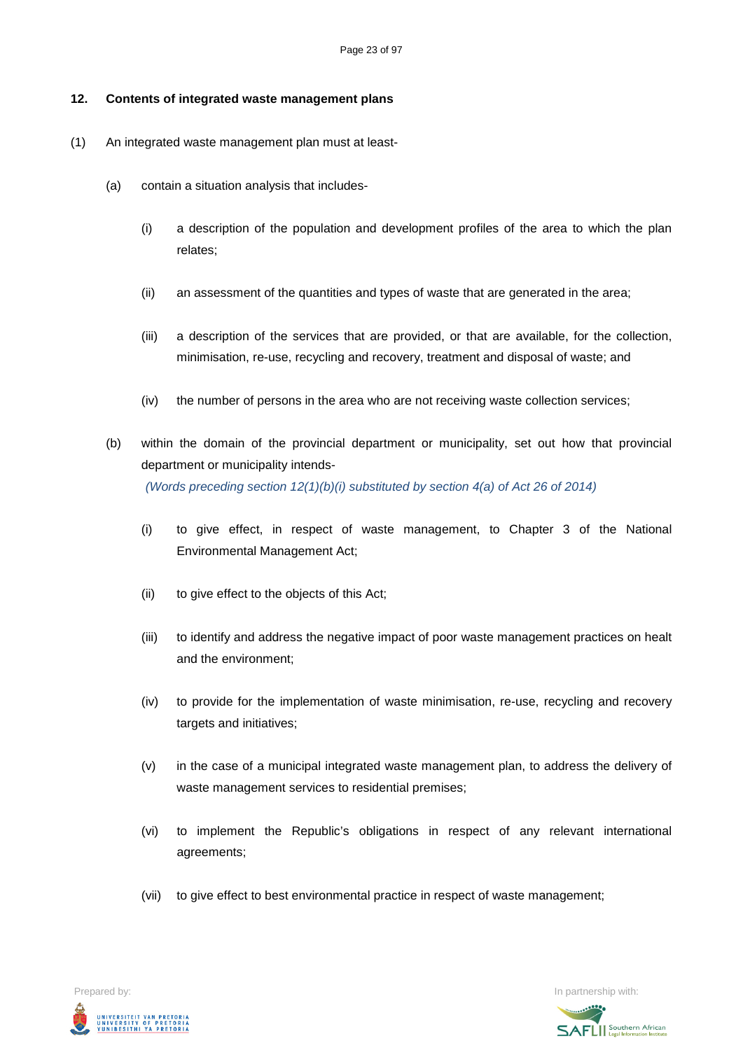**12. Contents of integrated waste management plans**

(1) An integrated waste management plan must at least-

(a) contain a situation analysis that includes-

(i) a description of the population and development profiles of the area to which the plan relates;

(ii) an assessment of the quantities and types of waste that are generated in the area;

(iii) a description of the services that are provided, or that are available, for the collection, minimisation, re-use, recycling and recovery, treatment and disposal of waste; and

(iv) the number of persons in the area who are not receiving waste collection services;

(b) within the domain of the provincial department or municipality, set out how that provincial department or municipality intends-

*(Words preceding section 12(1)(b)(i) substituted by section 4(a) of Act 26 of 2014)*

(i) to give effect, in respect of waste management, to Chapter 3 of the National Environmental Management Act;

(ii) to give effect to the objects of this Act;

(iii) to identify and address the negative impact of poor waste management practices on healt and the environment;

(iv) to provide for the implementation of waste minimisation, re-use, recycling and recovery targets and initiatives;

(v) in the case of a municipal integrated waste management plan, to address the delivery of waste management services to residential premises;

(vi) to implement the Republic's obligations in respect of any relevant international agreements;

(vii) to give effect to best environmental practice in respect of waste management;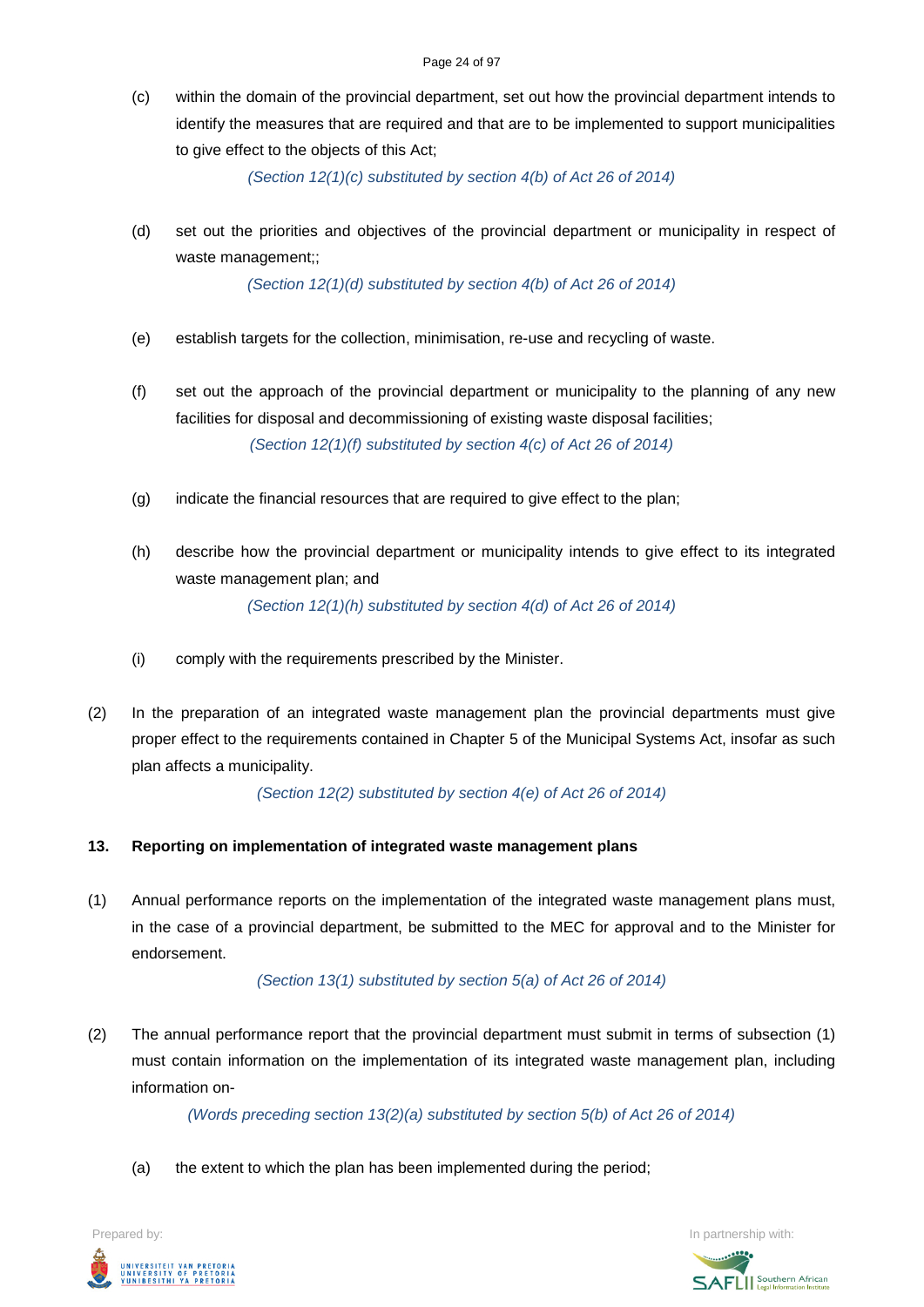(c) within the domain of the provincial department, set out how the provincial department intends to identify the measures that are required and that are to be implemented to support municipalities to give effect to the objects of this Act;

*(Section 12(1)(c) substituted by section 4(b) of Act 26 of 2014)*

(d) set out the priorities and objectives of the provincial department or municipality in respect of waste management;;

*(Section 12(1)(d) substituted by section 4(b) of Act 26 of 2014)*

(e) establish targets for the collection, minimisation, re-use and recycling of waste.

(f) set out the approach of the provincial department or municipality to the planning of any new facilities for disposal and decommissioning of existing waste disposal facilities;

*(Section 12(1)(f) substituted by section 4(c) of Act 26 of 2014)*

(g) indicate the financial resources that are required to give effect to the plan;

(h) describe how the provincial department or municipality intends to give effect to its integrated waste management plan; and

*(Section 12(1)(h) substituted by section 4(d) of Act 26 of 2014)*

(i) comply with the requirements prescribed by the Minister.

(2) In the preparation of an integrated waste management plan the provincial departments must give proper effect to the requirements contained in Chapter 5 of the Municipal Systems Act, insofar as such plan affects a municipality.

*(Section 12(2) substituted by section 4(e) of Act 26 of 2014)*

**13. Reporting on implementation of integrated waste management plans**

(1) Annual performance reports on the implementation of the integrated waste management plans must, in the case of a provincial department, be submitted to the MEC for approval and to the Minister for endorsement.

*(Section 13(1) substituted by section 5(a) of Act 26 of 2014)*

(2) The annual performance report that the provincial department must submit in terms of subsection (1) must contain information on the implementation of its integrated waste management plan, including information on-

*(Words preceding section 13(2)(a) substituted by section 5(b) of Act 26 of 2014)*

(a) the extent to which the plan has been implemented during the period;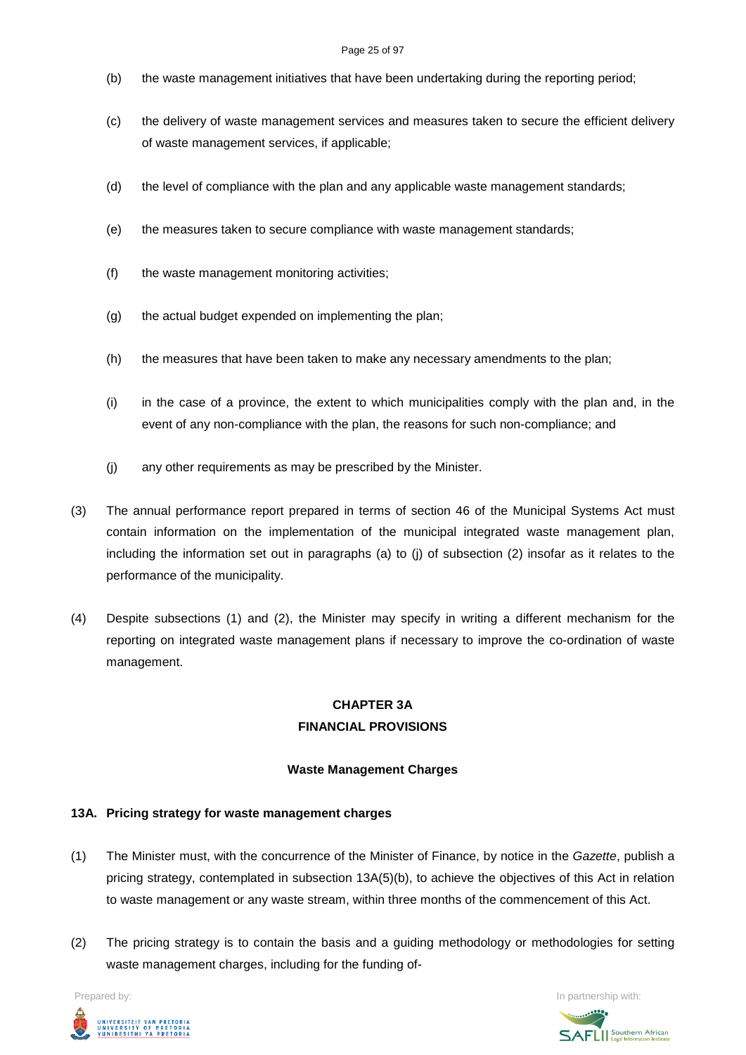(b) the waste management initiatives that have been undertaking during the reporting period;

(c) the delivery of waste management services and measures taken to secure the efficient delivery of waste management services, if applicable;

(d) the level of compliance with the plan and any applicable waste management standards;

(e) the measures taken to secure compliance with waste management standards;

(f) the waste management monitoring activities;

(g) the actual budget expended on implementing the plan;

(h) the measures that have been taken to make any necessary amendments to the plan;

(i) in the case of a province, the extent to which municipalities comply with the plan and, in the event of any non-compliance with the plan, the reasons for such non-compliance; and

(j) any other requirements as may be prescribed by the Minister.

(3) The annual performance report prepared in terms of section 46 of the Municipal Systems Act must contain information on the implementation of the municipal integrated waste management plan, including the information set out in paragraphs (a) to (j) of subsection (2) insofar as it relates to the performance of the municipality.

(4) Despite subsections (1) and (2), the Minister may specify in writing a different mechanism for the reporting on integrated waste management plans if necessary to improve the co-ordination of waste management.

## CHAPTER 3A
## FINANCIAL PROVISIONS

### Waste Management Charges

#### 13A. Pricing strategy for waste management charges

(1) The Minister must, with the concurrence of the Minister of Finance, by notice in the *Gazette*, publish a pricing strategy, contemplated in subsection 13A(5)(b), to achieve the objectives of this Act in relation to waste management or any waste stream, within three months of the commencement of this Act.

(2) The pricing strategy is to contain the basis and a guiding methodology or methodologies for setting waste management charges, including for the funding of-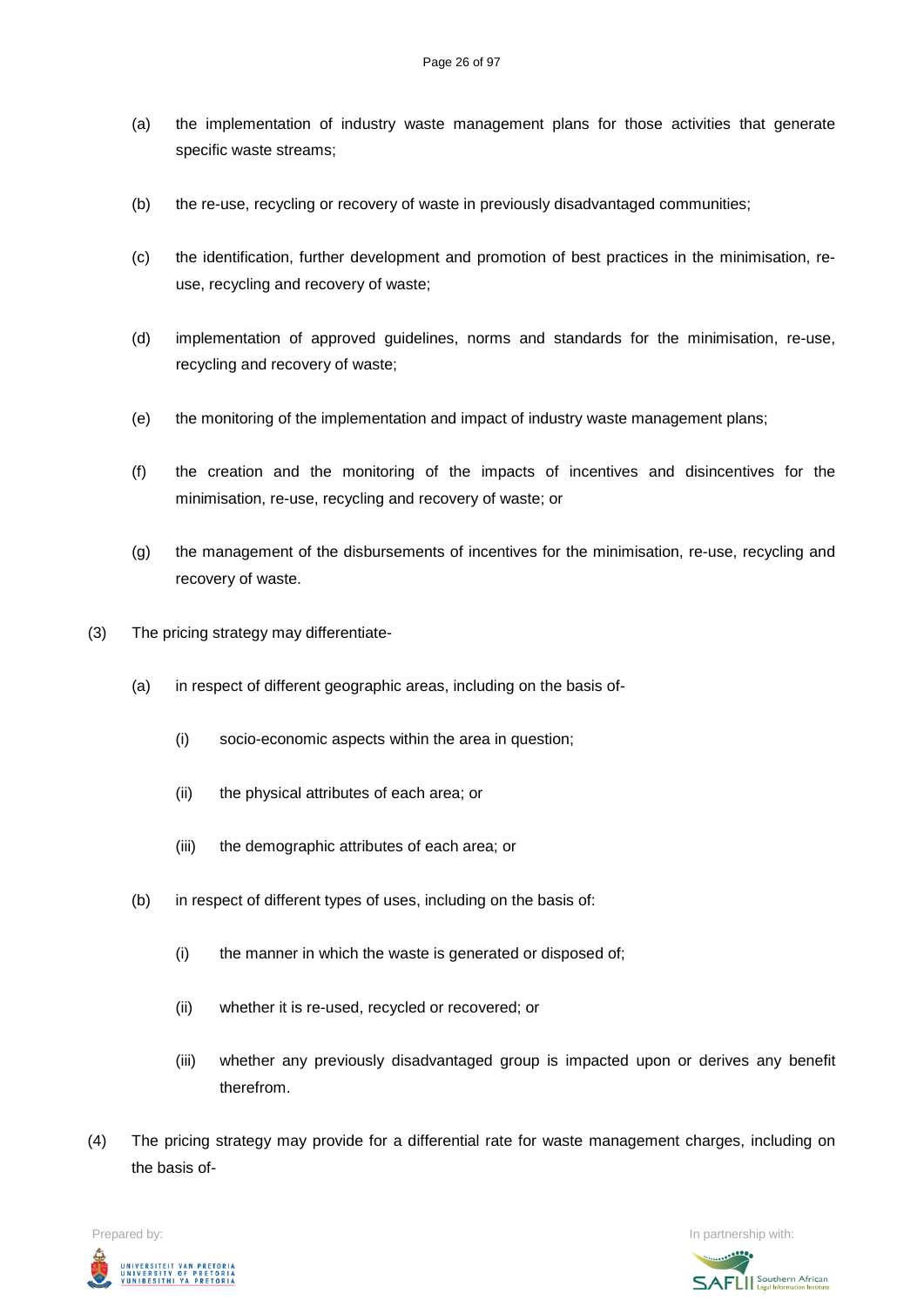(a) the implementation of industry waste management plans for those activities that generate specific waste streams;

(b) the re-use, recycling or recovery of waste in previously disadvantaged communities;

(c) the identification, further development and promotion of best practices in the minimisation, re-use, recycling and recovery of waste;

(d) implementation of approved guidelines, norms and standards for the minimisation, re-use, recycling and recovery of waste;

(e) the monitoring of the implementation and impact of industry waste management plans;

(f) the creation and the monitoring of the impacts of incentives and disincentives for the minimisation, re-use, recycling and recovery of waste; or

(g) the management of the disbursements of incentives for the minimisation, re-use, recycling and recovery of waste.

(3) The pricing strategy may differentiate-

(a) in respect of different geographic areas, including on the basis of-

(i) socio-economic aspects within the area in question;

(ii) the physical attributes of each area; or

(iii) the demographic attributes of each area; or

(b) in respect of different types of uses, including on the basis of:

(i) the manner in which the waste is generated or disposed of;

(ii) whether it is re-used, recycled or recovered; or

(iii) whether any previously disadvantaged group is impacted upon or derives any benefit therefrom.

(4) The pricing strategy may provide for a differential rate for waste management charges, including on the basis of-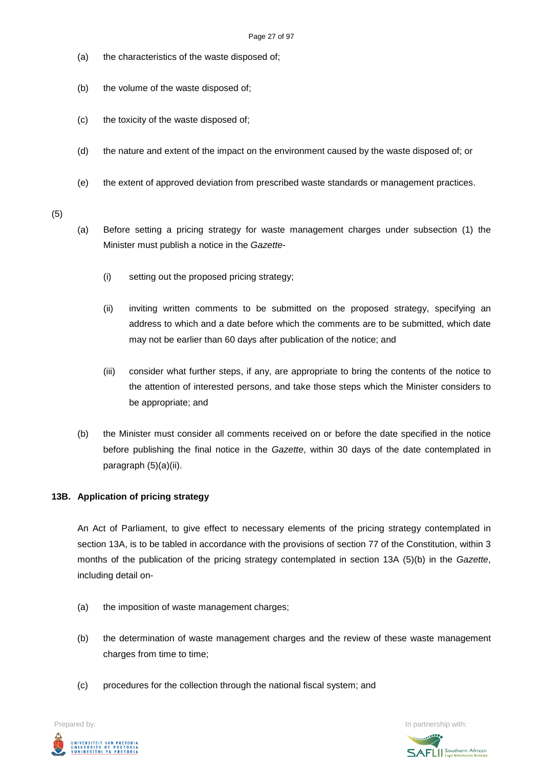(a) the characteristics of the waste disposed of;

(b) the volume of the waste disposed of;

(c) the toxicity of the waste disposed of;

(d) the nature and extent of the impact on the environment caused by the waste disposed of; or

(e) the extent of approved deviation from prescribed waste standards or management practices.

(5)

(a) Before setting a pricing strategy for waste management charges under subsection (1) the Minister must publish a notice in the *Gazette*-

(i) setting out the proposed pricing strategy;

(ii) inviting written comments to be submitted on the proposed strategy, specifying an address to which and a date before which the comments are to be submitted, which date may not be earlier than 60 days after publication of the notice; and

(iii) consider what further steps, if any, are appropriate to bring the contents of the notice to the attention of interested persons, and take those steps which the Minister considers to be appropriate; and

(b) the Minister must consider all comments received on or before the date specified in the notice before publishing the final notice in the *Gazette*, within 30 days of the date contemplated in paragraph (5)(a)(ii).

**13B. Application of pricing strategy**

An Act of Parliament, to give effect to necessary elements of the pricing strategy contemplated in section 13A, is to be tabled in accordance with the provisions of section 77 of the Constitution, within 3 months of the publication of the pricing strategy contemplated in section 13A (5)(b) in the *Gazette*, including detail on-

(a) the imposition of waste management charges;

(b) the determination of waste management charges and the review of these waste management charges from time to time;

(c) procedures for the collection through the national fiscal system; and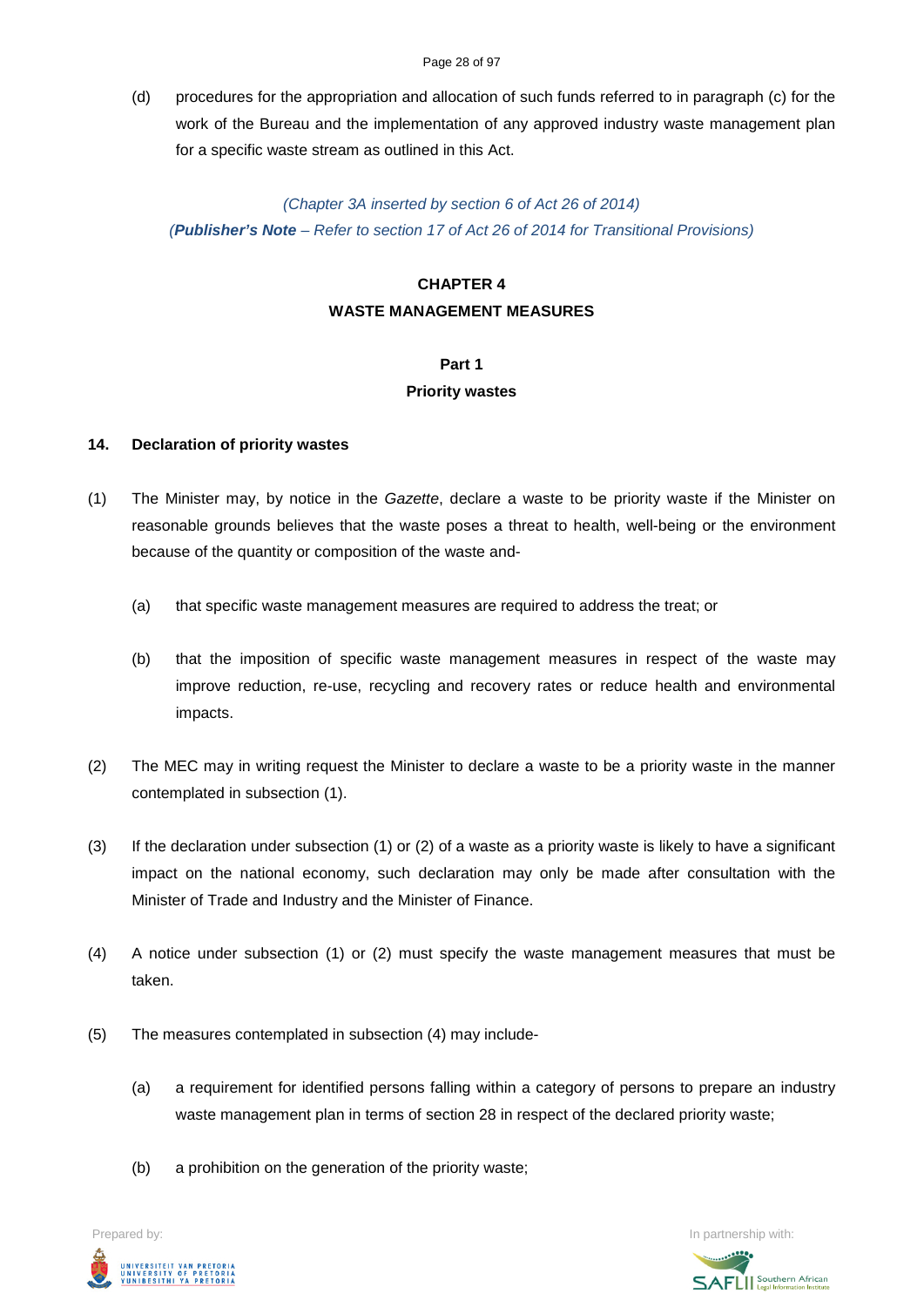(d) procedures for the appropriation and allocation of such funds referred to in paragraph (c) for the work of the Bureau and the implementation of any approved industry waste management plan for a specific waste stream as outlined in this Act.

*(Chapter 3A inserted by section 6 of Act 26 of 2014)*

*(**Publisher's Note** – Refer to section 17 of Act 26 of 2014 for Transitional Provisions)*

## CHAPTER 4
## WASTE MANAGEMENT MEASURES

### Part 1
### Priority wastes

**14. Declaration of priority wastes**

(1) The Minister may, by notice in the *Gazette*, declare a waste to be priority waste if the Minister on reasonable grounds believes that the waste poses a threat to health, well-being or the environment because of the quantity or composition of the waste and-

(a) that specific waste management measures are required to address the treat; or

(b) that the imposition of specific waste management measures in respect of the waste may improve reduction, re-use, recycling and recovery rates or reduce health and environmental impacts.

(2) The MEC may in writing request the Minister to declare a waste to be a priority waste in the manner contemplated in subsection (1).

(3) If the declaration under subsection (1) or (2) of a waste as a priority waste is likely to have a significant impact on the national economy, such declaration may only be made after consultation with the Minister of Trade and Industry and the Minister of Finance.

(4) A notice under subsection (1) or (2) must specify the waste management measures that must be taken.

(5) The measures contemplated in subsection (4) may include-

(a) a requirement for identified persons falling within a category of persons to prepare an industry waste management plan in terms of section 28 in respect of the declared priority waste;

(b) a prohibition on the generation of the priority waste;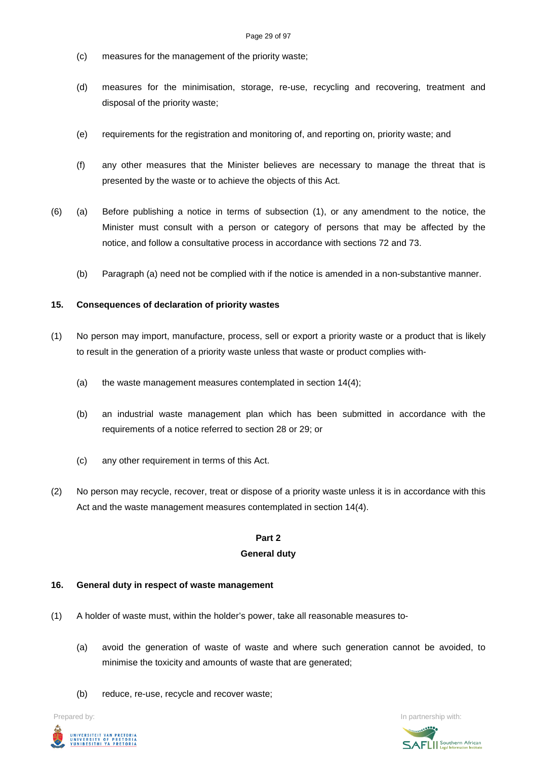(c) measures for the management of the priority waste;

(d) measures for the minimisation, storage, re-use, recycling and recovering, treatment and disposal of the priority waste;

(e) requirements for the registration and monitoring of, and reporting on, priority waste; and

(f) any other measures that the Minister believes are necessary to manage the threat that is presented by the waste or to achieve the objects of this Act.

(6) (a) Before publishing a notice in terms of subsection (1), or any amendment to the notice, the Minister must consult with a person or category of persons that may be affected by the notice, and follow a consultative process in accordance with sections 72 and 73.

(b) Paragraph (a) need not be complied with if the notice is amended in a non-substantive manner.

**15. Consequences of declaration of priority wastes**

(1) No person may import, manufacture, process, sell or export a priority waste or a product that is likely to result in the generation of a priority waste unless that waste or product complies with-

(a) the waste management measures contemplated in section 14(4);

(b) an industrial waste management plan which has been submitted in accordance with the requirements of a notice referred to section 28 or 29; or

(c) any other requirement in terms of this Act.

(2) No person may recycle, recover, treat or dispose of a priority waste unless it is in accordance with this Act and the waste management measures contemplated in section 14(4).

**Part 2**
**General duty**

**16. General duty in respect of waste management**

(1) A holder of waste must, within the holder's power, take all reasonable measures to-

(a) avoid the generation of waste of waste and where such generation cannot be avoided, to minimise the toxicity and amounts of waste that are generated;

(b) reduce, re-use, recycle and recover waste;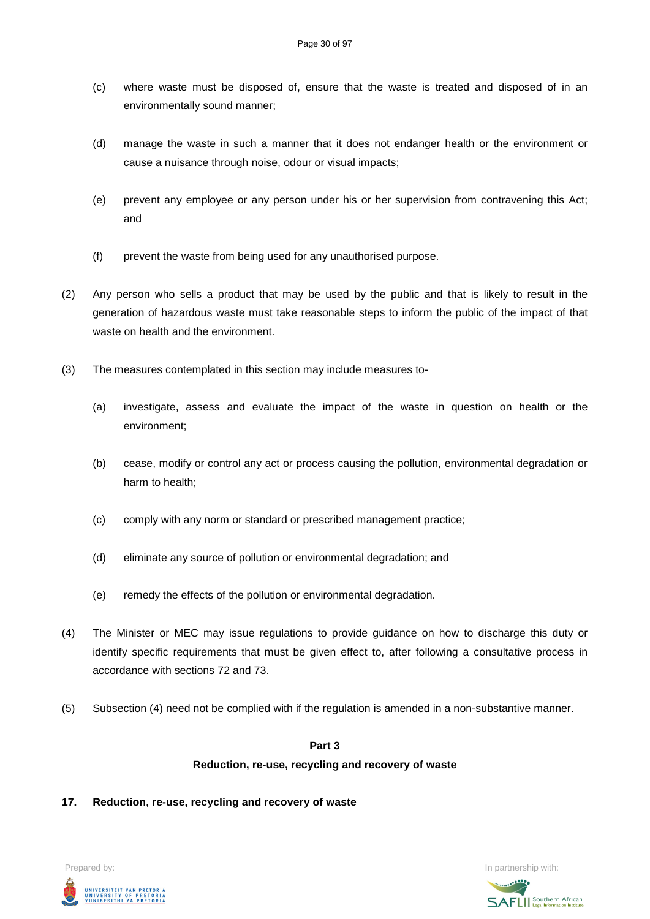(c) where waste must be disposed of, ensure that the waste is treated and disposed of in an environmentally sound manner;

(d) manage the waste in such a manner that it does not endanger health or the environment or cause a nuisance through noise, odour or visual impacts;

(e) prevent any employee or any person under his or her supervision from contravening this Act; and

(f) prevent the waste from being used for any unauthorised purpose.

(2) Any person who sells a product that may be used by the public and that is likely to result in the generation of hazardous waste must take reasonable steps to inform the public of the impact of that waste on health and the environment.

(3) The measures contemplated in this section may include measures to-

(a) investigate, assess and evaluate the impact of the waste in question on health or the environment;

(b) cease, modify or control any act or process causing the pollution, environmental degradation or harm to health;

(c) comply with any norm or standard or prescribed management practice;

(d) eliminate any source of pollution or environmental degradation; and

(e) remedy the effects of the pollution or environmental degradation.

(4) The Minister or MEC may issue regulations to provide guidance on how to discharge this duty or identify specific requirements that must be given effect to, after following a consultative process in accordance with sections 72 and 73.

(5) Subsection (4) need not be complied with if the regulation is amended in a non-substantive manner.

**Part 3**

**Reduction, re-use, recycling and recovery of waste**

**17. Reduction, re-use, recycling and recovery of waste**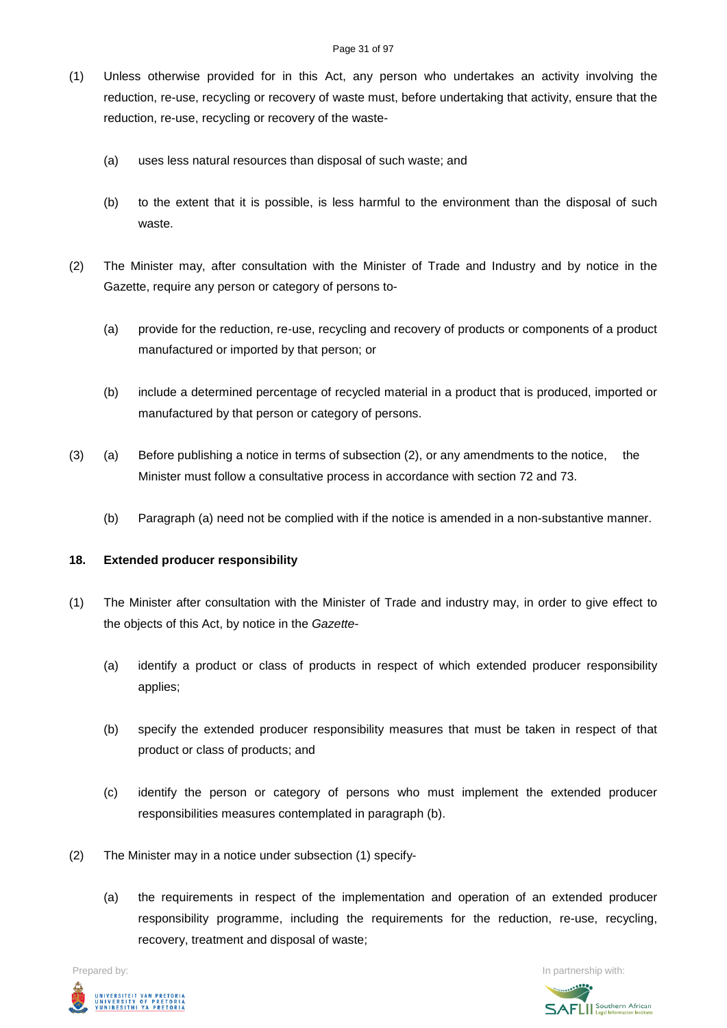(1) Unless otherwise provided for in this Act, any person who undertakes an activity involving the reduction, re-use, recycling or recovery of waste must, before undertaking that activity, ensure that the reduction, re-use, recycling or recovery of the waste-

(a) uses less natural resources than disposal of such waste; and

(b) to the extent that it is possible, is less harmful to the environment than the disposal of such waste.

(2) The Minister may, after consultation with the Minister of Trade and Industry and by notice in the Gazette, require any person or category of persons to-

(a) provide for the reduction, re-use, recycling and recovery of products or components of a product manufactured or imported by that person; or

(b) include a determined percentage of recycled material in a product that is produced, imported or manufactured by that person or category of persons.

(3) (a) Before publishing a notice in terms of subsection (2), or any amendments to the notice, the Minister must follow a consultative process in accordance with section 72 and 73.

(b) Paragraph (a) need not be complied with if the notice is amended in a non-substantive manner.

**18. Extended producer responsibility**

(1) The Minister after consultation with the Minister of Trade and industry may, in order to give effect to the objects of this Act, by notice in the *Gazette*-

(a) identify a product or class of products in respect of which extended producer responsibility applies;

(b) specify the extended producer responsibility measures that must be taken in respect of that product or class of products; and

(c) identify the person or category of persons who must implement the extended producer responsibilities measures contemplated in paragraph (b).

(2) The Minister may in a notice under subsection (1) specify-

(a) the requirements in respect of the implementation and operation of an extended producer responsibility programme, including the requirements for the reduction, re-use, recycling, recovery, treatment and disposal of waste;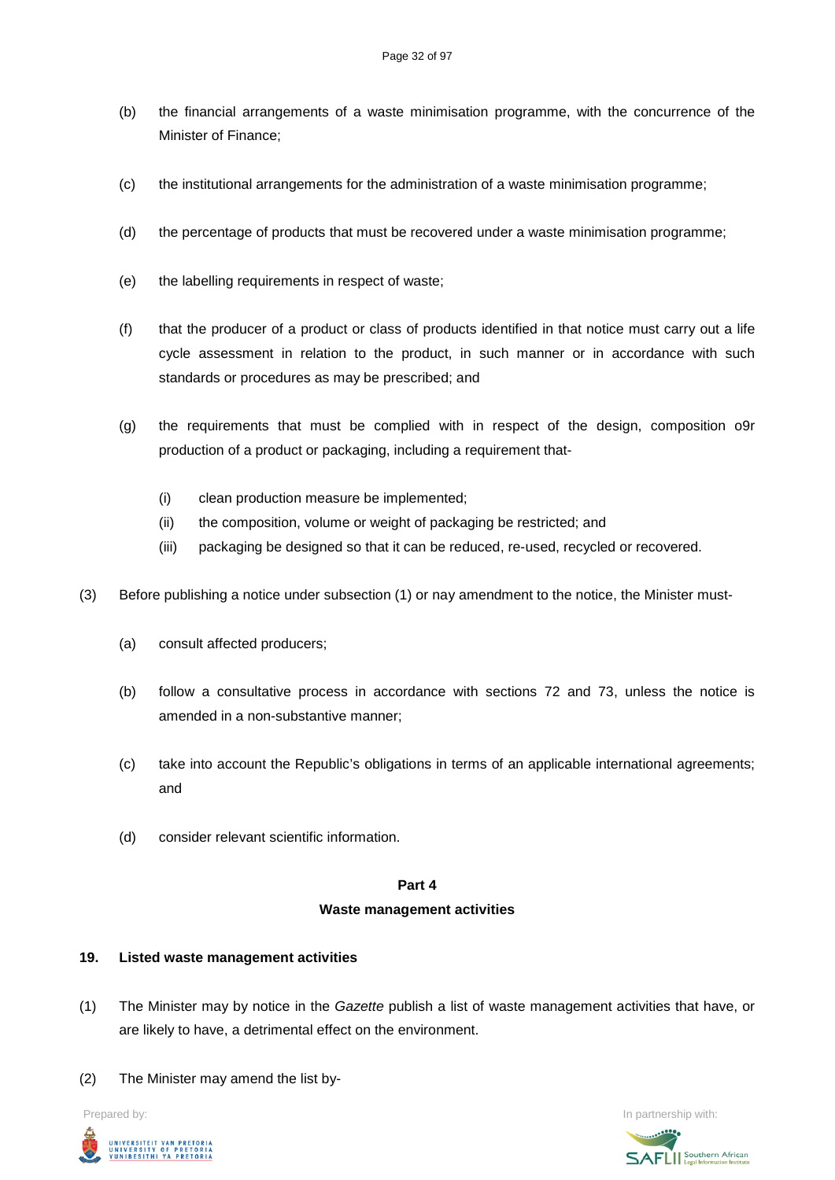(b) the financial arrangements of a waste minimisation programme, with the concurrence of the Minister of Finance;

(c) the institutional arrangements for the administration of a waste minimisation programme;

(d) the percentage of products that must be recovered under a waste minimisation programme;

(e) the labelling requirements in respect of waste;

(f) that the producer of a product or class of products identified in that notice must carry out a life cycle assessment in relation to the product, in such manner or in accordance with such standards or procedures as may be prescribed; and

(g) the requirements that must be complied with in respect of the design, composition o9r production of a product or packaging, including a requirement that-

  (i) clean production measure be implemented;

  (ii) the composition, volume or weight of packaging be restricted; and

  (iii) packaging be designed so that it can be reduced, re-used, recycled or recovered.

(3) Before publishing a notice under subsection (1) or nay amendment to the notice, the Minister must-

(a) consult affected producers;

(b) follow a consultative process in accordance with sections 72 and 73, unless the notice is amended in a non-substantive manner;

(c) take into account the Republic's obligations in terms of an applicable international agreements; and

(d) consider relevant scientific information.

## Part 4
## Waste management activities

### 19. Listed waste management activities

(1) The Minister may by notice in the *Gazette* publish a list of waste management activities that have, or are likely to have, a detrimental effect on the environment.

(2) The Minister may amend the list by-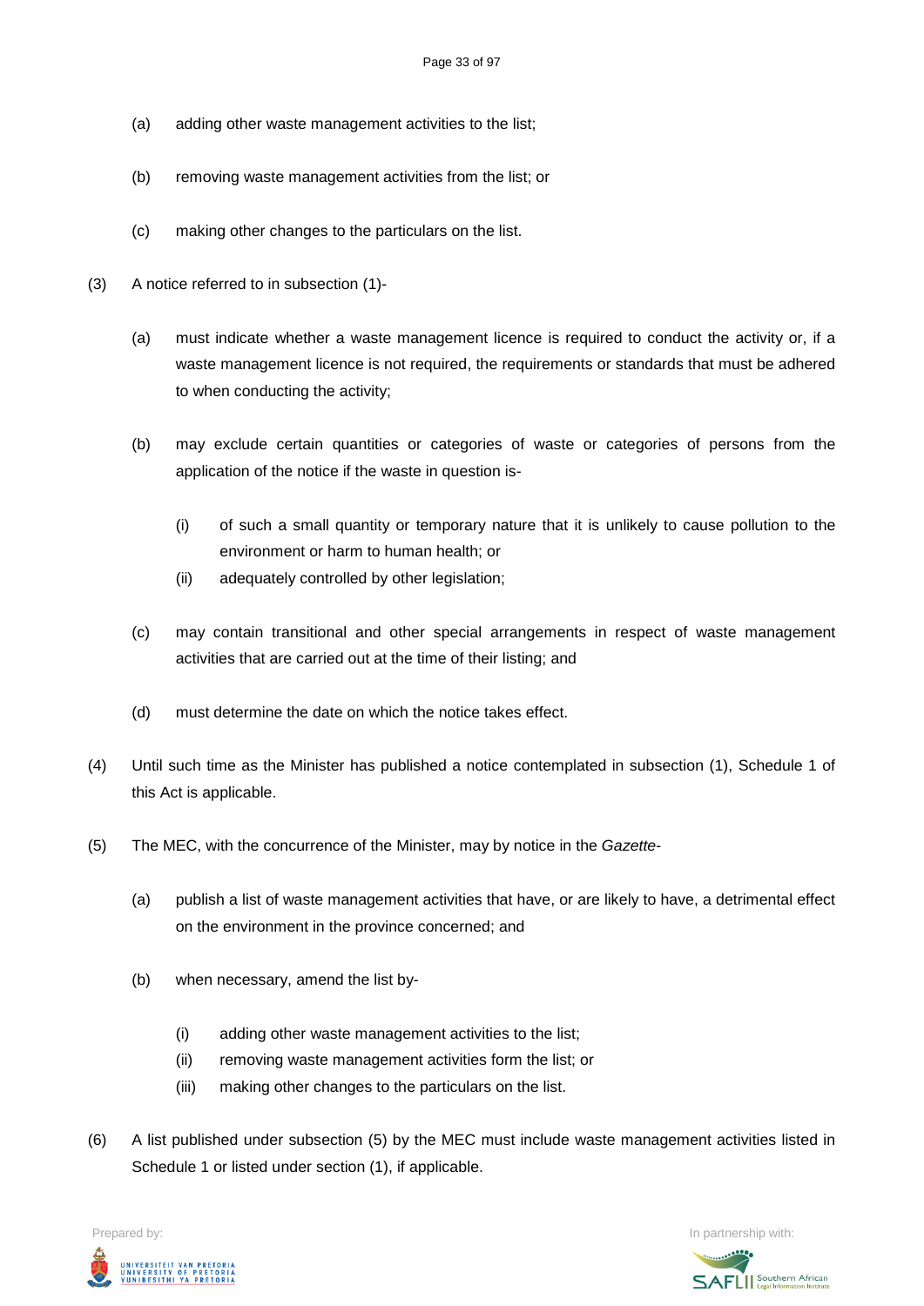(a) adding other waste management activities to the list;

(b) removing waste management activities from the list; or

(c) making other changes to the particulars on the list.

(3) A notice referred to in subsection (1)-

(a) must indicate whether a waste management licence is required to conduct the activity or, if a waste management licence is not required, the requirements or standards that must be adhered to when conducting the activity;

(b) may exclude certain quantities or categories of waste or categories of persons from the application of the notice if the waste in question is-

(i) of such a small quantity or temporary nature that it is unlikely to cause pollution to the environment or harm to human health; or
(ii) adequately controlled by other legislation;

(c) may contain transitional and other special arrangements in respect of waste management activities that are carried out at the time of their listing; and

(d) must determine the date on which the notice takes effect.

(4) Until such time as the Minister has published a notice contemplated in subsection (1), Schedule 1 of this Act is applicable.

(5) The MEC, with the concurrence of the Minister, may by notice in the *Gazette*-

(a) publish a list of waste management activities that have, or are likely to have, a detrimental effect on the environment in the province concerned; and

(b) when necessary, amend the list by-

(i) adding other waste management activities to the list;
(ii) removing waste management activities form the list; or
(iii) making other changes to the particulars on the list.

(6) A list published under subsection (5) by the MEC must include waste management activities listed in Schedule 1 or listed under section (1), if applicable.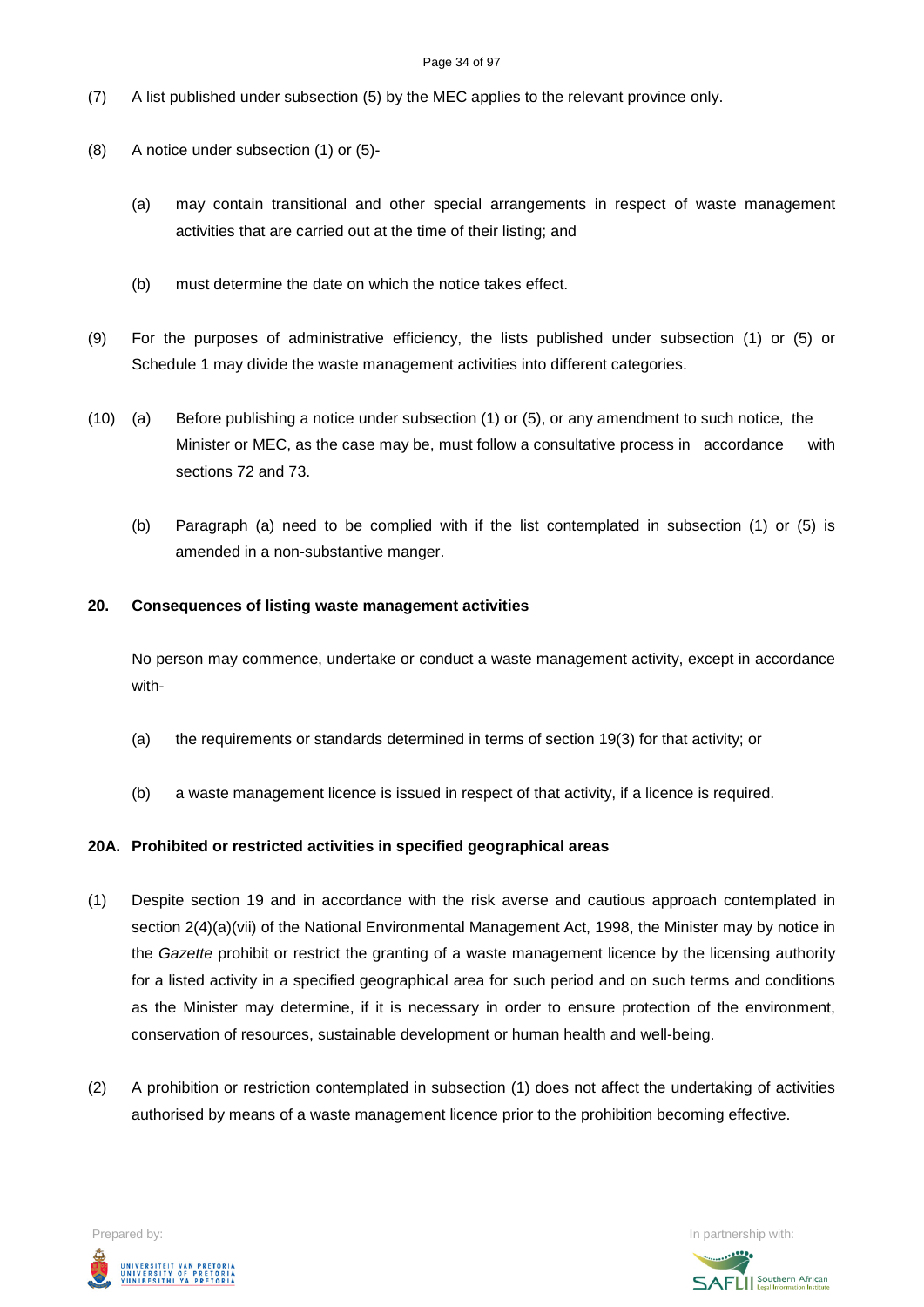(7) A list published under subsection (5) by the MEC applies to the relevant province only.

(8) A notice under subsection (1) or (5)-

(a) may contain transitional and other special arrangements in respect of waste management activities that are carried out at the time of their listing; and

(b) must determine the date on which the notice takes effect.

(9) For the purposes of administrative efficiency, the lists published under subsection (1) or (5) or Schedule 1 may divide the waste management activities into different categories.

(10) (a) Before publishing a notice under subsection (1) or (5), or any amendment to such notice, the Minister or MEC, as the case may be, must follow a consultative process in accordance with sections 72 and 73.

(b) Paragraph (a) need to be complied with if the list contemplated in subsection (1) or (5) is amended in a non-substantive manger.

**20. Consequences of listing waste management activities**

No person may commence, undertake or conduct a waste management activity, except in accordance with-

(a) the requirements or standards determined in terms of section 19(3) for that activity; or

(b) a waste management licence is issued in respect of that activity, if a licence is required.

**20A. Prohibited or restricted activities in specified geographical areas**

(1) Despite section 19 and in accordance with the risk averse and cautious approach contemplated in section 2(4)(a)(vii) of the National Environmental Management Act, 1998, the Minister may by notice in the *Gazette* prohibit or restrict the granting of a waste management licence by the licensing authority for a listed activity in a specified geographical area for such period and on such terms and conditions as the Minister may determine, if it is necessary in order to ensure protection of the environment, conservation of resources, sustainable development or human health and well-being.

(2) A prohibition or restriction contemplated in subsection (1) does not affect the undertaking of activities authorised by means of a waste management licence prior to the prohibition becoming effective.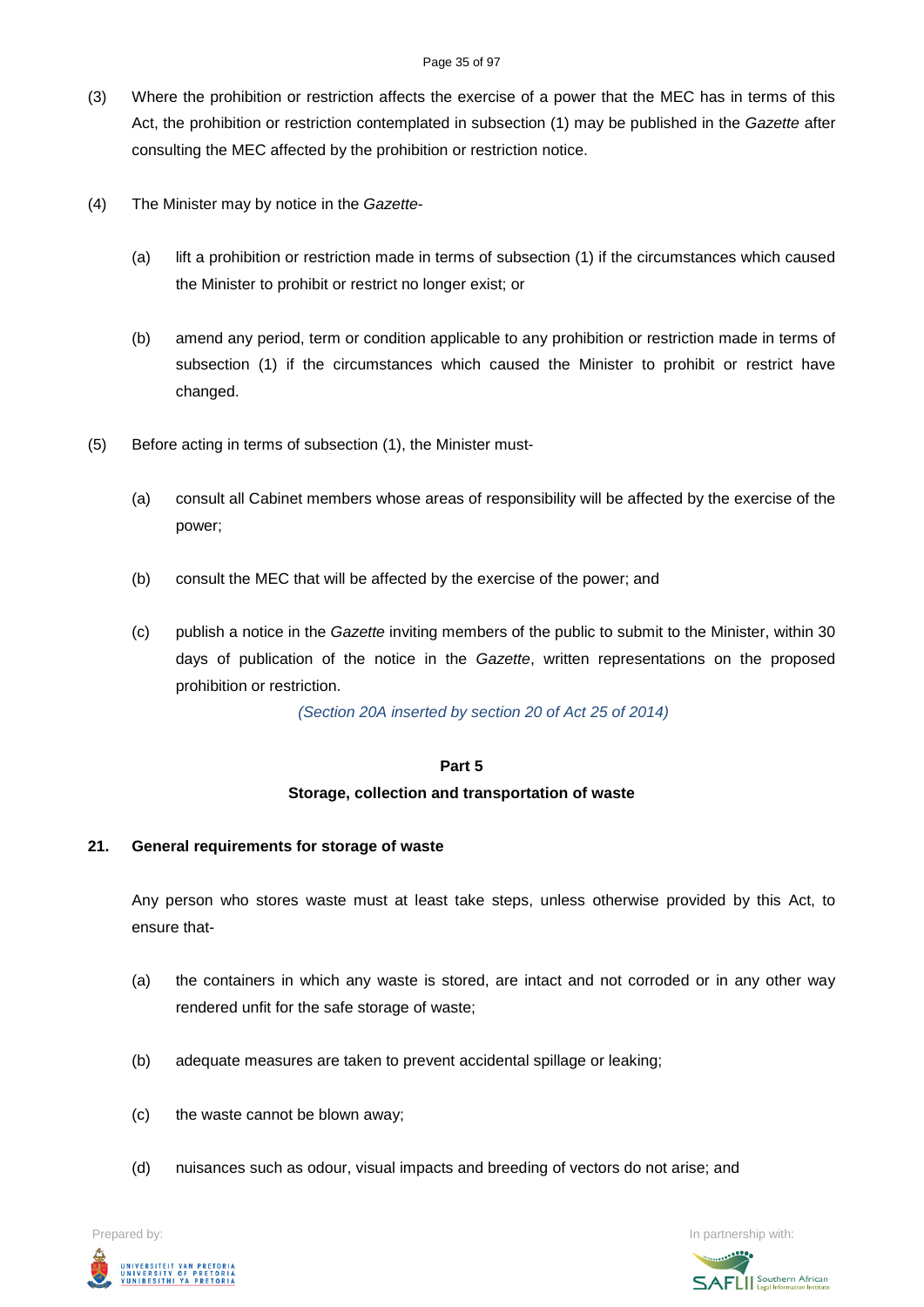(3) Where the prohibition or restriction affects the exercise of a power that the MEC has in terms of this Act, the prohibition or restriction contemplated in subsection (1) may be published in the *Gazette* after consulting the MEC affected by the prohibition or restriction notice.

(4) The Minister may by notice in the *Gazette*-

(a) lift a prohibition or restriction made in terms of subsection (1) if the circumstances which caused the Minister to prohibit or restrict no longer exist; or

(b) amend any period, term or condition applicable to any prohibition or restriction made in terms of subsection (1) if the circumstances which caused the Minister to prohibit or restrict have changed.

(5) Before acting in terms of subsection (1), the Minister must-

(a) consult all Cabinet members whose areas of responsibility will be affected by the exercise of the power;

(b) consult the MEC that will be affected by the exercise of the power; and

(c) publish a notice in the *Gazette* inviting members of the public to submit to the Minister, within 30 days of publication of the notice in the *Gazette*, written representations on the proposed prohibition or restriction.

*(Section 20A inserted by section 20 of Act 25 of 2014)*

## Part 5

## Storage, collection and transportation of waste

### 21. General requirements for storage of waste

Any person who stores waste must at least take steps, unless otherwise provided by this Act, to ensure that-

(a) the containers in which any waste is stored, are intact and not corroded or in any other way rendered unfit for the safe storage of waste;

(b) adequate measures are taken to prevent accidental spillage or leaking;

(c) the waste cannot be blown away;

(d) nuisances such as odour, visual impacts and breeding of vectors do not arise; and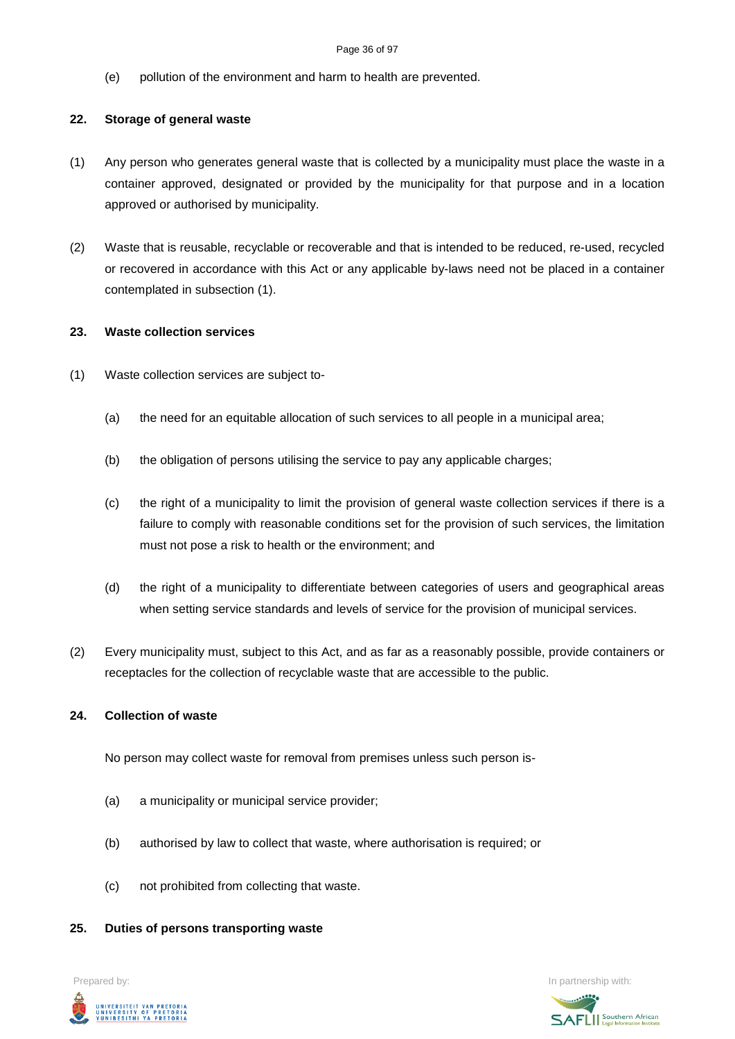(e) pollution of the environment and harm to health are prevented.

**22. Storage of general waste**

(1) Any person who generates general waste that is collected by a municipality must place the waste in a container approved, designated or provided by the municipality for that purpose and in a location approved or authorised by municipality.

(2) Waste that is reusable, recyclable or recoverable and that is intended to be reduced, re-used, recycled or recovered in accordance with this Act or any applicable by-laws need not be placed in a container contemplated in subsection (1).

**23. Waste collection services**

(1) Waste collection services are subject to-

(a) the need for an equitable allocation of such services to all people in a municipal area;

(b) the obligation of persons utilising the service to pay any applicable charges;

(c) the right of a municipality to limit the provision of general waste collection services if there is a failure to comply with reasonable conditions set for the provision of such services, the limitation must not pose a risk to health or the environment; and

(d) the right of a municipality to differentiate between categories of users and geographical areas when setting service standards and levels of service for the provision of municipal services.

(2) Every municipality must, subject to this Act, and as far as a reasonably possible, provide containers or receptacles for the collection of recyclable waste that are accessible to the public.

**24. Collection of waste**

No person may collect waste for removal from premises unless such person is-

(a) a municipality or municipal service provider;

(b) authorised by law to collect that waste, where authorisation is required; or

(c) not prohibited from collecting that waste.

**25. Duties of persons transporting waste**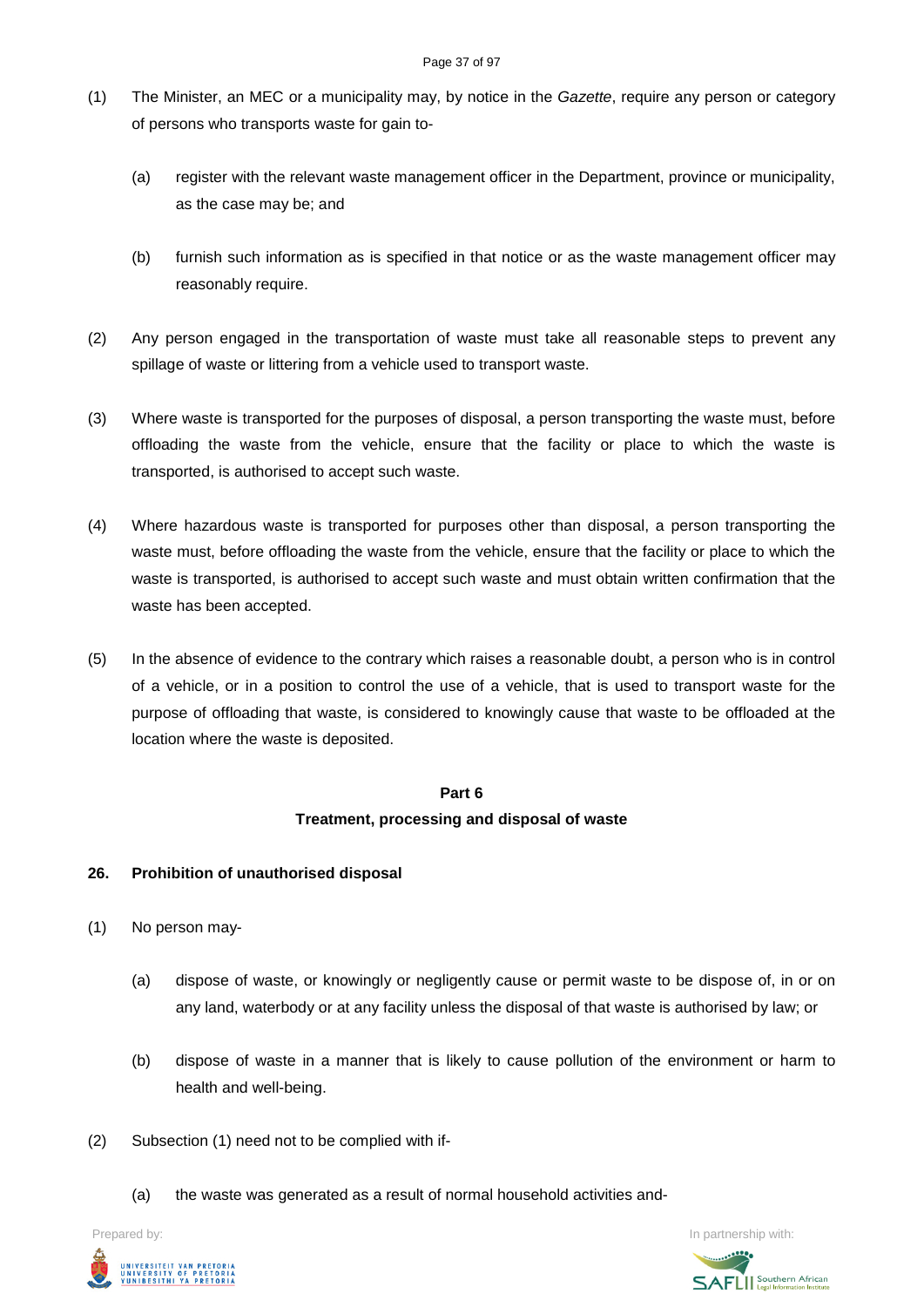(1) The Minister, an MEC or a municipality may, by notice in the *Gazette*, require any person or category of persons who transports waste for gain to-

   (a) register with the relevant waste management officer in the Department, province or municipality, as the case may be; and

   (b) furnish such information as is specified in that notice or as the waste management officer may reasonably require.

(2) Any person engaged in the transportation of waste must take all reasonable steps to prevent any spillage of waste or littering from a vehicle used to transport waste.

(3) Where waste is transported for the purposes of disposal, a person transporting the waste must, before offloading the waste from the vehicle, ensure that the facility or place to which the waste is transported, is authorised to accept such waste.

(4) Where hazardous waste is transported for purposes other than disposal, a person transporting the waste must, before offloading the waste from the vehicle, ensure that the facility or place to which the waste is transported, is authorised to accept such waste and must obtain written confirmation that the waste has been accepted.

(5) In the absence of evidence to the contrary which raises a reasonable doubt, a person who is in control of a vehicle, or in a position to control the use of a vehicle, that is used to transport waste for the purpose of offloading that waste, is considered to knowingly cause that waste to be offloaded at the location where the waste is deposited.

## Part 6
## Treatment, processing and disposal of waste

### 26. Prohibition of unauthorised disposal

(1) No person may-

   (a) dispose of waste, or knowingly or negligently cause or permit waste to be dispose of, in or on any land, waterbody or at any facility unless the disposal of that waste is authorised by law; or

   (b) dispose of waste in a manner that is likely to cause pollution of the environment or harm to health and well-being.

(2) Subsection (1) need not to be complied with if-

   (a) the waste was generated as a result of normal household activities and-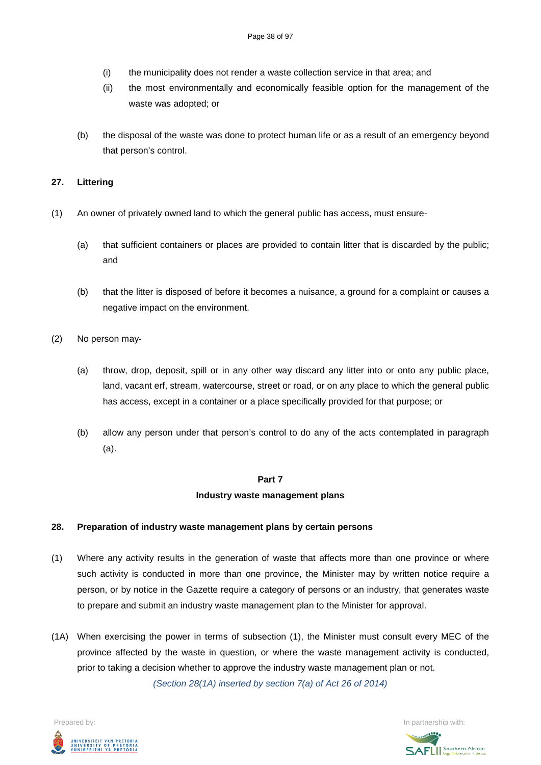(i) the municipality does not render a waste collection service in that area; and

(ii) the most environmentally and economically feasible option for the management of the waste was adopted; or

(b) the disposal of the waste was done to protect human life or as a result of an emergency beyond that person's control.

**27. Littering**

(1) An owner of privately owned land to which the general public has access, must ensure-

(a) that sufficient containers or places are provided to contain litter that is discarded by the public; and

(b) that the litter is disposed of before it becomes a nuisance, a ground for a complaint or causes a negative impact on the environment.

(2) No person may-

(a) throw, drop, deposit, spill or in any other way discard any litter into or onto any public place, land, vacant erf, stream, watercourse, street or road, or on any place to which the general public has access, except in a container or a place specifically provided for that purpose; or

(b) allow any person under that person's control to do any of the acts contemplated in paragraph (a).

**Part 7**

**Industry waste management plans**

**28. Preparation of industry waste management plans by certain persons**

(1) Where any activity results in the generation of waste that affects more than one province or where such activity is conducted in more than one province, the Minister may by written notice require a person, or by notice in the Gazette require a category of persons or an industry, that generates waste to prepare and submit an industry waste management plan to the Minister for approval.

(1A) When exercising the power in terms of subsection (1), the Minister must consult every MEC of the province affected by the waste in question, or where the waste management activity is conducted, prior to taking a decision whether to approve the industry waste management plan or not.

*(Section 28(1A) inserted by section 7(a) of Act 26 of 2014)*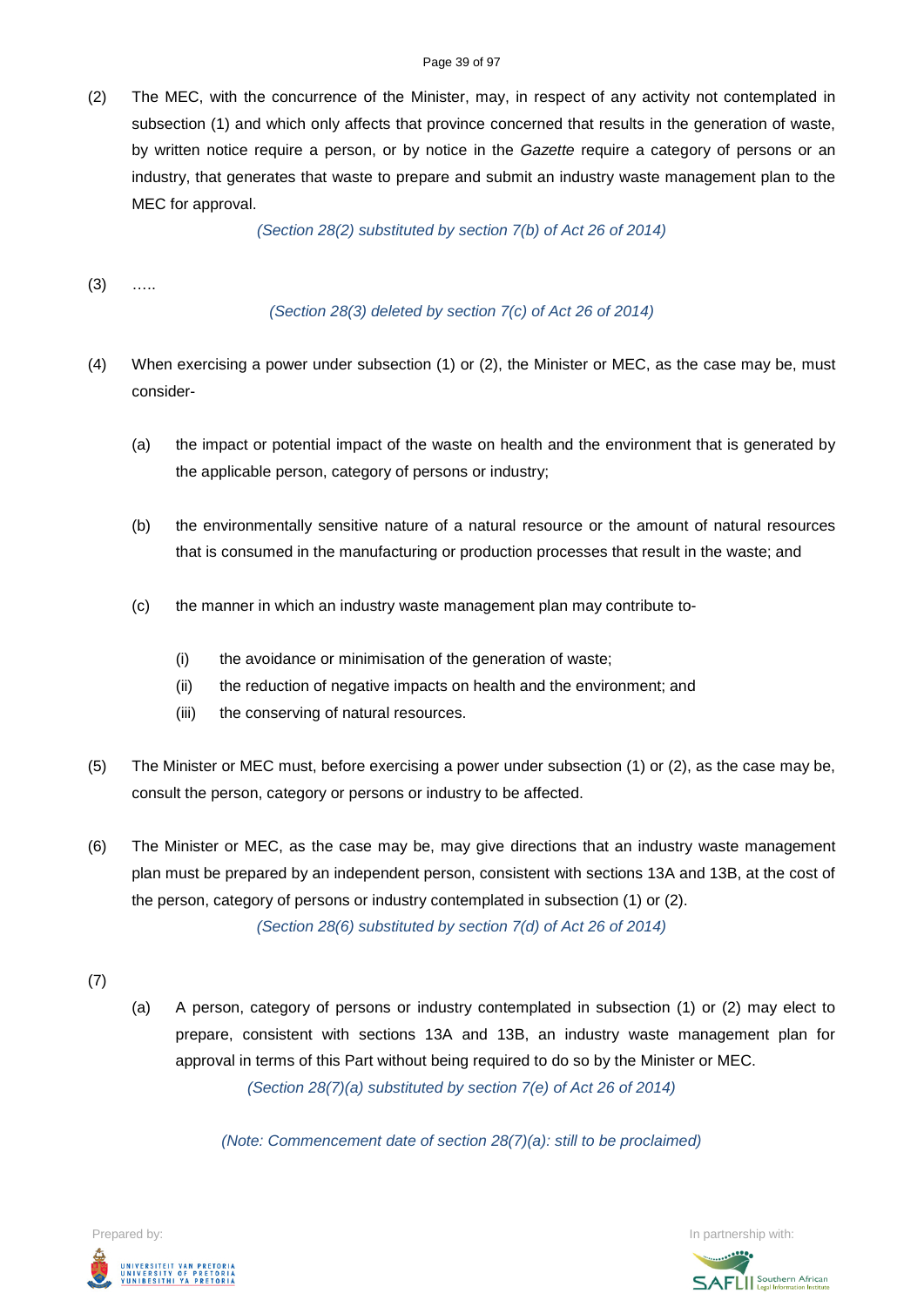(2) The MEC, with the concurrence of the Minister, may, in respect of any activity not contemplated in subsection (1) and which only affects that province concerned that results in the generation of waste, by written notice require a person, or by notice in the *Gazette* require a category of persons or an industry, that generates that waste to prepare and submit an industry waste management plan to the MEC for approval.

*(Section 28(2) substituted by section 7(b) of Act 26 of 2014)*

(3) …..

*(Section 28(3) deleted by section 7(c) of Act 26 of 2014)*

(4) When exercising a power under subsection (1) or (2), the Minister or MEC, as the case may be, must consider-

(a) the impact or potential impact of the waste on health and the environment that is generated by the applicable person, category of persons or industry;

(b) the environmentally sensitive nature of a natural resource or the amount of natural resources that is consumed in the manufacturing or production processes that result in the waste; and

(c) the manner in which an industry waste management plan may contribute to-

(i) the avoidance or minimisation of the generation of waste;
(ii) the reduction of negative impacts on health and the environment; and
(iii) the conserving of natural resources.

(5) The Minister or MEC must, before exercising a power under subsection (1) or (2), as the case may be, consult the person, category or persons or industry to be affected.

(6) The Minister or MEC, as the case may be, may give directions that an industry waste management plan must be prepared by an independent person, consistent with sections 13A and 13B, at the cost of the person, category of persons or industry contemplated in subsection (1) or (2).

*(Section 28(6) substituted by section 7(d) of Act 26 of 2014)*

(7)

(a) A person, category of persons or industry contemplated in subsection (1) or (2) may elect to prepare, consistent with sections 13A and 13B, an industry waste management plan for approval in terms of this Part without being required to do so by the Minister or MEC.

*(Section 28(7)(a) substituted by section 7(e) of Act 26 of 2014)*

*(Note: Commencement date of section 28(7)(a): still to be proclaimed)*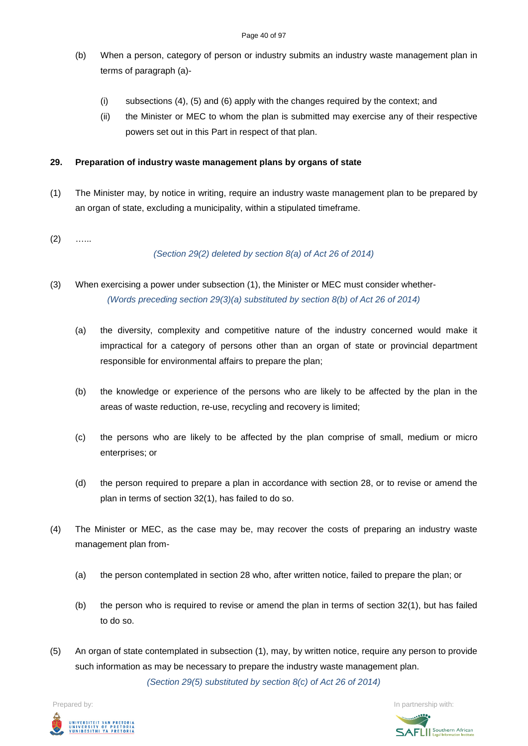(b) When a person, category of person or industry submits an industry waste management plan in terms of paragraph (a)-

  (i) subsections (4), (5) and (6) apply with the changes required by the context; and

  (ii) the Minister or MEC to whom the plan is submitted may exercise any of their respective powers set out in this Part in respect of that plan.

**29. Preparation of industry waste management plans by organs of state**

(1) The Minister may, by notice in writing, require an industry waste management plan to be prepared by an organ of state, excluding a municipality, within a stipulated timeframe.

(2) ……

*(Section 29(2) deleted by section 8(a) of Act 26 of 2014)*

(3) When exercising a power under subsection (1), the Minister or MEC must consider whether-

*(Words preceding section 29(3)(a) substituted by section 8(b) of Act 26 of 2014)*

(a) the diversity, complexity and competitive nature of the industry concerned would make it impractical for a category of persons other than an organ of state or provincial department responsible for environmental affairs to prepare the plan;

(b) the knowledge or experience of the persons who are likely to be affected by the plan in the areas of waste reduction, re-use, recycling and recovery is limited;

(c) the persons who are likely to be affected by the plan comprise of small, medium or micro enterprises; or

(d) the person required to prepare a plan in accordance with section 28, or to revise or amend the plan in terms of section 32(1), has failed to do so.

(4) The Minister or MEC, as the case may be, may recover the costs of preparing an industry waste management plan from-

(a) the person contemplated in section 28 who, after written notice, failed to prepare the plan; or

(b) the person who is required to revise or amend the plan in terms of section 32(1), but has failed to do so.

(5) An organ of state contemplated in subsection (1), may, by written notice, require any person to provide such information as may be necessary to prepare the industry waste management plan.

*(Section 29(5) substituted by section 8(c) of Act 26 of 2014)*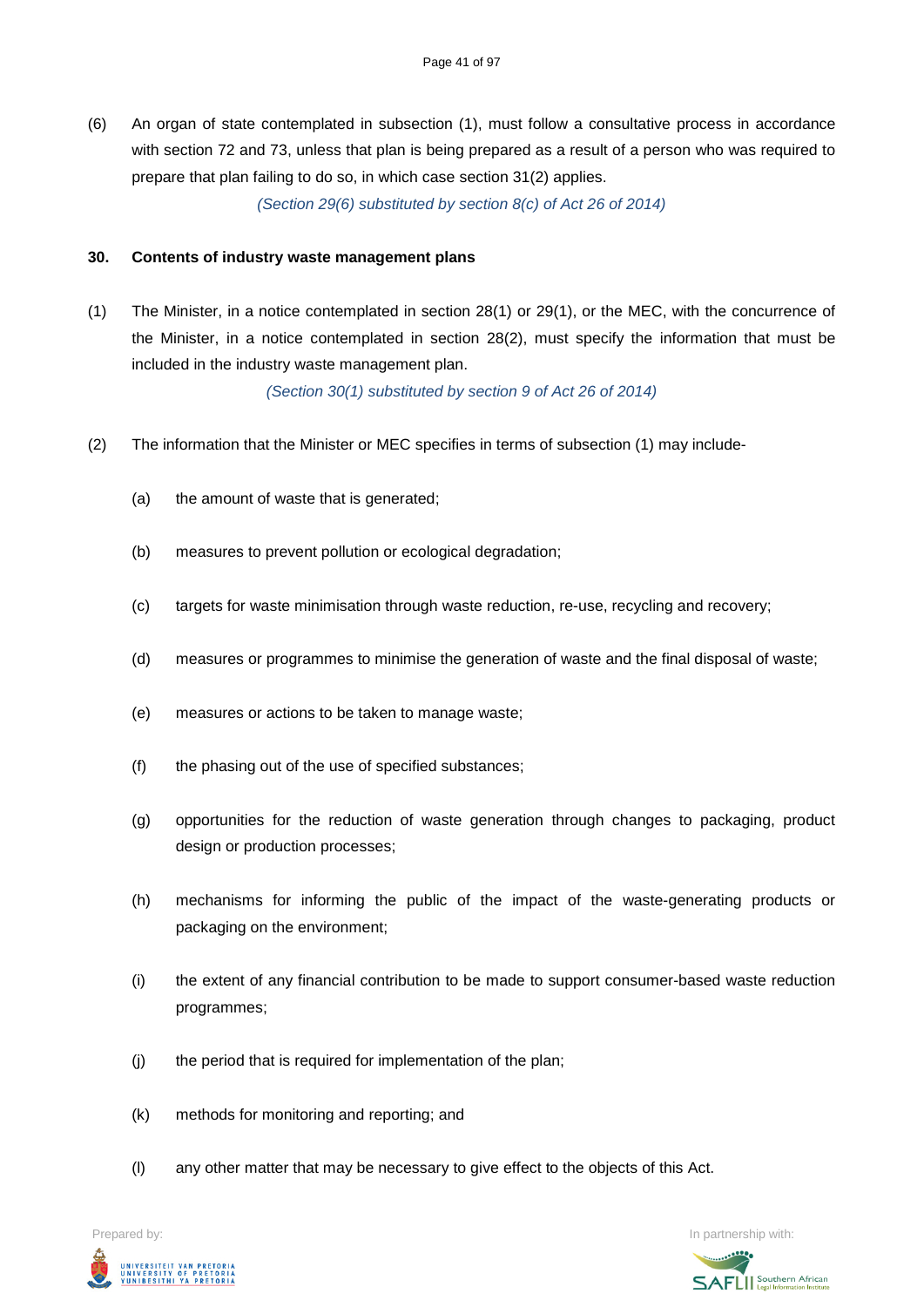(6) An organ of state contemplated in subsection (1), must follow a consultative process in accordance with section 72 and 73, unless that plan is being prepared as a result of a person who was required to prepare that plan failing to do so, in which case section 31(2) applies.

*(Section 29(6) substituted by section 8(c) of Act 26 of 2014)*

### 30. Contents of industry waste management plans

(1) The Minister, in a notice contemplated in section 28(1) or 29(1), or the MEC, with the concurrence of the Minister, in a notice contemplated in section 28(2), must specify the information that must be included in the industry waste management plan.

*(Section 30(1) substituted by section 9 of Act 26 of 2014)*

(2) The information that the Minister or MEC specifies in terms of subsection (1) may include-

(a) the amount of waste that is generated;

(b) measures to prevent pollution or ecological degradation;

(c) targets for waste minimisation through waste reduction, re-use, recycling and recovery;

(d) measures or programmes to minimise the generation of waste and the final disposal of waste;

(e) measures or actions to be taken to manage waste;

(f) the phasing out of the use of specified substances;

(g) opportunities for the reduction of waste generation through changes to packaging, product design or production processes;

(h) mechanisms for informing the public of the impact of the waste-generating products or packaging on the environment;

(i) the extent of any financial contribution to be made to support consumer-based waste reduction programmes;

(j) the period that is required for implementation of the plan;

(k) methods for monitoring and reporting; and

(l) any other matter that may be necessary to give effect to the objects of this Act.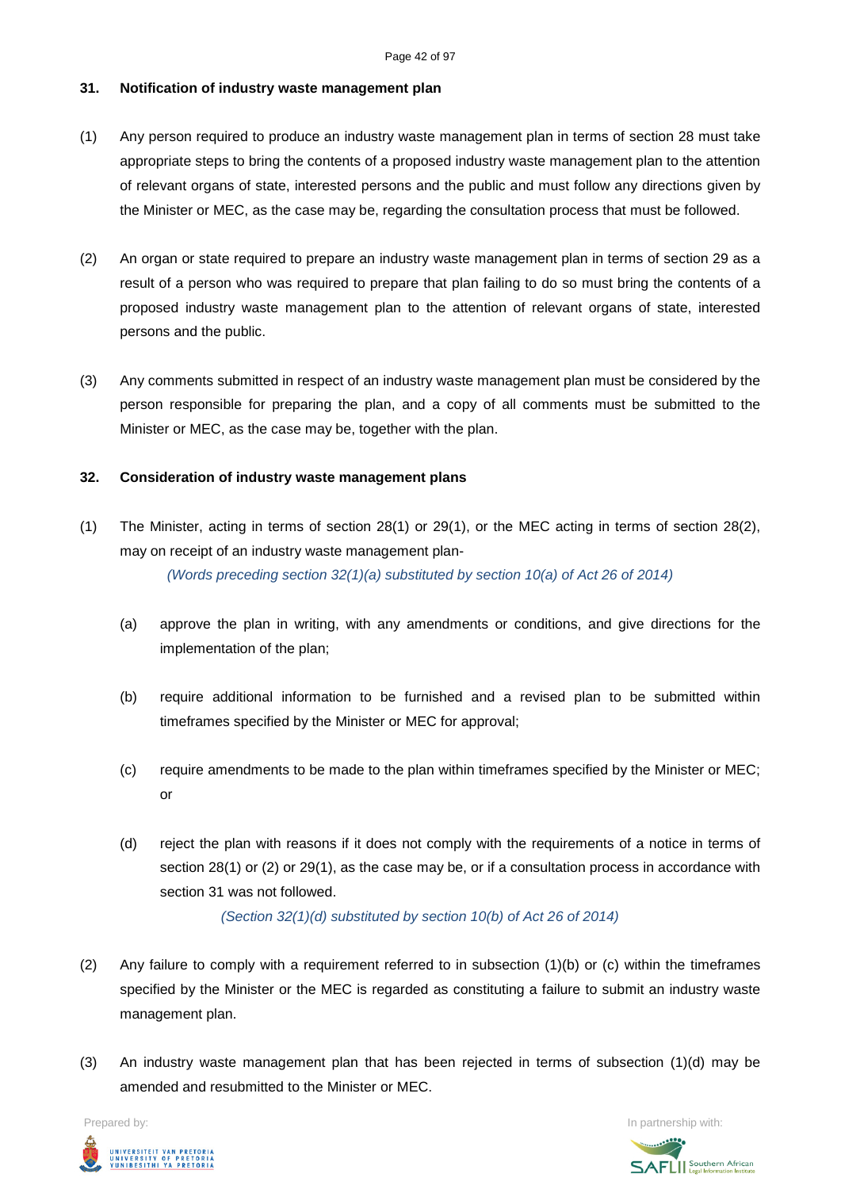**31. Notification of industry waste management plan**

(1) Any person required to produce an industry waste management plan in terms of section 28 must take appropriate steps to bring the contents of a proposed industry waste management plan to the attention of relevant organs of state, interested persons and the public and must follow any directions given by the Minister or MEC, as the case may be, regarding the consultation process that must be followed.

(2) An organ or state required to prepare an industry waste management plan in terms of section 29 as a result of a person who was required to prepare that plan failing to do so must bring the contents of a proposed industry waste management plan to the attention of relevant organs of state, interested persons and the public.

(3) Any comments submitted in respect of an industry waste management plan must be considered by the person responsible for preparing the plan, and a copy of all comments must be submitted to the Minister or MEC, as the case may be, together with the plan.

**32. Consideration of industry waste management plans**

(1) The Minister, acting in terms of section 28(1) or 29(1), or the MEC acting in terms of section 28(2), may on receipt of an industry waste management plan-

*(Words preceding section 32(1)(a) substituted by section 10(a) of Act 26 of 2014)*

(a) approve the plan in writing, with any amendments or conditions, and give directions for the implementation of the plan;

(b) require additional information to be furnished and a revised plan to be submitted within timeframes specified by the Minister or MEC for approval;

(c) require amendments to be made to the plan within timeframes specified by the Minister or MEC; or

(d) reject the plan with reasons if it does not comply with the requirements of a notice in terms of section 28(1) or (2) or 29(1), as the case may be, or if a consultation process in accordance with section 31 was not followed.

*(Section 32(1)(d) substituted by section 10(b) of Act 26 of 2014)*

(2) Any failure to comply with a requirement referred to in subsection (1)(b) or (c) within the timeframes specified by the Minister or the MEC is regarded as constituting a failure to submit an industry waste management plan.

(3) An industry waste management plan that has been rejected in terms of subsection (1)(d) may be amended and resubmitted to the Minister or MEC.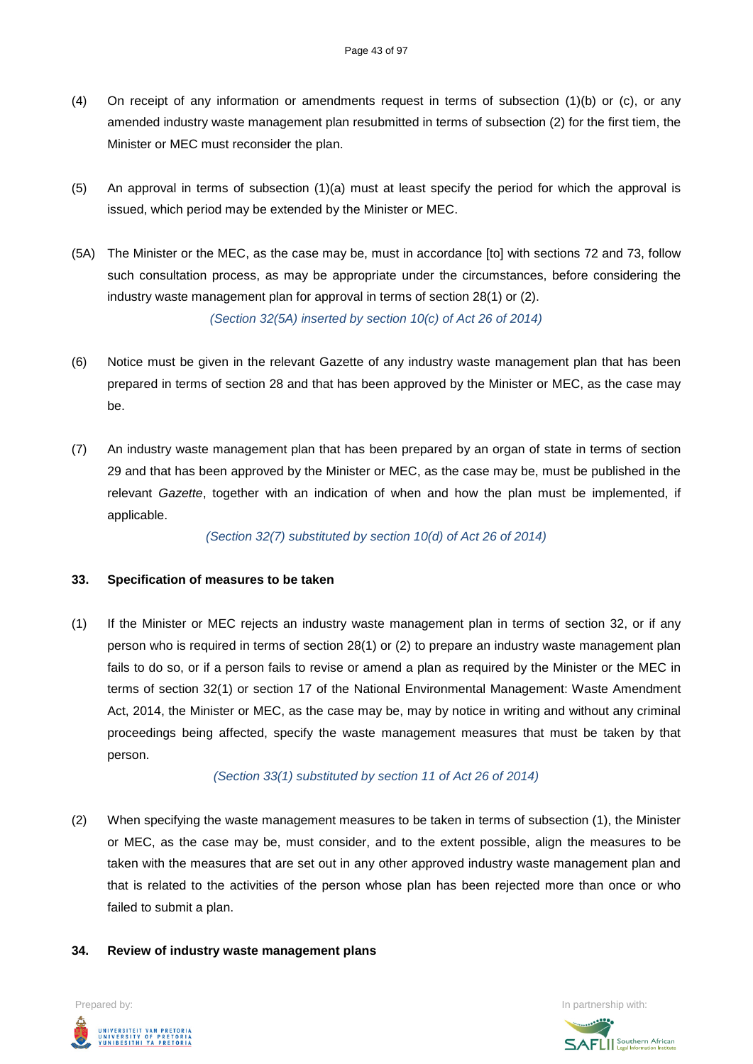(4) On receipt of any information or amendments request in terms of subsection (1)(b) or (c), or any amended industry waste management plan resubmitted in terms of subsection (2) for the first tiem, the Minister or MEC must reconsider the plan.

(5) An approval in terms of subsection (1)(a) must at least specify the period for which the approval is issued, which period may be extended by the Minister or MEC.

(5A) The Minister or the MEC, as the case may be, must in accordance [to] with sections 72 and 73, follow such consultation process, as may be appropriate under the circumstances, before considering the industry waste management plan for approval in terms of section 28(1) or (2).

*(Section 32(5A) inserted by section 10(c) of Act 26 of 2014)*

(6) Notice must be given in the relevant Gazette of any industry waste management plan that has been prepared in terms of section 28 and that has been approved by the Minister or MEC, as the case may be.

(7) An industry waste management plan that has been prepared by an organ of state in terms of section 29 and that has been approved by the Minister or MEC, as the case may be, must be published in the relevant *Gazette*, together with an indication of when and how the plan must be implemented, if applicable.

*(Section 32(7) substituted by section 10(d) of Act 26 of 2014)*

**33. Specification of measures to be taken**

(1) If the Minister or MEC rejects an industry waste management plan in terms of section 32, or if any person who is required in terms of section 28(1) or (2) to prepare an industry waste management plan fails to do so, or if a person fails to revise or amend a plan as required by the Minister or the MEC in terms of section 32(1) or section 17 of the National Environmental Management: Waste Amendment Act, 2014, the Minister or MEC, as the case may be, may by notice in writing and without any criminal proceedings being affected, specify the waste management measures that must be taken by that person.

*(Section 33(1) substituted by section 11 of Act 26 of 2014)*

(2) When specifying the waste management measures to be taken in terms of subsection (1), the Minister or MEC, as the case may be, must consider, and to the extent possible, align the measures to be taken with the measures that are set out in any other approved industry waste management plan and that is related to the activities of the person whose plan has been rejected more than once or who failed to submit a plan.

**34. Review of industry waste management plans**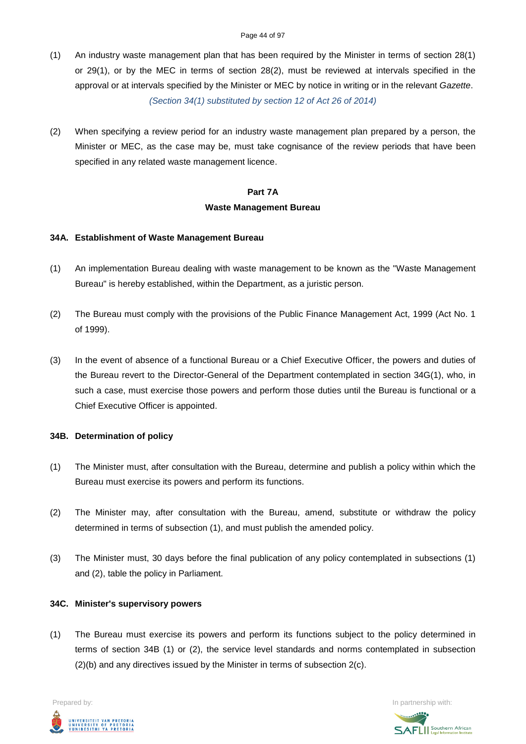(1) An industry waste management plan that has been required by the Minister in terms of section 28(1) or 29(1), or by the MEC in terms of section 28(2), must be reviewed at intervals specified in the approval or at intervals specified by the Minister or MEC by notice in writing or in the relevant *Gazette*.

*(Section 34(1) substituted by section 12 of Act 26 of 2014)*

(2) When specifying a review period for an industry waste management plan prepared by a person, the Minister or MEC, as the case may be, must take cognisance of the review periods that have been specified in any related waste management licence.

## Part 7A
## Waste Management Bureau

### 34A. Establishment of Waste Management Bureau

(1) An implementation Bureau dealing with waste management to be known as the "Waste Management Bureau" is hereby established, within the Department, as a juristic person.

(2) The Bureau must comply with the provisions of the Public Finance Management Act, 1999 (Act No. 1 of 1999).

(3) In the event of absence of a functional Bureau or a Chief Executive Officer, the powers and duties of the Bureau revert to the Director-General of the Department contemplated in section 34G(1), who, in such a case, must exercise those powers and perform those duties until the Bureau is functional or a Chief Executive Officer is appointed.

### 34B. Determination of policy

(1) The Minister must, after consultation with the Bureau, determine and publish a policy within which the Bureau must exercise its powers and perform its functions.

(2) The Minister may, after consultation with the Bureau, amend, substitute or withdraw the policy determined in terms of subsection (1), and must publish the amended policy.

(3) The Minister must, 30 days before the final publication of any policy contemplated in subsections (1) and (2), table the policy in Parliament.

### 34C. Minister's supervisory powers

(1) The Bureau must exercise its powers and perform its functions subject to the policy determined in terms of section 34B (1) or (2), the service level standards and norms contemplated in subsection (2)(b) and any directives issued by the Minister in terms of subsection 2(c).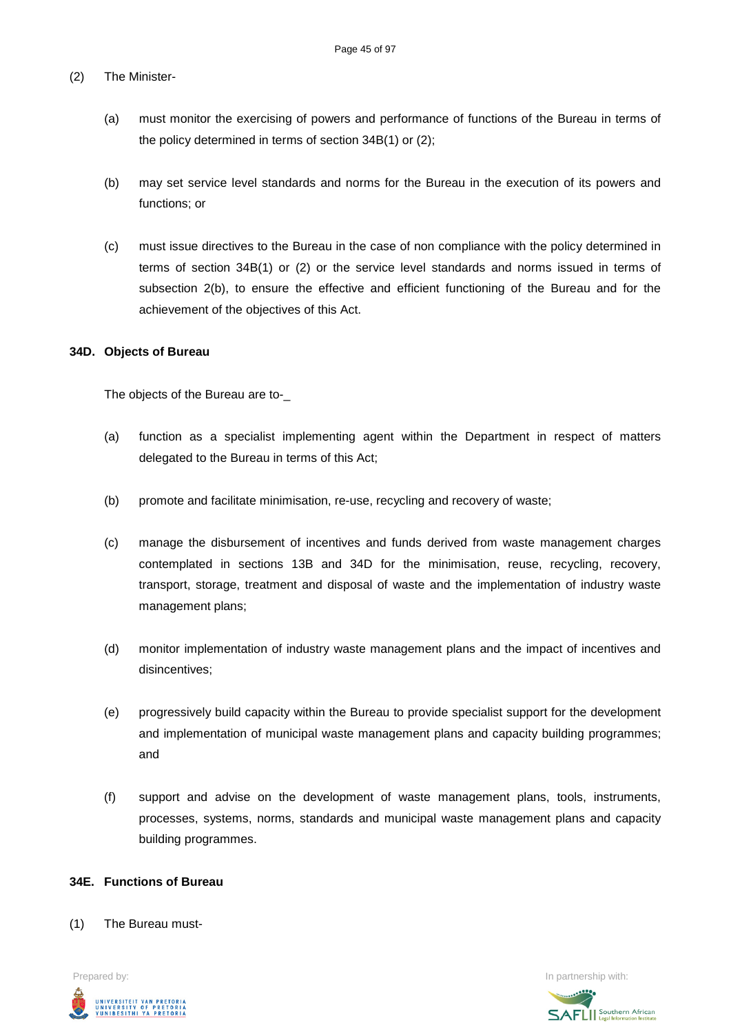(2) The Minister-

(a) must monitor the exercising of powers and performance of functions of the Bureau in terms of the policy determined in terms of section 34B(1) or (2);

(b) may set service level standards and norms for the Bureau in the execution of its powers and functions; or

(c) must issue directives to the Bureau in the case of non compliance with the policy determined in terms of section 34B(1) or (2) or the service level standards and norms issued in terms of subsection 2(b), to ensure the effective and efficient functioning of the Bureau and for the achievement of the objectives of this Act.

**34D. Objects of Bureau**

The objects of the Bureau are to-_

(a) function as a specialist implementing agent within the Department in respect of matters delegated to the Bureau in terms of this Act;

(b) promote and facilitate minimisation, re-use, recycling and recovery of waste;

(c) manage the disbursement of incentives and funds derived from waste management charges contemplated in sections 13B and 34D for the minimisation, reuse, recycling, recovery, transport, storage, treatment and disposal of waste and the implementation of industry waste management plans;

(d) monitor implementation of industry waste management plans and the impact of incentives and disincentives;

(e) progressively build capacity within the Bureau to provide specialist support for the development and implementation of municipal waste management plans and capacity building programmes; and

(f) support and advise on the development of waste management plans, tools, instruments, processes, systems, norms, standards and municipal waste management plans and capacity building programmes.

**34E. Functions of Bureau**

(1) The Bureau must-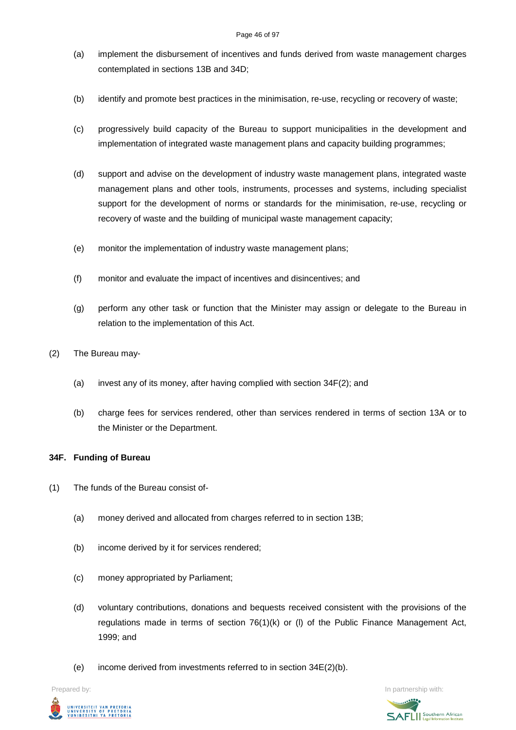(a) implement the disbursement of incentives and funds derived from waste management charges contemplated in sections 13B and 34D;

(b) identify and promote best practices in the minimisation, re-use, recycling or recovery of waste;

(c) progressively build capacity of the Bureau to support municipalities in the development and implementation of integrated waste management plans and capacity building programmes;

(d) support and advise on the development of industry waste management plans, integrated waste management plans and other tools, instruments, processes and systems, including specialist support for the development of norms or standards for the minimisation, re-use, recycling or recovery of waste and the building of municipal waste management capacity;

(e) monitor the implementation of industry waste management plans;

(f) monitor and evaluate the impact of incentives and disincentives; and

(g) perform any other task or function that the Minister may assign or delegate to the Bureau in relation to the implementation of this Act.

(2) The Bureau may-

(a) invest any of its money, after having complied with section 34F(2); and

(b) charge fees for services rendered, other than services rendered in terms of section 13A or to the Minister or the Department.

**34F. Funding of Bureau**

(1) The funds of the Bureau consist of-

(a) money derived and allocated from charges referred to in section 13B;

(b) income derived by it for services rendered;

(c) money appropriated by Parliament;

(d) voluntary contributions, donations and bequests received consistent with the provisions of the regulations made in terms of section 76(1)(k) or (l) of the Public Finance Management Act, 1999; and

(e) income derived from investments referred to in section 34E(2)(b).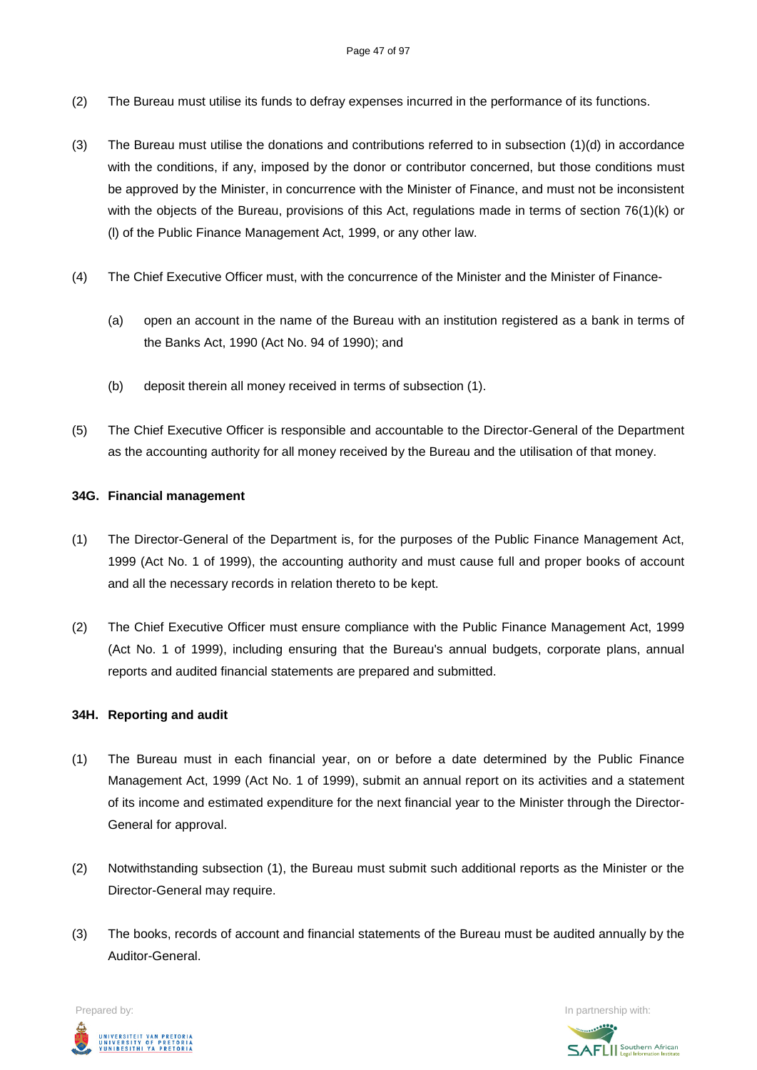(2) The Bureau must utilise its funds to defray expenses incurred in the performance of its functions.

(3) The Bureau must utilise the donations and contributions referred to in subsection (1)(d) in accordance with the conditions, if any, imposed by the donor or contributor concerned, but those conditions must be approved by the Minister, in concurrence with the Minister of Finance, and must not be inconsistent with the objects of the Bureau, provisions of this Act, regulations made in terms of section 76(1)(k) or (l) of the Public Finance Management Act, 1999, or any other law.

(4) The Chief Executive Officer must, with the concurrence of the Minister and the Minister of Finance-

(a) open an account in the name of the Bureau with an institution registered as a bank in terms of the Banks Act, 1990 (Act No. 94 of 1990); and

(b) deposit therein all money received in terms of subsection (1).

(5) The Chief Executive Officer is responsible and accountable to the Director-General of the Department as the accounting authority for all money received by the Bureau and the utilisation of that money.

**34G. Financial management**

(1) The Director-General of the Department is, for the purposes of the Public Finance Management Act, 1999 (Act No. 1 of 1999), the accounting authority and must cause full and proper books of account and all the necessary records in relation thereto to be kept.

(2) The Chief Executive Officer must ensure compliance with the Public Finance Management Act, 1999 (Act No. 1 of 1999), including ensuring that the Bureau's annual budgets, corporate plans, annual reports and audited financial statements are prepared and submitted.

**34H. Reporting and audit**

(1) The Bureau must in each financial year, on or before a date determined by the Public Finance Management Act, 1999 (Act No. 1 of 1999), submit an annual report on its activities and a statement of its income and estimated expenditure for the next financial year to the Minister through the Director-General for approval.

(2) Notwithstanding subsection (1), the Bureau must submit such additional reports as the Minister or the Director-General may require.

(3) The books, records of account and financial statements of the Bureau must be audited annually by the Auditor-General.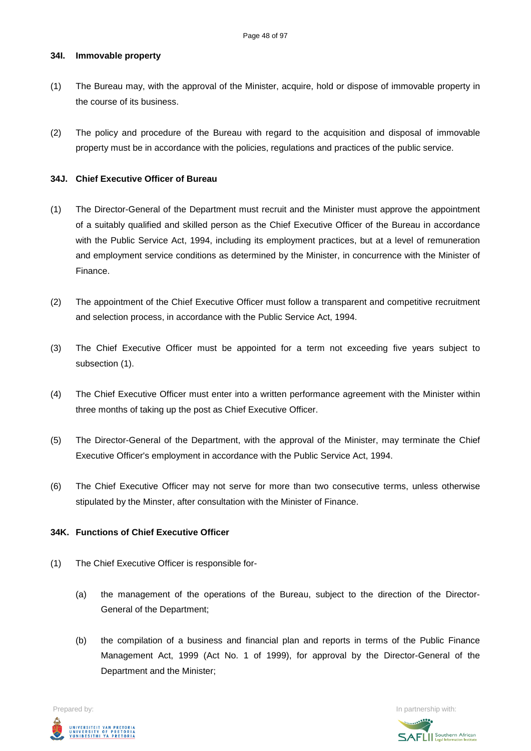### 34I. Immovable property

(1) The Bureau may, with the approval of the Minister, acquire, hold or dispose of immovable property in the course of its business.

(2) The policy and procedure of the Bureau with regard to the acquisition and disposal of immovable property must be in accordance with the policies, regulations and practices of the public service.

### 34J. Chief Executive Officer of Bureau

(1) The Director-General of the Department must recruit and the Minister must approve the appointment of a suitably qualified and skilled person as the Chief Executive Officer of the Bureau in accordance with the Public Service Act, 1994, including its employment practices, but at a level of remuneration and employment service conditions as determined by the Minister, in concurrence with the Minister of Finance.

(2) The appointment of the Chief Executive Officer must follow a transparent and competitive recruitment and selection process, in accordance with the Public Service Act, 1994.

(3) The Chief Executive Officer must be appointed for a term not exceeding five years subject to subsection (1).

(4) The Chief Executive Officer must enter into a written performance agreement with the Minister within three months of taking up the post as Chief Executive Officer.

(5) The Director-General of the Department, with the approval of the Minister, may terminate the Chief Executive Officer's employment in accordance with the Public Service Act, 1994.

(6) The Chief Executive Officer may not serve for more than two consecutive terms, unless otherwise stipulated by the Minster, after consultation with the Minister of Finance.

### 34K. Functions of Chief Executive Officer

(1) The Chief Executive Officer is responsible for-

(a) the management of the operations of the Bureau, subject to the direction of the Director-General of the Department;

(b) the compilation of a business and financial plan and reports in terms of the Public Finance Management Act, 1999 (Act No. 1 of 1999), for approval by the Director-General of the Department and the Minister;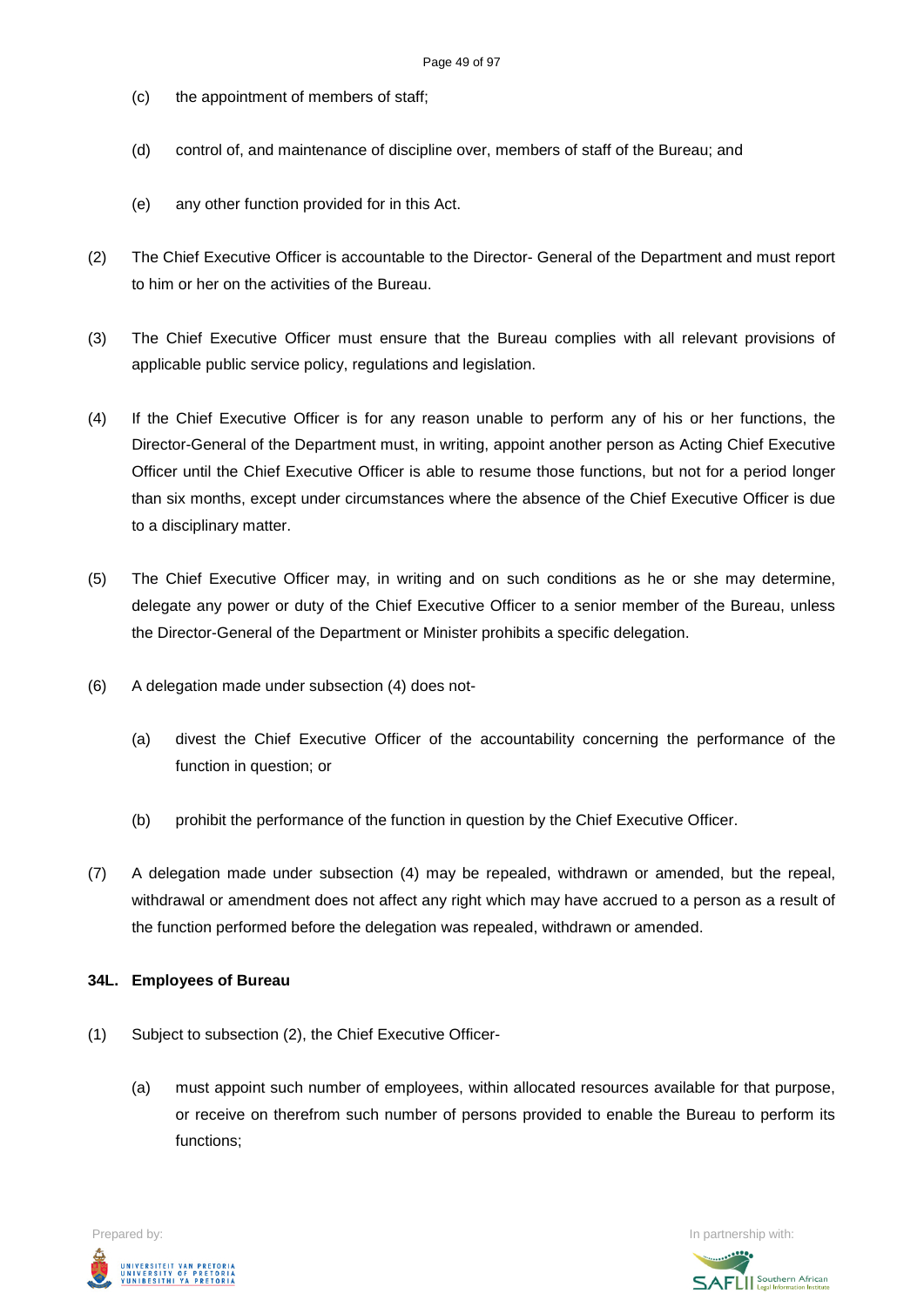(c) the appointment of members of staff;

(d) control of, and maintenance of discipline over, members of staff of the Bureau; and

(e) any other function provided for in this Act.

(2) The Chief Executive Officer is accountable to the Director- General of the Department and must report to him or her on the activities of the Bureau.

(3) The Chief Executive Officer must ensure that the Bureau complies with all relevant provisions of applicable public service policy, regulations and legislation.

(4) If the Chief Executive Officer is for any reason unable to perform any of his or her functions, the Director-General of the Department must, in writing, appoint another person as Acting Chief Executive Officer until the Chief Executive Officer is able to resume those functions, but not for a period longer than six months, except under circumstances where the absence of the Chief Executive Officer is due to a disciplinary matter.

(5) The Chief Executive Officer may, in writing and on such conditions as he or she may determine, delegate any power or duty of the Chief Executive Officer to a senior member of the Bureau, unless the Director-General of the Department or Minister prohibits a specific delegation.

(6) A delegation made under subsection (4) does not-

(a) divest the Chief Executive Officer of the accountability concerning the performance of the function in question; or

(b) prohibit the performance of the function in question by the Chief Executive Officer.

(7) A delegation made under subsection (4) may be repealed, withdrawn or amended, but the repeal, withdrawal or amendment does not affect any right which may have accrued to a person as a result of the function performed before the delegation was repealed, withdrawn or amended.

**34L. Employees of Bureau**

(1) Subject to subsection (2), the Chief Executive Officer-

(a) must appoint such number of employees, within allocated resources available for that purpose, or receive on therefrom such number of persons provided to enable the Bureau to perform its functions;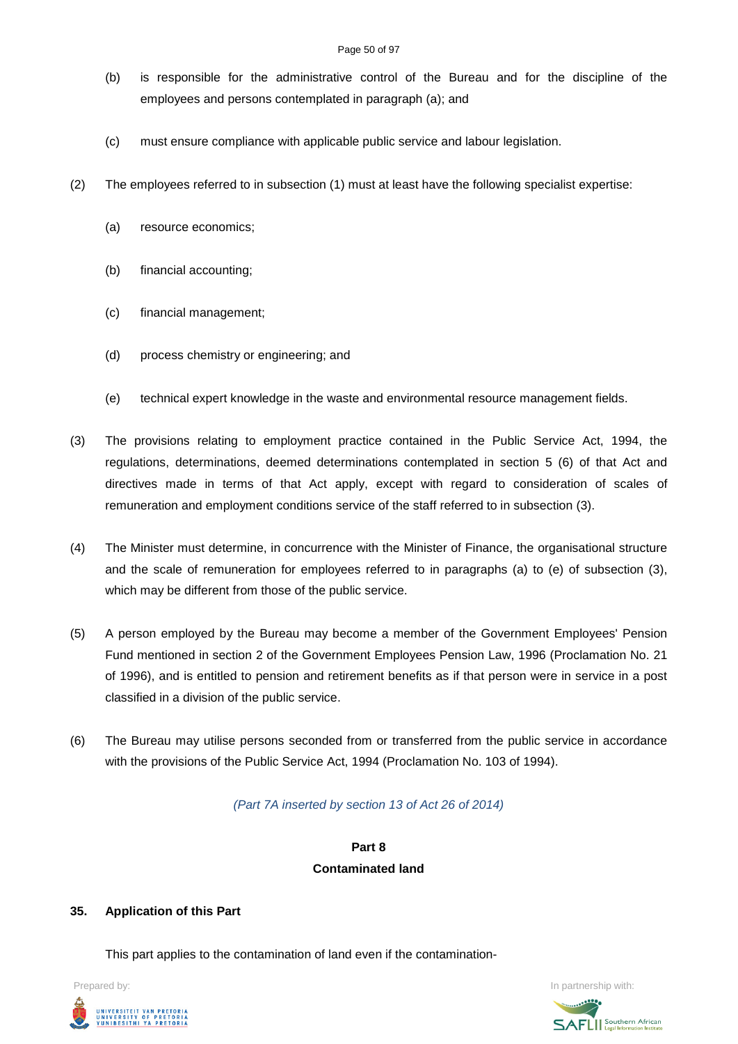(b) is responsible for the administrative control of the Bureau and for the discipline of the employees and persons contemplated in paragraph (a); and

(c) must ensure compliance with applicable public service and labour legislation.

(2) The employees referred to in subsection (1) must at least have the following specialist expertise:

(a) resource economics;

(b) financial accounting;

(c) financial management;

(d) process chemistry or engineering; and

(e) technical expert knowledge in the waste and environmental resource management fields.

(3) The provisions relating to employment practice contained in the Public Service Act, 1994, the regulations, determinations, deemed determinations contemplated in section 5 (6) of that Act and directives made in terms of that Act apply, except with regard to consideration of scales of remuneration and employment conditions service of the staff referred to in subsection (3).

(4) The Minister must determine, in concurrence with the Minister of Finance, the organisational structure and the scale of remuneration for employees referred to in paragraphs (a) to (e) of subsection (3), which may be different from those of the public service.

(5) A person employed by the Bureau may become a member of the Government Employees' Pension Fund mentioned in section 2 of the Government Employees Pension Law, 1996 (Proclamation No. 21 of 1996), and is entitled to pension and retirement benefits as if that person were in service in a post classified in a division of the public service.

(6) The Bureau may utilise persons seconded from or transferred from the public service in accordance with the provisions of the Public Service Act, 1994 (Proclamation No. 103 of 1994).

*(Part 7A inserted by section 13 of Act 26 of 2014)*

## Part 8
## Contaminated land

### 35. Application of this Part

This part applies to the contamination of land even if the contamination-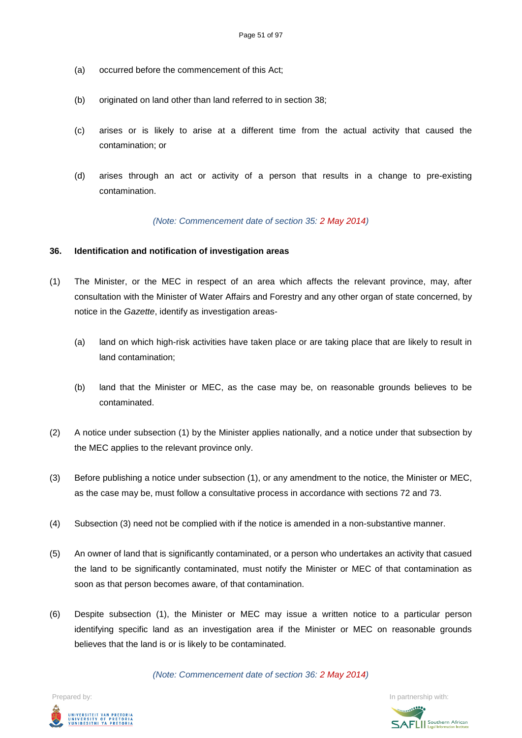(a) occurred before the commencement of this Act;

(b) originated on land other than land referred to in section 38;

(c) arises or is likely to arise at a different time from the actual activity that caused the contamination; or

(d) arises through an act or activity of a person that results in a change to pre-existing contamination.

*(Note: Commencement date of section 35: 2 May 2014)*

**36. Identification and notification of investigation areas**

(1) The Minister, or the MEC in respect of an area which affects the relevant province, may, after consultation with the Minister of Water Affairs and Forestry and any other organ of state concerned, by notice in the *Gazette*, identify as investigation areas-

(a) land on which high-risk activities have taken place or are taking place that are likely to result in land contamination;

(b) land that the Minister or MEC, as the case may be, on reasonable grounds believes to be contaminated.

(2) A notice under subsection (1) by the Minister applies nationally, and a notice under that subsection by the MEC applies to the relevant province only.

(3) Before publishing a notice under subsection (1), or any amendment to the notice, the Minister or MEC, as the case may be, must follow a consultative process in accordance with sections 72 and 73.

(4) Subsection (3) need not be complied with if the notice is amended in a non-substantive manner.

(5) An owner of land that is significantly contaminated, or a person who undertakes an activity that casued the land to be significantly contaminated, must notify the Minister or MEC of that contamination as soon as that person becomes aware, of that contamination.

(6) Despite subsection (1), the Minister or MEC may issue a written notice to a particular person identifying specific land as an investigation area if the Minister or MEC on reasonable grounds believes that the land is or is likely to be contaminated.

*(Note: Commencement date of section 36: 2 May 2014)*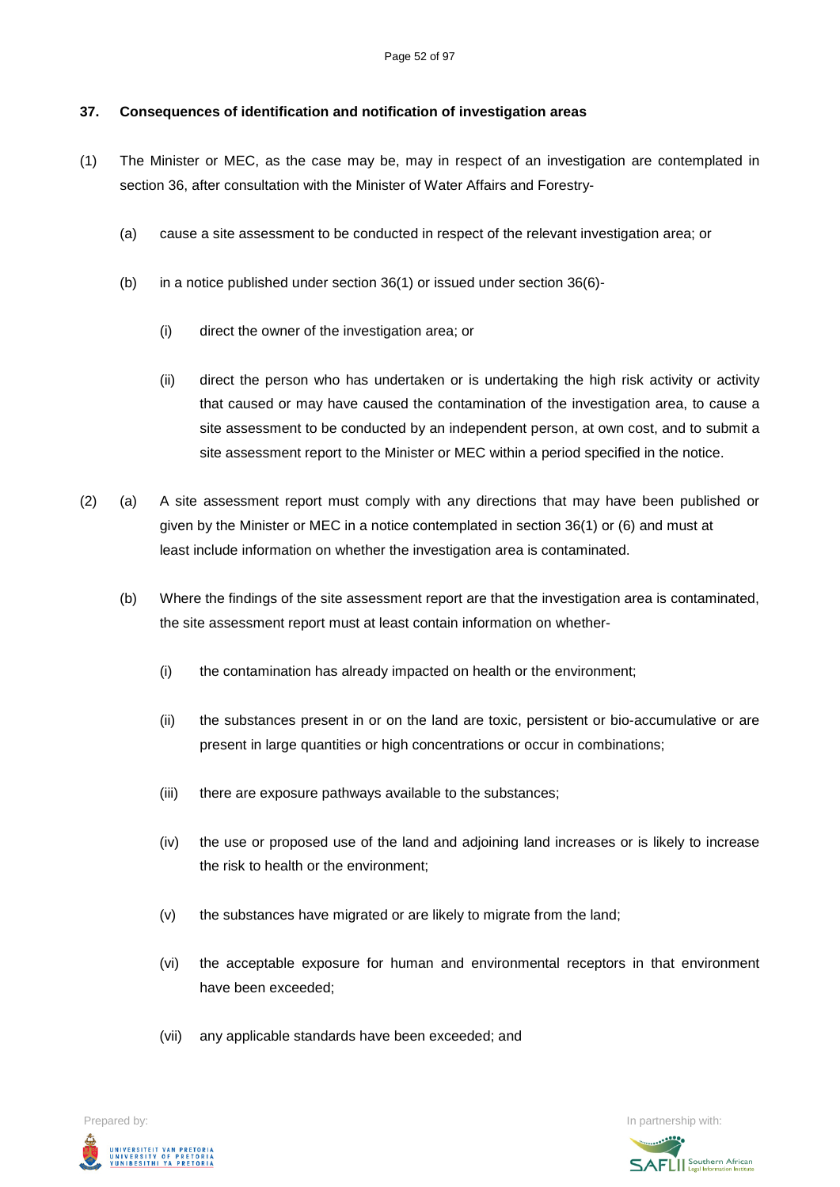**37. Consequences of identification and notification of investigation areas**

(1) The Minister or MEC, as the case may be, may in respect of an investigation are contemplated in section 36, after consultation with the Minister of Water Affairs and Forestry-

(a) cause a site assessment to be conducted in respect of the relevant investigation area; or

(b) in a notice published under section 36(1) or issued under section 36(6)-

(i) direct the owner of the investigation area; or

(ii) direct the person who has undertaken or is undertaking the high risk activity or activity that caused or may have caused the contamination of the investigation area, to cause a site assessment to be conducted by an independent person, at own cost, and to submit a site assessment report to the Minister or MEC within a period specified in the notice.

(2) (a) A site assessment report must comply with any directions that may have been published or given by the Minister or MEC in a notice contemplated in section 36(1) or (6) and must at least include information on whether the investigation area is contaminated.

(b) Where the findings of the site assessment report are that the investigation area is contaminated, the site assessment report must at least contain information on whether-

(i) the contamination has already impacted on health or the environment;

(ii) the substances present in or on the land are toxic, persistent or bio-accumulative or are present in large quantities or high concentrations or occur in combinations;

(iii) there are exposure pathways available to the substances;

(iv) the use or proposed use of the land and adjoining land increases or is likely to increase the risk to health or the environment;

(v) the substances have migrated or are likely to migrate from the land;

(vi) the acceptable exposure for human and environmental receptors in that environment have been exceeded;

(vii) any applicable standards have been exceeded; and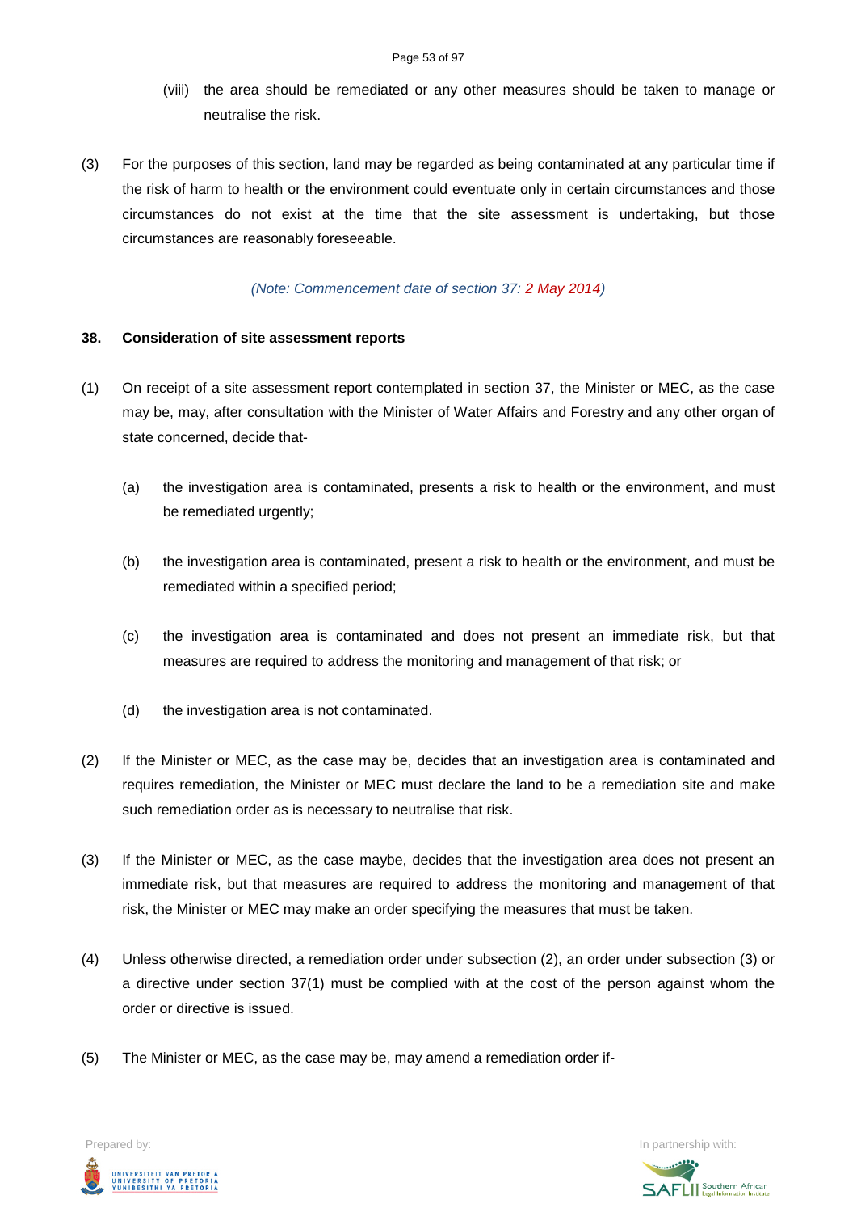(viii) the area should be remediated or any other measures should be taken to manage or neutralise the risk.

(3) For the purposes of this section, land may be regarded as being contaminated at any particular time if the risk of harm to health or the environment could eventuate only in certain circumstances and those circumstances do not exist at the time that the site assessment is undertaking, but those circumstances are reasonably foreseeable.

*(Note: Commencement date of section 37: 2 May 2014)*

**38. Consideration of site assessment reports**

(1) On receipt of a site assessment report contemplated in section 37, the Minister or MEC, as the case may be, may, after consultation with the Minister of Water Affairs and Forestry and any other organ of state concerned, decide that-

(a) the investigation area is contaminated, presents a risk to health or the environment, and must be remediated urgently;

(b) the investigation area is contaminated, present a risk to health or the environment, and must be remediated within a specified period;

(c) the investigation area is contaminated and does not present an immediate risk, but that measures are required to address the monitoring and management of that risk; or

(d) the investigation area is not contaminated.

(2) If the Minister or MEC, as the case may be, decides that an investigation area is contaminated and requires remediation, the Minister or MEC must declare the land to be a remediation site and make such remediation order as is necessary to neutralise that risk.

(3) If the Minister or MEC, as the case maybe, decides that the investigation area does not present an immediate risk, but that measures are required to address the monitoring and management of that risk, the Minister or MEC may make an order specifying the measures that must be taken.

(4) Unless otherwise directed, a remediation order under subsection (2), an order under subsection (3) or a directive under section 37(1) must be complied with at the cost of the person against whom the order or directive is issued.

(5) The Minister or MEC, as the case may be, may amend a remediation order if-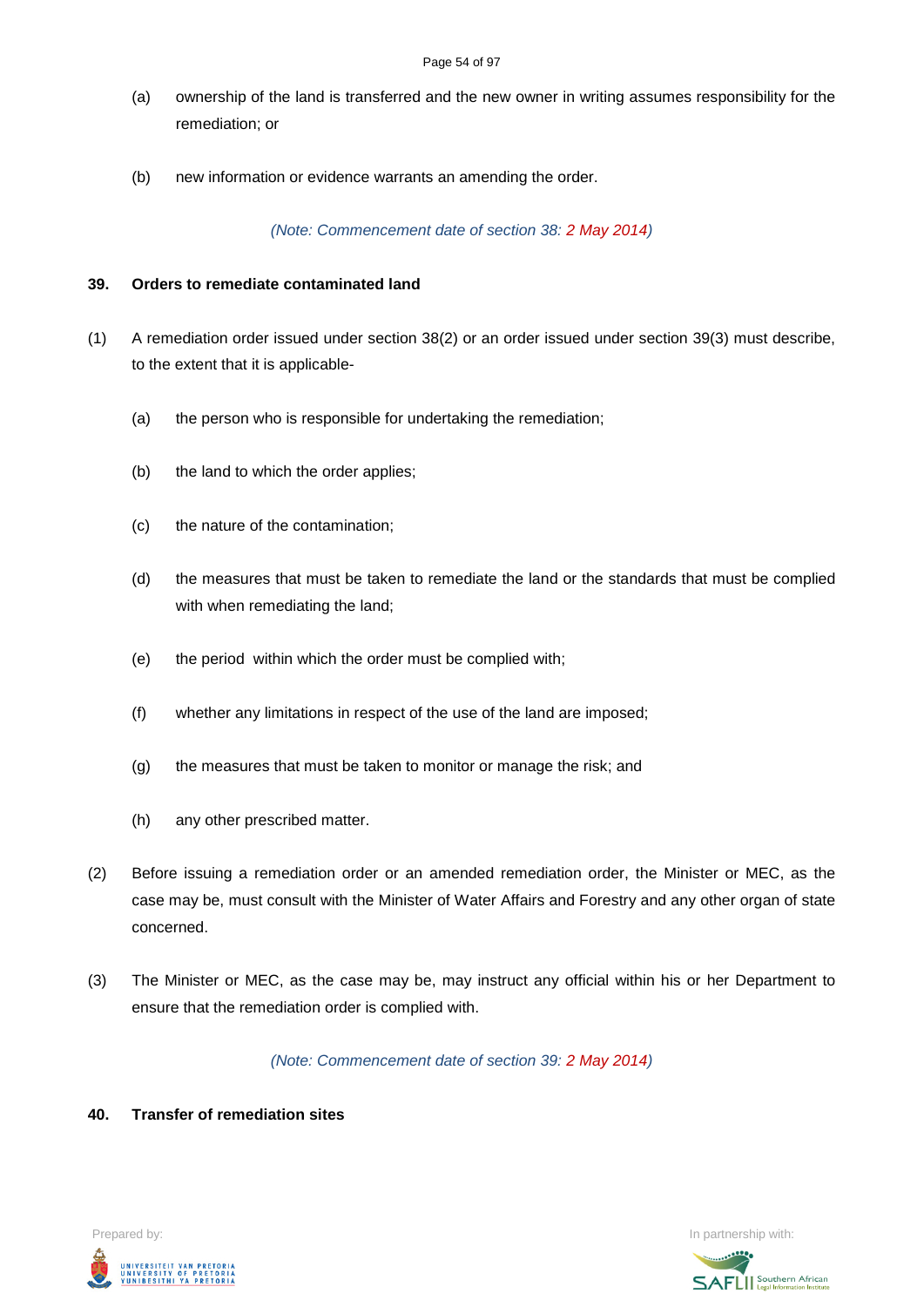(a) ownership of the land is transferred and the new owner in writing assumes responsibility for the remediation; or

(b) new information or evidence warrants an amending the order.

*(Note: Commencement date of section 38: 2 May 2014)*

**39. Orders to remediate contaminated land**

(1) A remediation order issued under section 38(2) or an order issued under section 39(3) must describe, to the extent that it is applicable-

(a) the person who is responsible for undertaking the remediation;

(b) the land to which the order applies;

(c) the nature of the contamination;

(d) the measures that must be taken to remediate the land or the standards that must be complied with when remediating the land;

(e) the period within which the order must be complied with;

(f) whether any limitations in respect of the use of the land are imposed;

(g) the measures that must be taken to monitor or manage the risk; and

(h) any other prescribed matter.

(2) Before issuing a remediation order or an amended remediation order, the Minister or MEC, as the case may be, must consult with the Minister of Water Affairs and Forestry and any other organ of state concerned.

(3) The Minister or MEC, as the case may be, may instruct any official within his or her Department to ensure that the remediation order is complied with.

*(Note: Commencement date of section 39: 2 May 2014)*

**40. Transfer of remediation sites**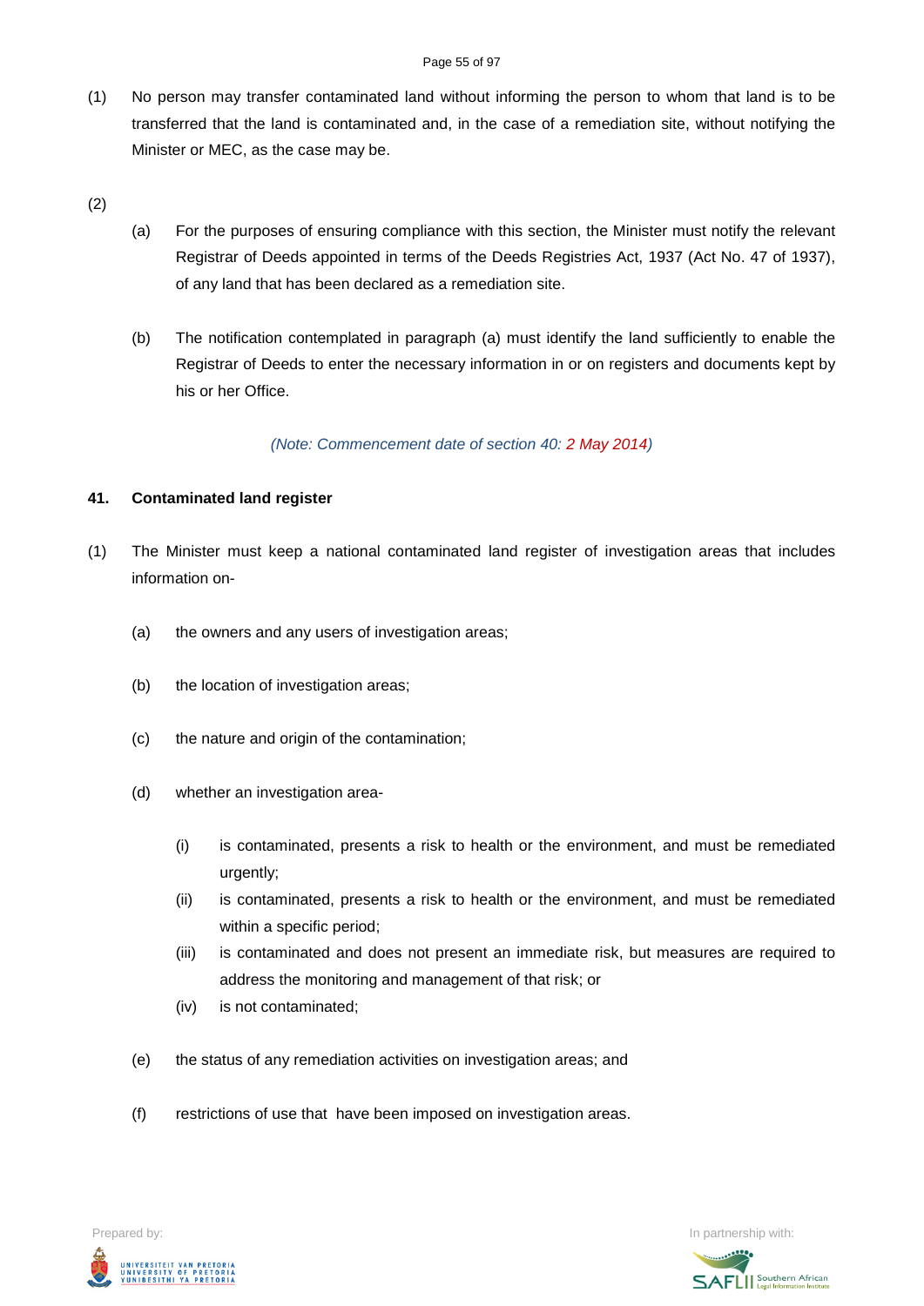(1) No person may transfer contaminated land without informing the person to whom that land is to be transferred that the land is contaminated and, in the case of a remediation site, without notifying the Minister or MEC, as the case may be.

(2)

(a) For the purposes of ensuring compliance with this section, the Minister must notify the relevant Registrar of Deeds appointed in terms of the Deeds Registries Act, 1937 (Act No. 47 of 1937), of any land that has been declared as a remediation site.

(b) The notification contemplated in paragraph (a) must identify the land sufficiently to enable the Registrar of Deeds to enter the necessary information in or on registers and documents kept by his or her Office.

*(Note: Commencement date of section 40: 2 May 2014)*

**41. Contaminated land register**

(1) The Minister must keep a national contaminated land register of investigation areas that includes information on-

(a) the owners and any users of investigation areas;

(b) the location of investigation areas;

(c) the nature and origin of the contamination;

(d) whether an investigation area-

(i) is contaminated, presents a risk to health or the environment, and must be remediated urgently;

(ii) is contaminated, presents a risk to health or the environment, and must be remediated within a specific period;

(iii) is contaminated and does not present an immediate risk, but measures are required to address the monitoring and management of that risk; or

(iv) is not contaminated;

(e) the status of any remediation activities on investigation areas; and

(f) restrictions of use that have been imposed on investigation areas.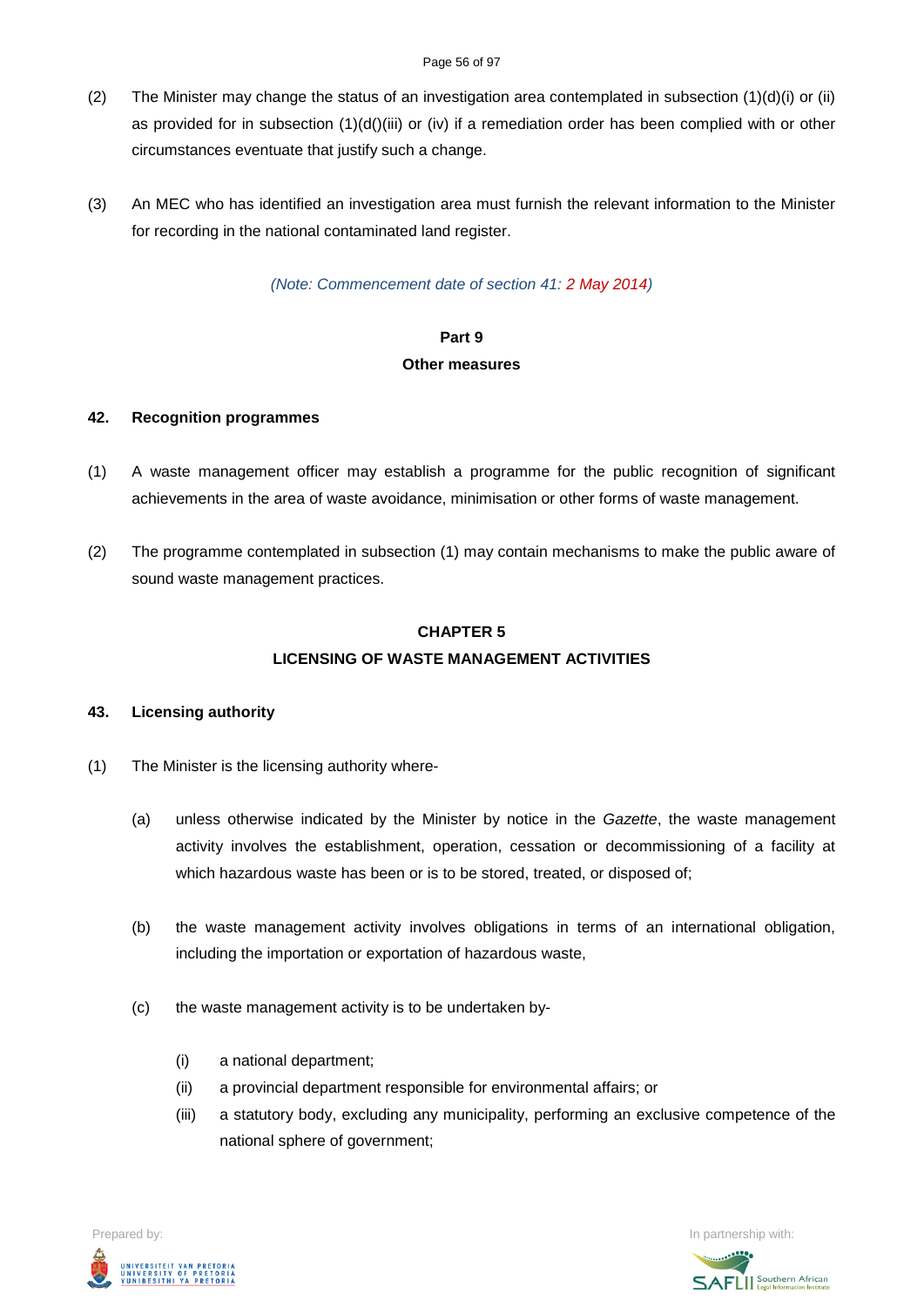(2) The Minister may change the status of an investigation area contemplated in subsection (1)(d)(i) or (ii) as provided for in subsection (1)(d()(iii) or (iv) if a remediation order has been complied with or other circumstances eventuate that justify such a change.

(3) An MEC who has identified an investigation area must furnish the relevant information to the Minister for recording in the national contaminated land register.

*(Note: Commencement date of section 41: 2 May 2014)*

**Part 9**

**Other measures**

**42. Recognition programmes**

(1) A waste management officer may establish a programme for the public recognition of significant achievements in the area of waste avoidance, minimisation or other forms of waste management.

(2) The programme contemplated in subsection (1) may contain mechanisms to make the public aware of sound waste management practices.

## CHAPTER 5

## LICENSING OF WASTE MANAGEMENT ACTIVITIES

**43. Licensing authority**

(1) The Minister is the licensing authority where-

(a) unless otherwise indicated by the Minister by notice in the *Gazette*, the waste management activity involves the establishment, operation, cessation or decommissioning of a facility at which hazardous waste has been or is to be stored, treated, or disposed of;

(b) the waste management activity involves obligations in terms of an international obligation, including the importation or exportation of hazardous waste,

(c) the waste management activity is to be undertaken by-

(i) a national department;

(ii) a provincial department responsible for environmental affairs; or

(iii) a statutory body, excluding any municipality, performing an exclusive competence of the national sphere of government;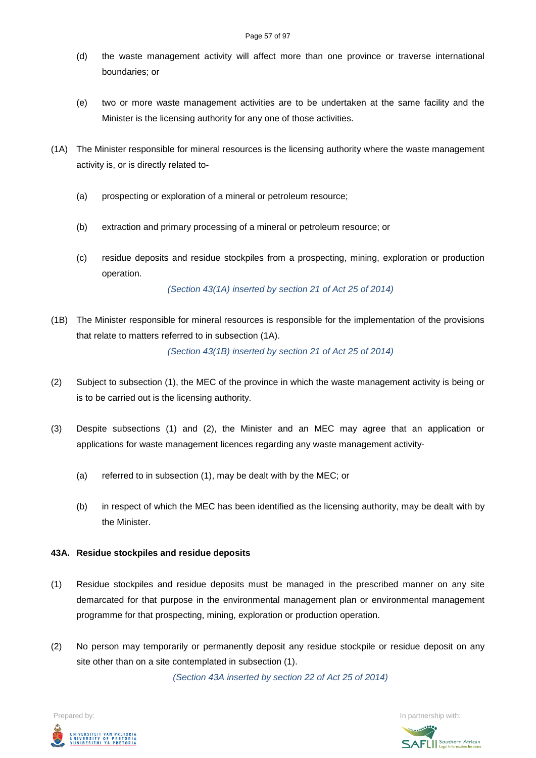(d) the waste management activity will affect more than one province or traverse international boundaries; or

(e) two or more waste management activities are to be undertaken at the same facility and the Minister is the licensing authority for any one of those activities.

(1A) The Minister responsible for mineral resources is the licensing authority where the waste management activity is, or is directly related to-

(a) prospecting or exploration of a mineral or petroleum resource;

(b) extraction and primary processing of a mineral or petroleum resource; or

(c) residue deposits and residue stockpiles from a prospecting, mining, exploration or production operation.

*(Section 43(1A) inserted by section 21 of Act 25 of 2014)*

(1B) The Minister responsible for mineral resources is responsible for the implementation of the provisions that relate to matters referred to in subsection (1A).

*(Section 43(1B) inserted by section 21 of Act 25 of 2014)*

(2) Subject to subsection (1), the MEC of the province in which the waste management activity is being or is to be carried out is the licensing authority.

(3) Despite subsections (1) and (2), the Minister and an MEC may agree that an application or applications for waste management licences regarding any waste management activity-

(a) referred to in subsection (1), may be dealt with by the MEC; or

(b) in respect of which the MEC has been identified as the licensing authority, may be dealt with by the Minister.

**43A. Residue stockpiles and residue deposits**

(1) Residue stockpiles and residue deposits must be managed in the prescribed manner on any site demarcated for that purpose in the environmental management plan or environmental management programme for that prospecting, mining, exploration or production operation.

(2) No person may temporarily or permanently deposit any residue stockpile or residue deposit on any site other than on a site contemplated in subsection (1).

*(Section 43A inserted by section 22 of Act 25 of 2014)*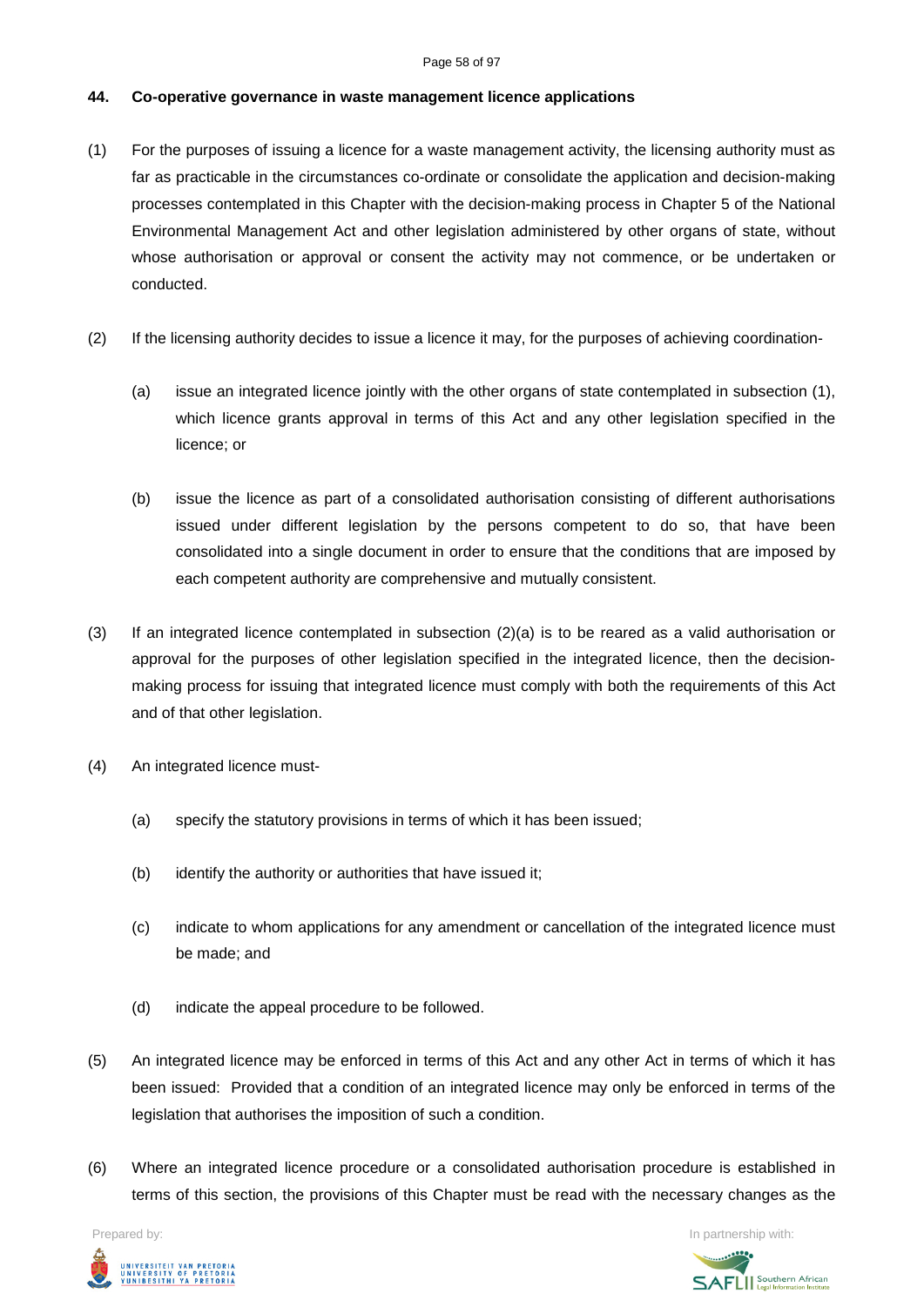**44. Co-operative governance in waste management licence applications**

(1) For the purposes of issuing a licence for a waste management activity, the licensing authority must as far as practicable in the circumstances co-ordinate or consolidate the application and decision-making processes contemplated in this Chapter with the decision-making process in Chapter 5 of the National Environmental Management Act and other legislation administered by other organs of state, without whose authorisation or approval or consent the activity may not commence, or be undertaken or conducted.

(2) If the licensing authority decides to issue a licence it may, for the purposes of achieving coordination-

(a) issue an integrated licence jointly with the other organs of state contemplated in subsection (1), which licence grants approval in terms of this Act and any other legislation specified in the licence; or

(b) issue the licence as part of a consolidated authorisation consisting of different authorisations issued under different legislation by the persons competent to do so, that have been consolidated into a single document in order to ensure that the conditions that are imposed by each competent authority are comprehensive and mutually consistent.

(3) If an integrated licence contemplated in subsection (2)(a) is to be reared as a valid authorisation or approval for the purposes of other legislation specified in the integrated licence, then the decision-making process for issuing that integrated licence must comply with both the requirements of this Act and of that other legislation.

(4) An integrated licence must-

(a) specify the statutory provisions in terms of which it has been issued;

(b) identify the authority or authorities that have issued it;

(c) indicate to whom applications for any amendment or cancellation of the integrated licence must be made; and

(d) indicate the appeal procedure to be followed.

(5) An integrated licence may be enforced in terms of this Act and any other Act in terms of which it has been issued: Provided that a condition of an integrated licence may only be enforced in terms of the legislation that authorises the imposition of such a condition.

(6) Where an integrated licence procedure or a consolidated authorisation procedure is established in terms of this section, the provisions of this Chapter must be read with the necessary changes as the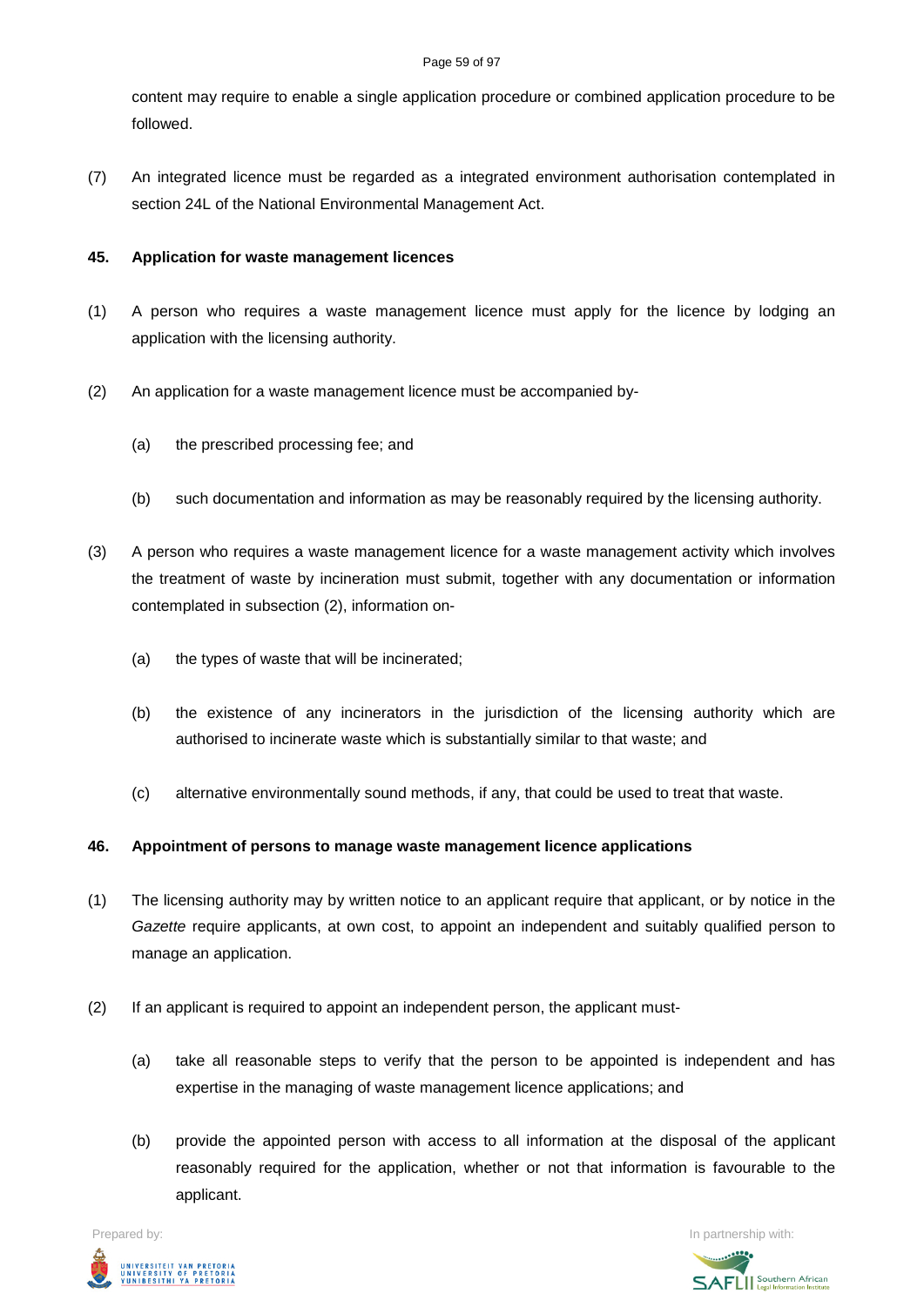content may require to enable a single application procedure or combined application procedure to be followed.

(7) An integrated licence must be regarded as a integrated environment authorisation contemplated in section 24L of the National Environmental Management Act.

**45. Application for waste management licences**

(1) A person who requires a waste management licence must apply for the licence by lodging an application with the licensing authority.

(2) An application for a waste management licence must be accompanied by-

(a) the prescribed processing fee; and

(b) such documentation and information as may be reasonably required by the licensing authority.

(3) A person who requires a waste management licence for a waste management activity which involves the treatment of waste by incineration must submit, together with any documentation or information contemplated in subsection (2), information on-

(a) the types of waste that will be incinerated;

(b) the existence of any incinerators in the jurisdiction of the licensing authority which are authorised to incinerate waste which is substantially similar to that waste; and

(c) alternative environmentally sound methods, if any, that could be used to treat that waste.

**46. Appointment of persons to manage waste management licence applications**

(1) The licensing authority may by written notice to an applicant require that applicant, or by notice in the *Gazette* require applicants, at own cost, to appoint an independent and suitably qualified person to manage an application.

(2) If an applicant is required to appoint an independent person, the applicant must-

(a) take all reasonable steps to verify that the person to be appointed is independent and has expertise in the managing of waste management licence applications; and

(b) provide the appointed person with access to all information at the disposal of the applicant reasonably required for the application, whether or not that information is favourable to the applicant.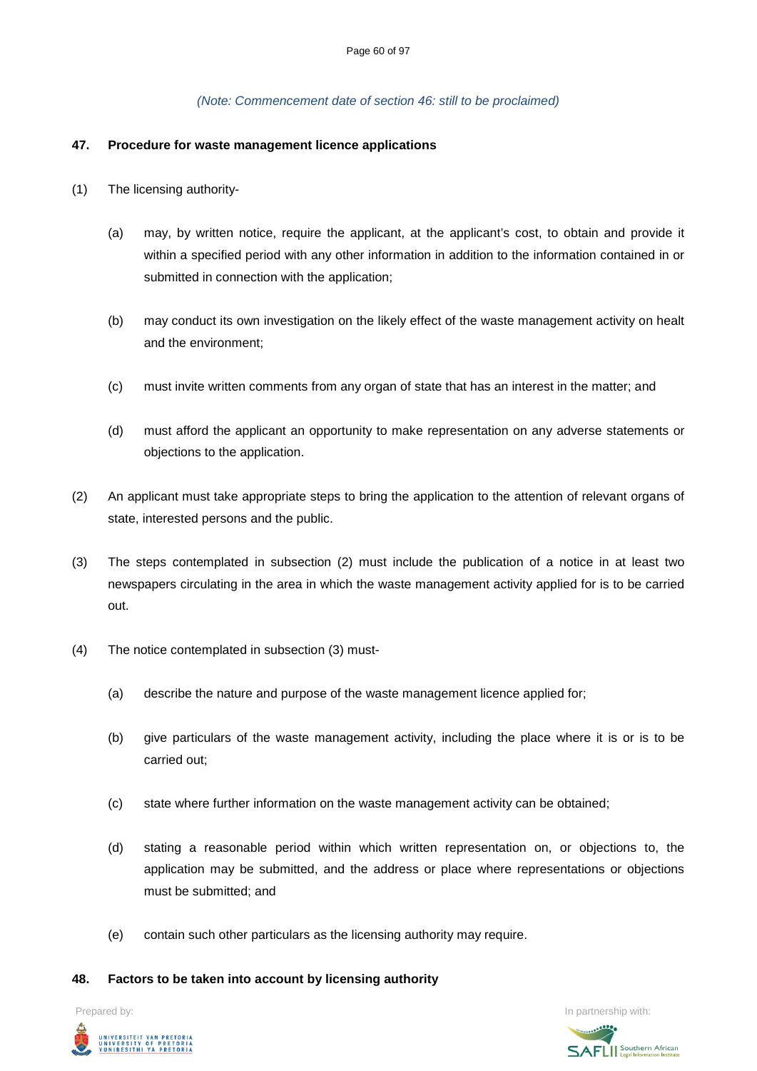*(Note: Commencement date of section 46: still to be proclaimed)*

**47. Procedure for waste management licence applications**

(1) The licensing authority-

(a) may, by written notice, require the applicant, at the applicant's cost, to obtain and provide it within a specified period with any other information in addition to the information contained in or submitted in connection with the application;

(b) may conduct its own investigation on the likely effect of the waste management activity on healt and the environment;

(c) must invite written comments from any organ of state that has an interest in the matter; and

(d) must afford the applicant an opportunity to make representation on any adverse statements or objections to the application.

(2) An applicant must take appropriate steps to bring the application to the attention of relevant organs of state, interested persons and the public.

(3) The steps contemplated in subsection (2) must include the publication of a notice in at least two newspapers circulating in the area in which the waste management activity applied for is to be carried out.

(4) The notice contemplated in subsection (3) must-

(a) describe the nature and purpose of the waste management licence applied for;

(b) give particulars of the waste management activity, including the place where it is or is to be carried out;

(c) state where further information on the waste management activity can be obtained;

(d) stating a reasonable period within which written representation on, or objections to, the application may be submitted, and the address or place where representations or objections must be submitted; and

(e) contain such other particulars as the licensing authority may require.

**48. Factors to be taken into account by licensing authority**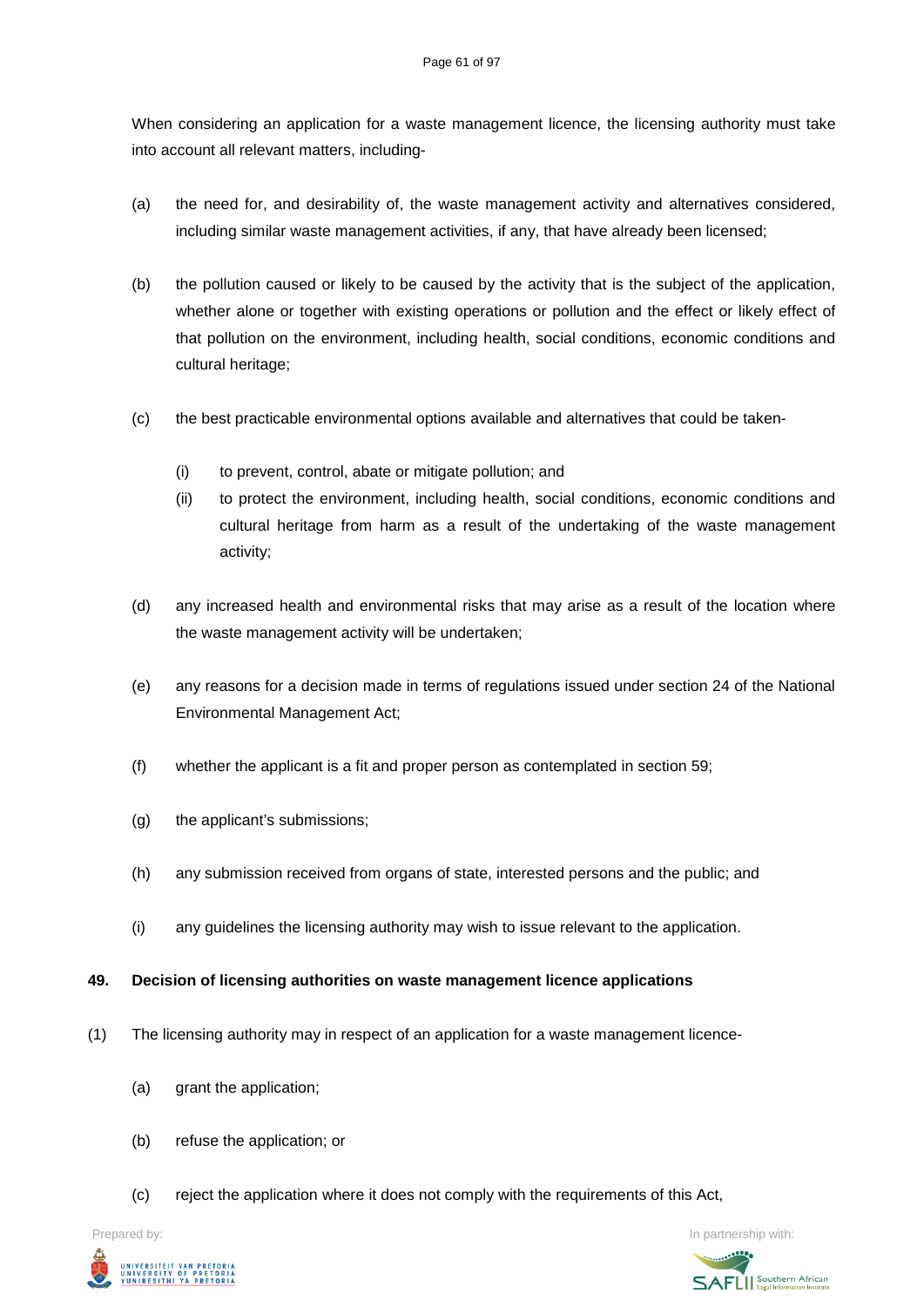When considering an application for a waste management licence, the licensing authority must take into account all relevant matters, including-

(a) the need for, and desirability of, the waste management activity and alternatives considered, including similar waste management activities, if any, that have already been licensed;

(b) the pollution caused or likely to be caused by the activity that is the subject of the application, whether alone or together with existing operations or pollution and the effect or likely effect of that pollution on the environment, including health, social conditions, economic conditions and cultural heritage;

(c) the best practicable environmental options available and alternatives that could be taken-

  (i) to prevent, control, abate or mitigate pollution; and

  (ii) to protect the environment, including health, social conditions, economic conditions and cultural heritage from harm as a result of the undertaking of the waste management activity;

(d) any increased health and environmental risks that may arise as a result of the location where the waste management activity will be undertaken;

(e) any reasons for a decision made in terms of regulations issued under section 24 of the National Environmental Management Act;

(f) whether the applicant is a fit and proper person as contemplated in section 59;

(g) the applicant's submissions;

(h) any submission received from organs of state, interested persons and the public; and

(i) any guidelines the licensing authority may wish to issue relevant to the application.

**49. Decision of licensing authorities on waste management licence applications**

(1) The licensing authority may in respect of an application for a waste management licence-

  (a) grant the application;

  (b) refuse the application; or

  (c) reject the application where it does not comply with the requirements of this Act,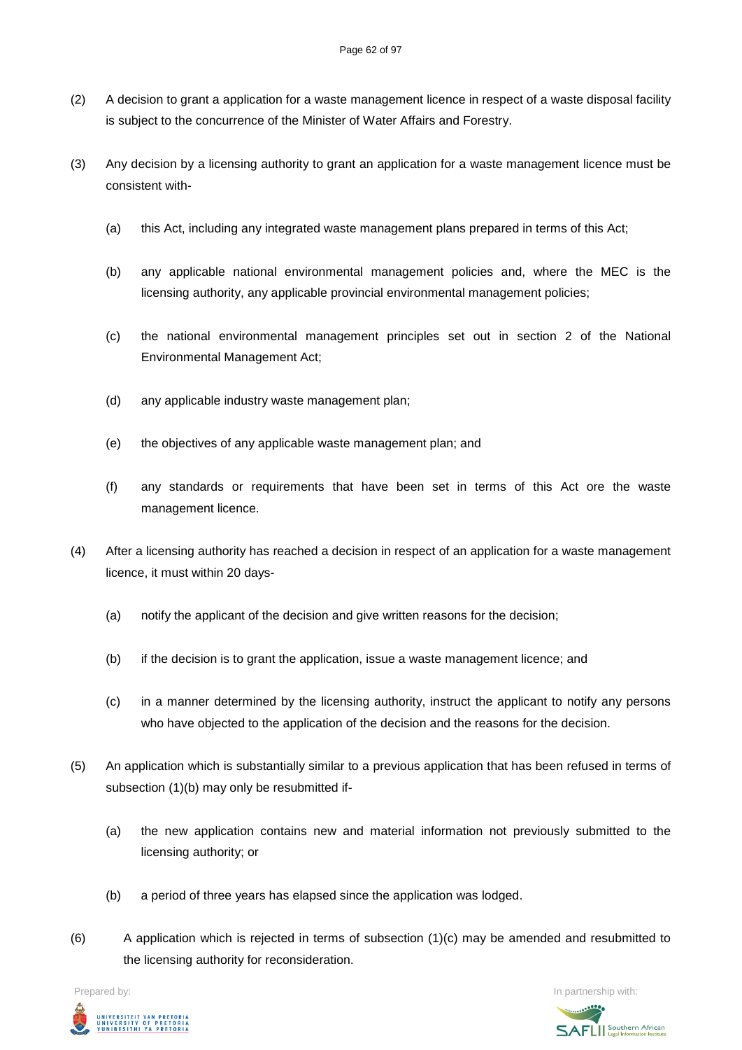(2) A decision to grant a application for a waste management licence in respect of a waste disposal facility is subject to the concurrence of the Minister of Water Affairs and Forestry.

(3) Any decision by a licensing authority to grant an application for a waste management licence must be consistent with-

(a) this Act, including any integrated waste management plans prepared in terms of this Act;

(b) any applicable national environmental management policies and, where the MEC is the licensing authority, any applicable provincial environmental management policies;

(c) the national environmental management principles set out in section 2 of the National Environmental Management Act;

(d) any applicable industry waste management plan;

(e) the objectives of any applicable waste management plan; and

(f) any standards or requirements that have been set in terms of this Act ore the waste management licence.

(4) After a licensing authority has reached a decision in respect of an application for a waste management licence, it must within 20 days-

(a) notify the applicant of the decision and give written reasons for the decision;

(b) if the decision is to grant the application, issue a waste management licence; and

(c) in a manner determined by the licensing authority, instruct the applicant to notify any persons who have objected to the application of the decision and the reasons for the decision.

(5) An application which is substantially similar to a previous application that has been refused in terms of subsection (1)(b) may only be resubmitted if-

(a) the new application contains new and material information not previously submitted to the licensing authority; or

(b) a period of three years has elapsed since the application was lodged.

(6) A application which is rejected in terms of subsection (1)(c) may be amended and resubmitted to the licensing authority for reconsideration.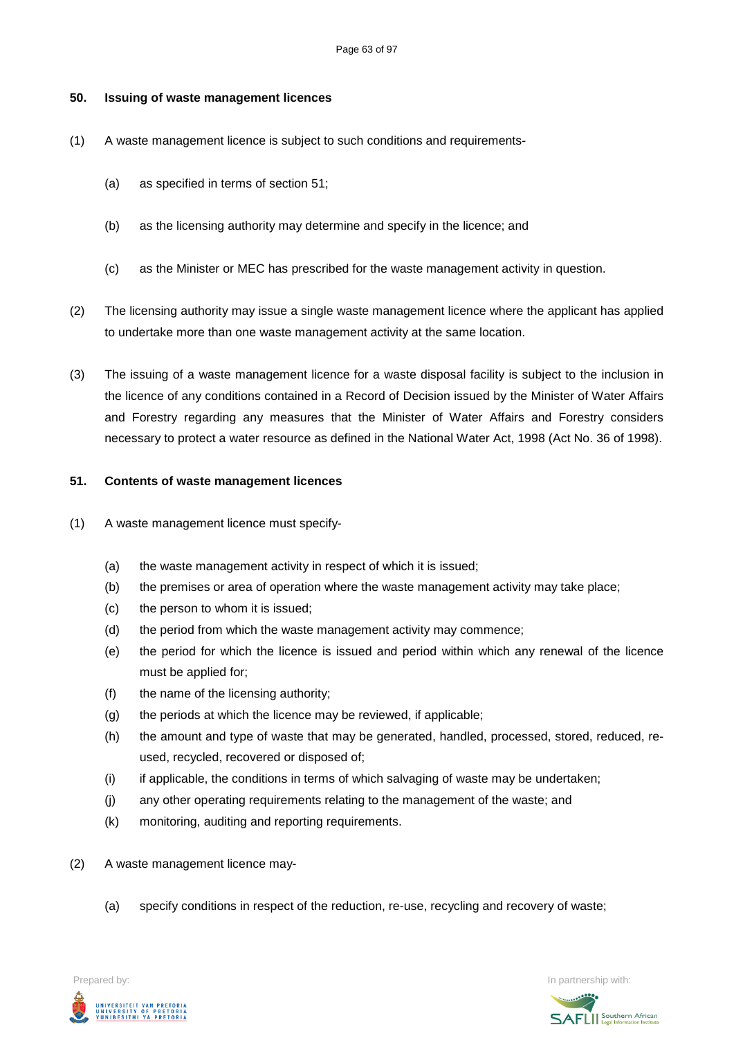**50. Issuing of waste management licences**

(1) A waste management licence is subject to such conditions and requirements-

(a) as specified in terms of section 51;

(b) as the licensing authority may determine and specify in the licence; and

(c) as the Minister or MEC has prescribed for the waste management activity in question.

(2) The licensing authority may issue a single waste management licence where the applicant has applied to undertake more than one waste management activity at the same location.

(3) The issuing of a waste management licence for a waste disposal facility is subject to the inclusion in the licence of any conditions contained in a Record of Decision issued by the Minister of Water Affairs and Forestry regarding any measures that the Minister of Water Affairs and Forestry considers necessary to protect a water resource as defined in the National Water Act, 1998 (Act No. 36 of 1998).

**51. Contents of waste management licences**

(1) A waste management licence must specify-

(a) the waste management activity in respect of which it is issued;
(b) the premises or area of operation where the waste management activity may take place;
(c) the person to whom it is issued;
(d) the period from which the waste management activity may commence;
(e) the period for which the licence is issued and period within which any renewal of the licence must be applied for;
(f) the name of the licensing authority;
(g) the periods at which the licence may be reviewed, if applicable;
(h) the amount and type of waste that may be generated, handled, processed, stored, reduced, re-used, recycled, recovered or disposed of;
(i) if applicable, the conditions in terms of which salvaging of waste may be undertaken;
(j) any other operating requirements relating to the management of the waste; and
(k) monitoring, auditing and reporting requirements.

(2) A waste management licence may-

(a) specify conditions in respect of the reduction, re-use, recycling and recovery of waste;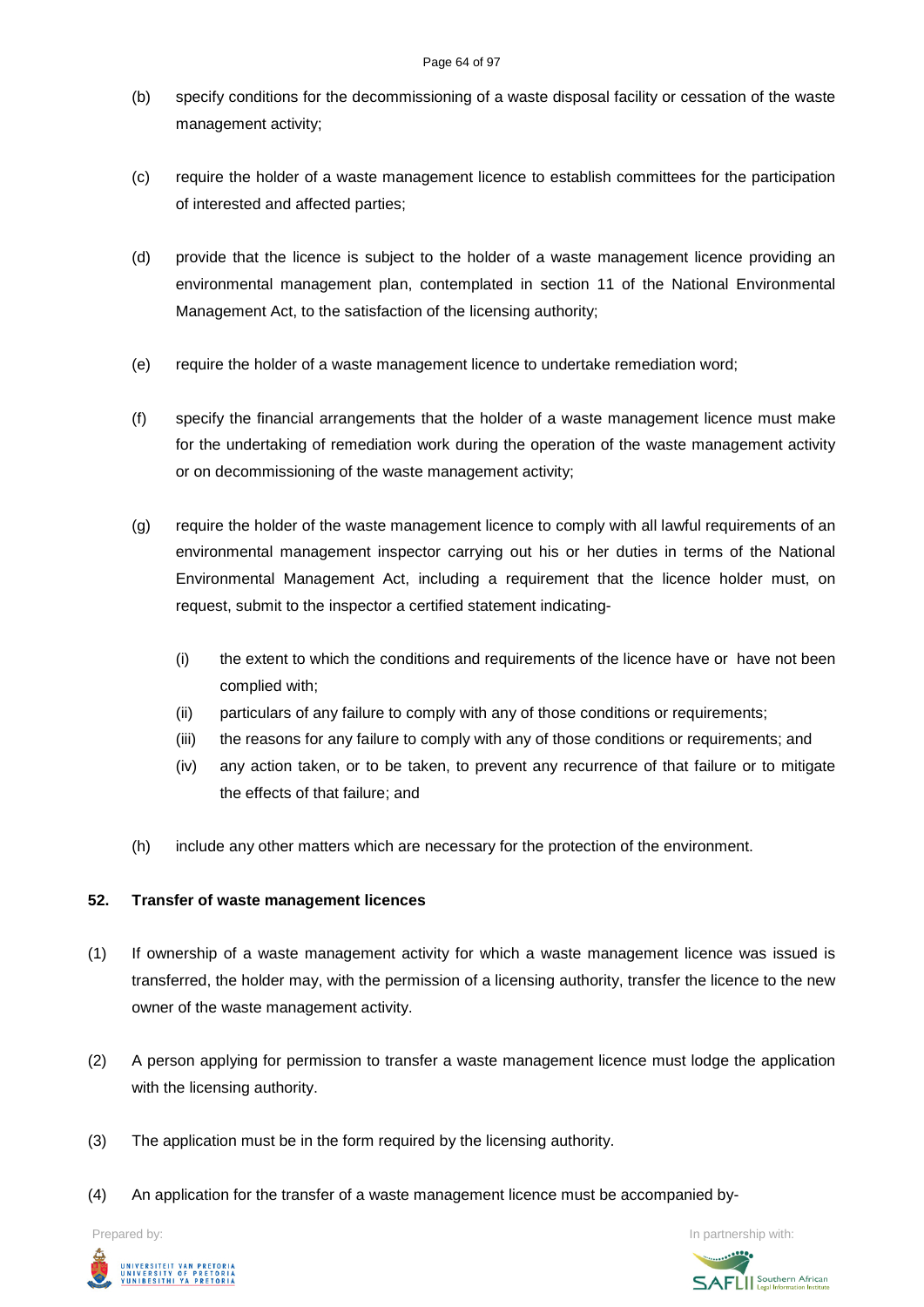(b) specify conditions for the decommissioning of a waste disposal facility or cessation of the waste management activity;

(c) require the holder of a waste management licence to establish committees for the participation of interested and affected parties;

(d) provide that the licence is subject to the holder of a waste management licence providing an environmental management plan, contemplated in section 11 of the National Environmental Management Act, to the satisfaction of the licensing authority;

(e) require the holder of a waste management licence to undertake remediation word;

(f) specify the financial arrangements that the holder of a waste management licence must make for the undertaking of remediation work during the operation of the waste management activity or on decommissioning of the waste management activity;

(g) require the holder of the waste management licence to comply with all lawful requirements of an environmental management inspector carrying out his or her duties in terms of the National Environmental Management Act, including a requirement that the licence holder must, on request, submit to the inspector a certified statement indicating-

   (i) the extent to which the conditions and requirements of the licence have or have not been complied with;

   (ii) particulars of any failure to comply with any of those conditions or requirements;

   (iii) the reasons for any failure to comply with any of those conditions or requirements; and

   (iv) any action taken, or to be taken, to prevent any recurrence of that failure or to mitigate the effects of that failure; and

(h) include any other matters which are necessary for the protection of the environment.

**52. Transfer of waste management licences**

(1) If ownership of a waste management activity for which a waste management licence was issued is transferred, the holder may, with the permission of a licensing authority, transfer the licence to the new owner of the waste management activity.

(2) A person applying for permission to transfer a waste management licence must lodge the application with the licensing authority.

(3) The application must be in the form required by the licensing authority.

(4) An application for the transfer of a waste management licence must be accompanied by-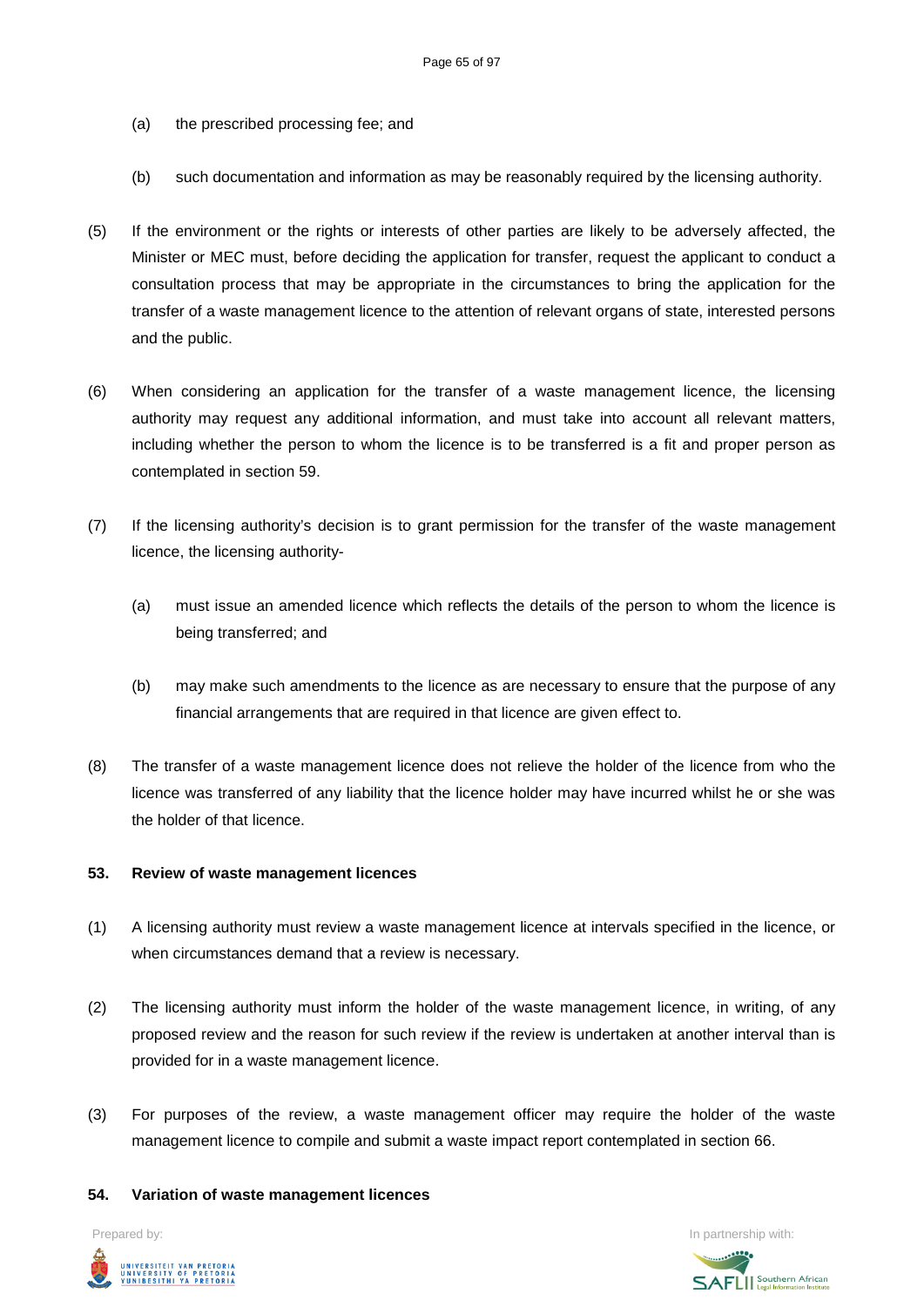(a) the prescribed processing fee; and

(b) such documentation and information as may be reasonably required by the licensing authority.

(5) If the environment or the rights or interests of other parties are likely to be adversely affected, the Minister or MEC must, before deciding the application for transfer, request the applicant to conduct a consultation process that may be appropriate in the circumstances to bring the application for the transfer of a waste management licence to the attention of relevant organs of state, interested persons and the public.

(6) When considering an application for the transfer of a waste management licence, the licensing authority may request any additional information, and must take into account all relevant matters, including whether the person to whom the licence is to be transferred is a fit and proper person as contemplated in section 59.

(7) If the licensing authority's decision is to grant permission for the transfer of the waste management licence, the licensing authority-

(a) must issue an amended licence which reflects the details of the person to whom the licence is being transferred; and

(b) may make such amendments to the licence as are necessary to ensure that the purpose of any financial arrangements that are required in that licence are given effect to.

(8) The transfer of a waste management licence does not relieve the holder of the licence from who the licence was transferred of any liability that the licence holder may have incurred whilst he or she was the holder of that licence.

**53. Review of waste management licences**

(1) A licensing authority must review a waste management licence at intervals specified in the licence, or when circumstances demand that a review is necessary.

(2) The licensing authority must inform the holder of the waste management licence, in writing, of any proposed review and the reason for such review if the review is undertaken at another interval than is provided for in a waste management licence.

(3) For purposes of the review, a waste management officer may require the holder of the waste management licence to compile and submit a waste impact report contemplated in section 66.

**54. Variation of waste management licences**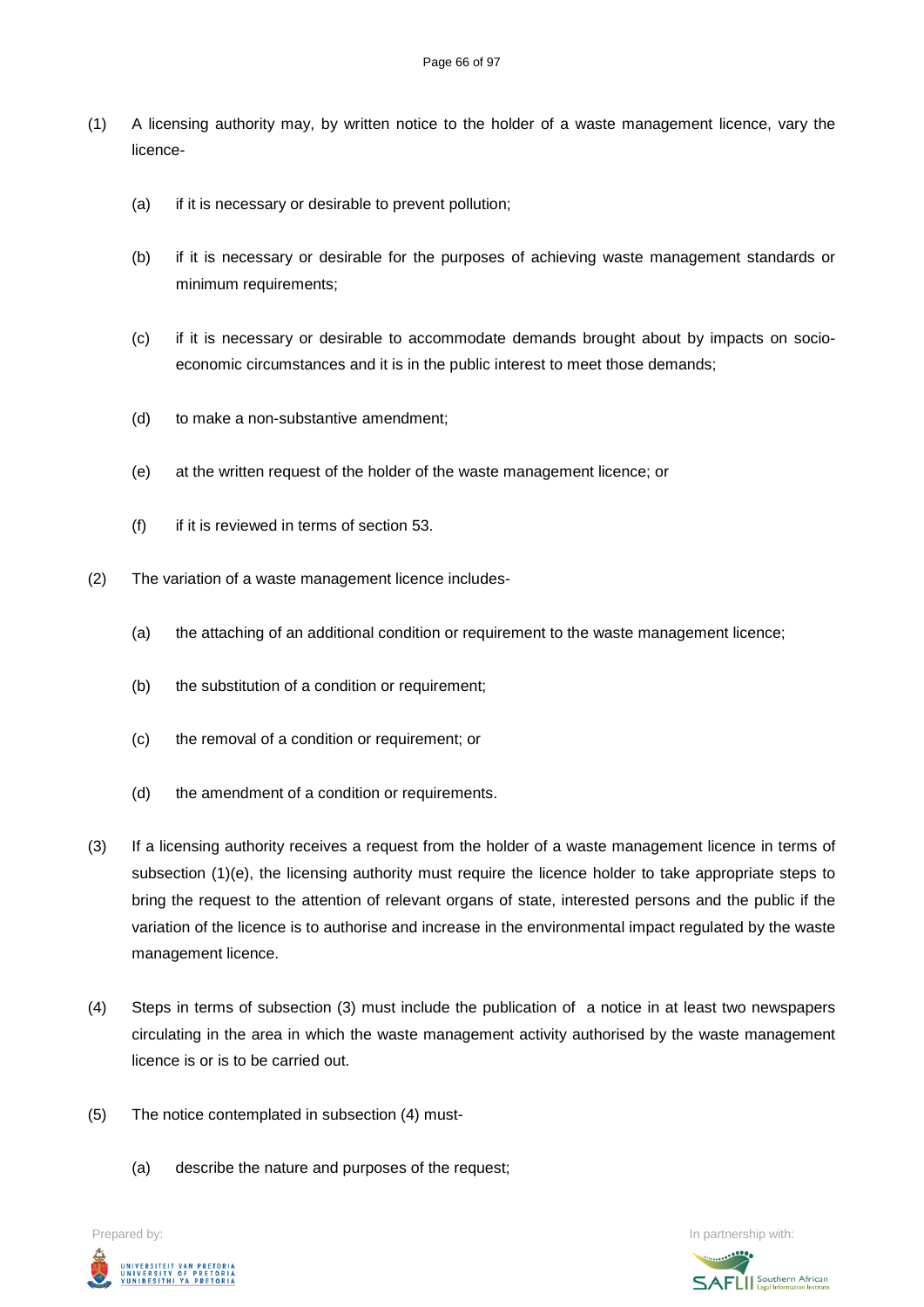(1) A licensing authority may, by written notice to the holder of a waste management licence, vary the licence-

(a) if it is necessary or desirable to prevent pollution;

(b) if it is necessary or desirable for the purposes of achieving waste management standards or minimum requirements;

(c) if it is necessary or desirable to accommodate demands brought about by impacts on socio-economic circumstances and it is in the public interest to meet those demands;

(d) to make a non-substantive amendment;

(e) at the written request of the holder of the waste management licence; or

(f) if it is reviewed in terms of section 53.

(2) The variation of a waste management licence includes-

(a) the attaching of an additional condition or requirement to the waste management licence;

(b) the substitution of a condition or requirement;

(c) the removal of a condition or requirement; or

(d) the amendment of a condition or requirements.

(3) If a licensing authority receives a request from the holder of a waste management licence in terms of subsection (1)(e), the licensing authority must require the licence holder to take appropriate steps to bring the request to the attention of relevant organs of state, interested persons and the public if the variation of the licence is to authorise and increase in the environmental impact regulated by the waste management licence.

(4) Steps in terms of subsection (3) must include the publication of a notice in at least two newspapers circulating in the area in which the waste management activity authorised by the waste management licence is or is to be carried out.

(5) The notice contemplated in subsection (4) must-

(a) describe the nature and purposes of the request;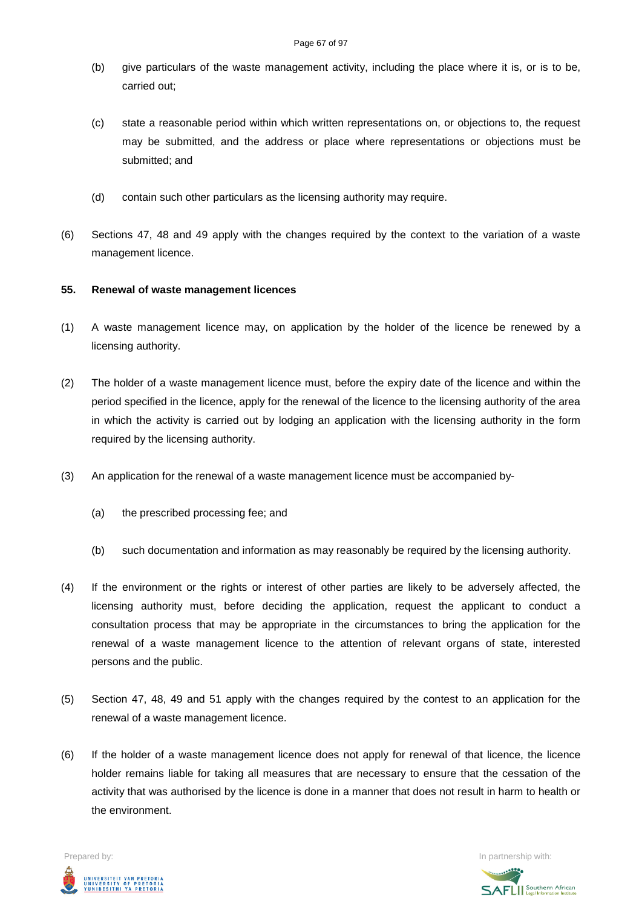(b) give particulars of the waste management activity, including the place where it is, or is to be, carried out;

(c) state a reasonable period within which written representations on, or objections to, the request may be submitted, and the address or place where representations or objections must be submitted; and

(d) contain such other particulars as the licensing authority may require.

(6) Sections 47, 48 and 49 apply with the changes required by the context to the variation of a waste management licence.

**55. Renewal of waste management licences**

(1) A waste management licence may, on application by the holder of the licence be renewed by a licensing authority.

(2) The holder of a waste management licence must, before the expiry date of the licence and within the period specified in the licence, apply for the renewal of the licence to the licensing authority of the area in which the activity is carried out by lodging an application with the licensing authority in the form required by the licensing authority.

(3) An application for the renewal of a waste management licence must be accompanied by-

(a) the prescribed processing fee; and

(b) such documentation and information as may reasonably be required by the licensing authority.

(4) If the environment or the rights or interest of other parties are likely to be adversely affected, the licensing authority must, before deciding the application, request the applicant to conduct a consultation process that may be appropriate in the circumstances to bring the application for the renewal of a waste management licence to the attention of relevant organs of state, interested persons and the public.

(5) Section 47, 48, 49 and 51 apply with the changes required by the contest to an application for the renewal of a waste management licence.

(6) If the holder of a waste management licence does not apply for renewal of that licence, the licence holder remains liable for taking all measures that are necessary to ensure that the cessation of the activity that was authorised by the licence is done in a manner that does not result in harm to health or the environment.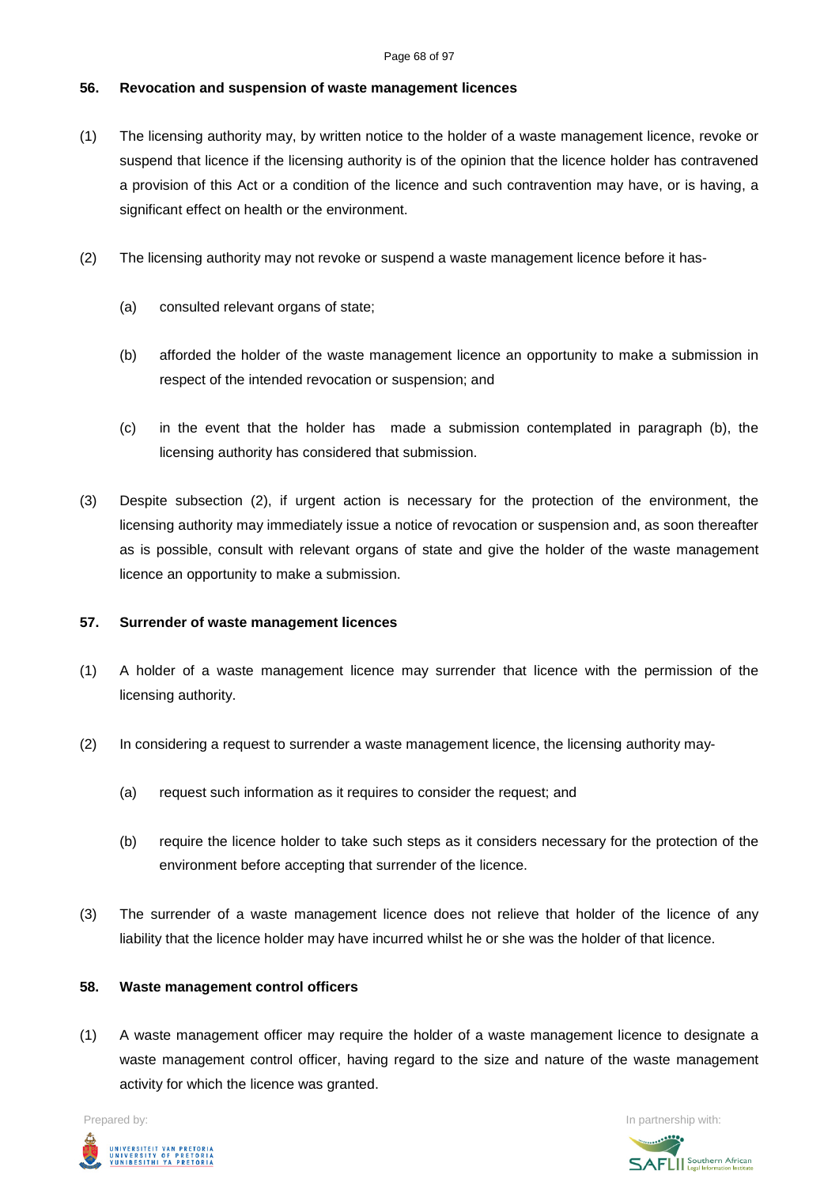### 56. Revocation and suspension of waste management licences

(1) The licensing authority may, by written notice to the holder of a waste management licence, revoke or suspend that licence if the licensing authority is of the opinion that the licence holder has contravened a provision of this Act or a condition of the licence and such contravention may have, or is having, a significant effect on health or the environment.

(2) The licensing authority may not revoke or suspend a waste management licence before it has-

(a) consulted relevant organs of state;

(b) afforded the holder of the waste management licence an opportunity to make a submission in respect of the intended revocation or suspension; and

(c) in the event that the holder has made a submission contemplated in paragraph (b), the licensing authority has considered that submission.

(3) Despite subsection (2), if urgent action is necessary for the protection of the environment, the licensing authority may immediately issue a notice of revocation or suspension and, as soon thereafter as is possible, consult with relevant organs of state and give the holder of the waste management licence an opportunity to make a submission.

### 57. Surrender of waste management licences

(1) A holder of a waste management licence may surrender that licence with the permission of the licensing authority.

(2) In considering a request to surrender a waste management licence, the licensing authority may-

(a) request such information as it requires to consider the request; and

(b) require the licence holder to take such steps as it considers necessary for the protection of the environment before accepting that surrender of the licence.

(3) The surrender of a waste management licence does not relieve that holder of the licence of any liability that the licence holder may have incurred whilst he or she was the holder of that licence.

### 58. Waste management control officers

(1) A waste management officer may require the holder of a waste management licence to designate a waste management control officer, having regard to the size and nature of the waste management activity for which the licence was granted.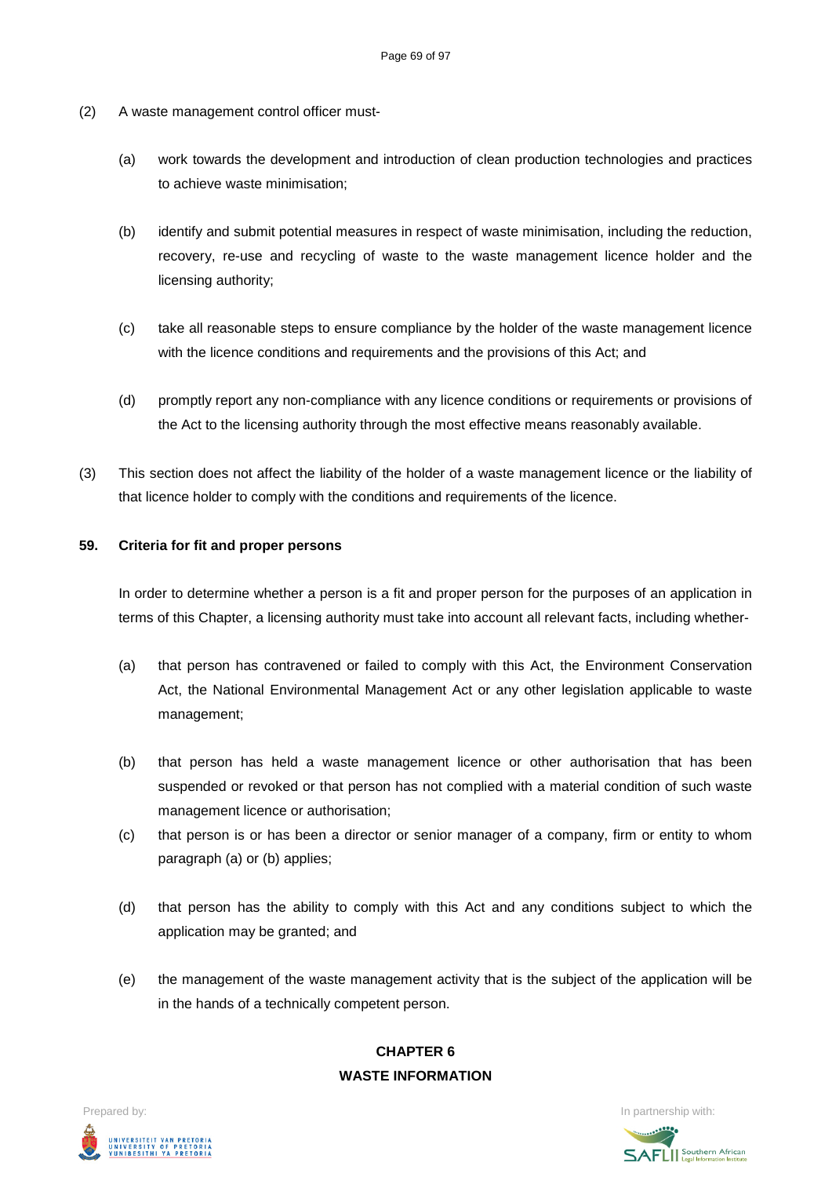(2) A waste management control officer must-

(a) work towards the development and introduction of clean production technologies and practices to achieve waste minimisation;

(b) identify and submit potential measures in respect of waste minimisation, including the reduction, recovery, re-use and recycling of waste to the waste management licence holder and the licensing authority;

(c) take all reasonable steps to ensure compliance by the holder of the waste management licence with the licence conditions and requirements and the provisions of this Act; and

(d) promptly report any non-compliance with any licence conditions or requirements or provisions of the Act to the licensing authority through the most effective means reasonably available.

(3) This section does not affect the liability of the holder of a waste management licence or the liability of that licence holder to comply with the conditions and requirements of the licence.

**59. Criteria for fit and proper persons**

In order to determine whether a person is a fit and proper person for the purposes of an application in terms of this Chapter, a licensing authority must take into account all relevant facts, including whether-

(a) that person has contravened or failed to comply with this Act, the Environment Conservation Act, the National Environmental Management Act or any other legislation applicable to waste management;

(b) that person has held a waste management licence or other authorisation that has been suspended or revoked or that person has not complied with a material condition of such waste management licence or authorisation;

(c) that person is or has been a director or senior manager of a company, firm or entity to whom paragraph (a) or (b) applies;

(d) that person has the ability to comply with this Act and any conditions subject to which the application may be granted; and

(e) the management of the waste management activity that is the subject of the application will be in the hands of a technically competent person.

## CHAPTER 6
## WASTE INFORMATION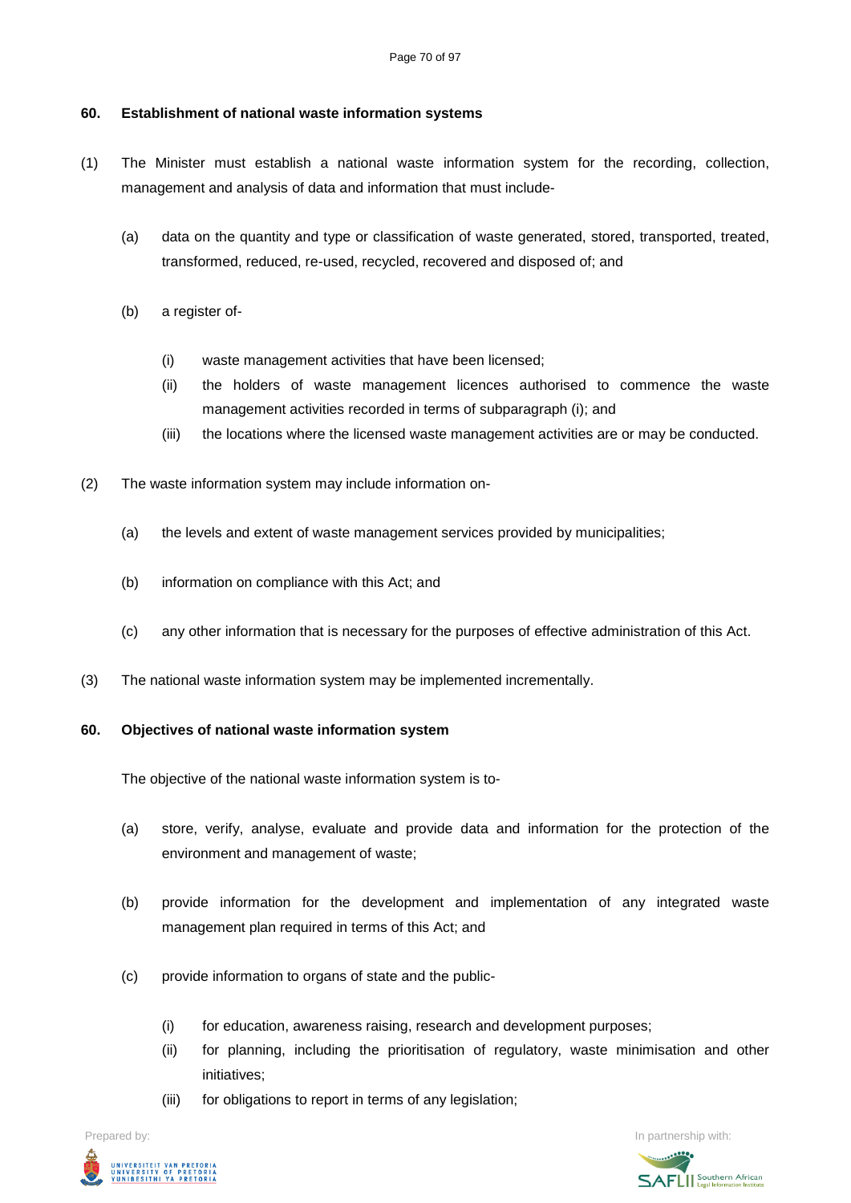**60. Establishment of national waste information systems**

(1) The Minister must establish a national waste information system for the recording, collection, management and analysis of data and information that must include-

(a) data on the quantity and type or classification of waste generated, stored, transported, treated, transformed, reduced, re-used, recycled, recovered and disposed of; and

(b) a register of-

(i) waste management activities that have been licensed;

(ii) the holders of waste management licences authorised to commence the waste management activities recorded in terms of subparagraph (i); and

(iii) the locations where the licensed waste management activities are or may be conducted.

(2) The waste information system may include information on-

(a) the levels and extent of waste management services provided by municipalities;

(b) information on compliance with this Act; and

(c) any other information that is necessary for the purposes of effective administration of this Act.

(3) The national waste information system may be implemented incrementally.

**60. Objectives of national waste information system**

The objective of the national waste information system is to-

(a) store, verify, analyse, evaluate and provide data and information for the protection of the environment and management of waste;

(b) provide information for the development and implementation of any integrated waste management plan required in terms of this Act; and

(c) provide information to organs of state and the public-

(i) for education, awareness raising, research and development purposes;

(ii) for planning, including the prioritisation of regulatory, waste minimisation and other initiatives;

(iii) for obligations to report in terms of any legislation;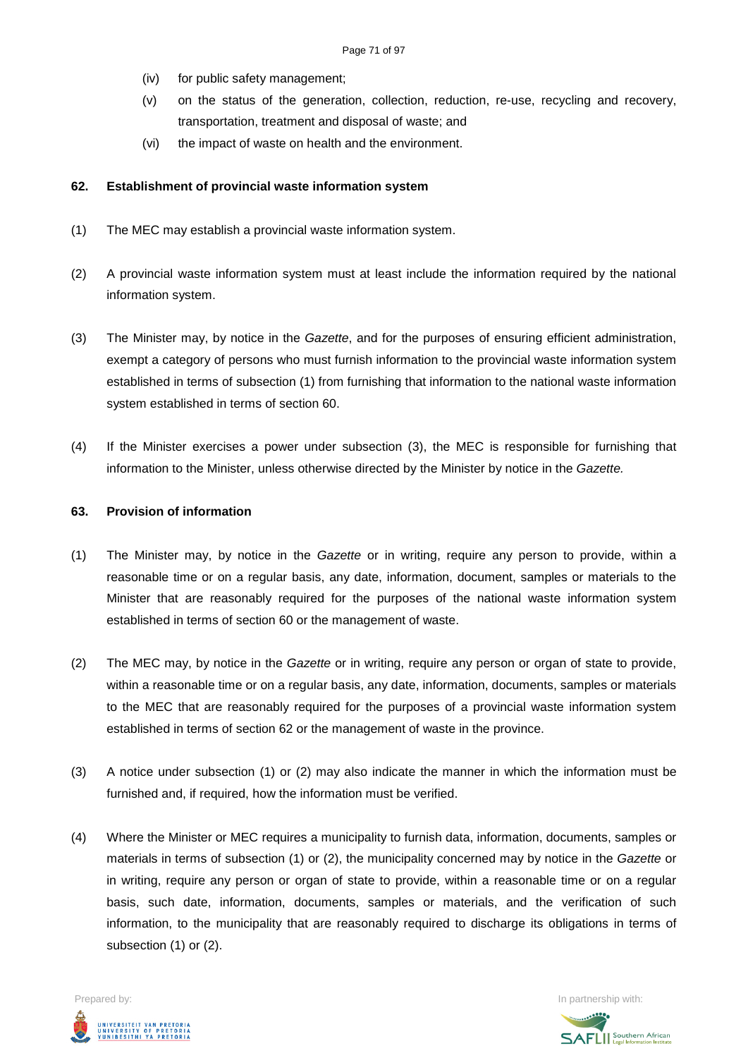(iv) for public safety management;

(v) on the status of the generation, collection, reduction, re-use, recycling and recovery, transportation, treatment and disposal of waste; and

(vi) the impact of waste on health and the environment.

**62. Establishment of provincial waste information system**

(1) The MEC may establish a provincial waste information system.

(2) A provincial waste information system must at least include the information required by the national information system.

(3) The Minister may, by notice in the *Gazette*, and for the purposes of ensuring efficient administration, exempt a category of persons who must furnish information to the provincial waste information system established in terms of subsection (1) from furnishing that information to the national waste information system established in terms of section 60.

(4) If the Minister exercises a power under subsection (3), the MEC is responsible for furnishing that information to the Minister, unless otherwise directed by the Minister by notice in the *Gazette.*

**63. Provision of information**

(1) The Minister may, by notice in the *Gazette* or in writing, require any person to provide, within a reasonable time or on a regular basis, any date, information, document, samples or materials to the Minister that are reasonably required for the purposes of the national waste information system established in terms of section 60 or the management of waste.

(2) The MEC may, by notice in the *Gazette* or in writing, require any person or organ of state to provide, within a reasonable time or on a regular basis, any date, information, documents, samples or materials to the MEC that are reasonably required for the purposes of a provincial waste information system established in terms of section 62 or the management of waste in the province.

(3) A notice under subsection (1) or (2) may also indicate the manner in which the information must be furnished and, if required, how the information must be verified.

(4) Where the Minister or MEC requires a municipality to furnish data, information, documents, samples or materials in terms of subsection (1) or (2), the municipality concerned may by notice in the *Gazette* or in writing, require any person or organ of state to provide, within a reasonable time or on a regular basis, such date, information, documents, samples or materials, and the verification of such information, to the municipality that are reasonably required to discharge its obligations in terms of subsection (1) or (2).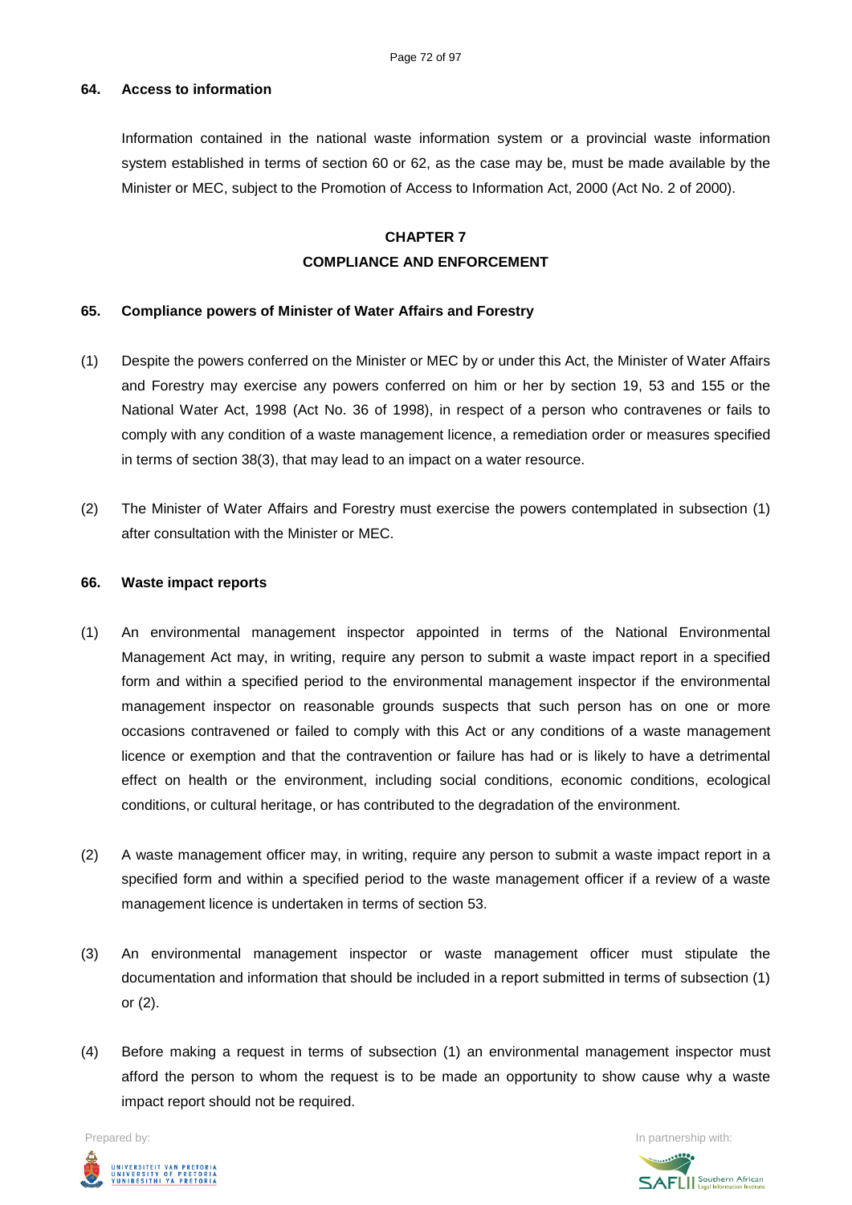**64. Access to information**

Information contained in the national waste information system or a provincial waste information system established in terms of section 60 or 62, as the case may be, must be made available by the Minister or MEC, subject to the Promotion of Access to Information Act, 2000 (Act No. 2 of 2000).

## CHAPTER 7
## COMPLIANCE AND ENFORCEMENT

**65. Compliance powers of Minister of Water Affairs and Forestry**

(1) Despite the powers conferred on the Minister or MEC by or under this Act, the Minister of Water Affairs and Forestry may exercise any powers conferred on him or her by section 19, 53 and 155 or the National Water Act, 1998 (Act No. 36 of 1998), in respect of a person who contravenes or fails to comply with any condition of a waste management licence, a remediation order or measures specified in terms of section 38(3), that may lead to an impact on a water resource.

(2) The Minister of Water Affairs and Forestry must exercise the powers contemplated in subsection (1) after consultation with the Minister or MEC.

**66. Waste impact reports**

(1) An environmental management inspector appointed in terms of the National Environmental Management Act may, in writing, require any person to submit a waste impact report in a specified form and within a specified period to the environmental management inspector if the environmental management inspector on reasonable grounds suspects that such person has on one or more occasions contravened or failed to comply with this Act or any conditions of a waste management licence or exemption and that the contravention or failure has had or is likely to have a detrimental effect on health or the environment, including social conditions, economic conditions, ecological conditions, or cultural heritage, or has contributed to the degradation of the environment.

(2) A waste management officer may, in writing, require any person to submit a waste impact report in a specified form and within a specified period to the waste management officer if a review of a waste management licence is undertaken in terms of section 53.

(3) An environmental management inspector or waste management officer must stipulate the documentation and information that should be included in a report submitted in terms of subsection (1) or (2).

(4) Before making a request in terms of subsection (1) an environmental management inspector must afford the person to whom the request is to be made an opportunity to show cause why a waste impact report should not be required.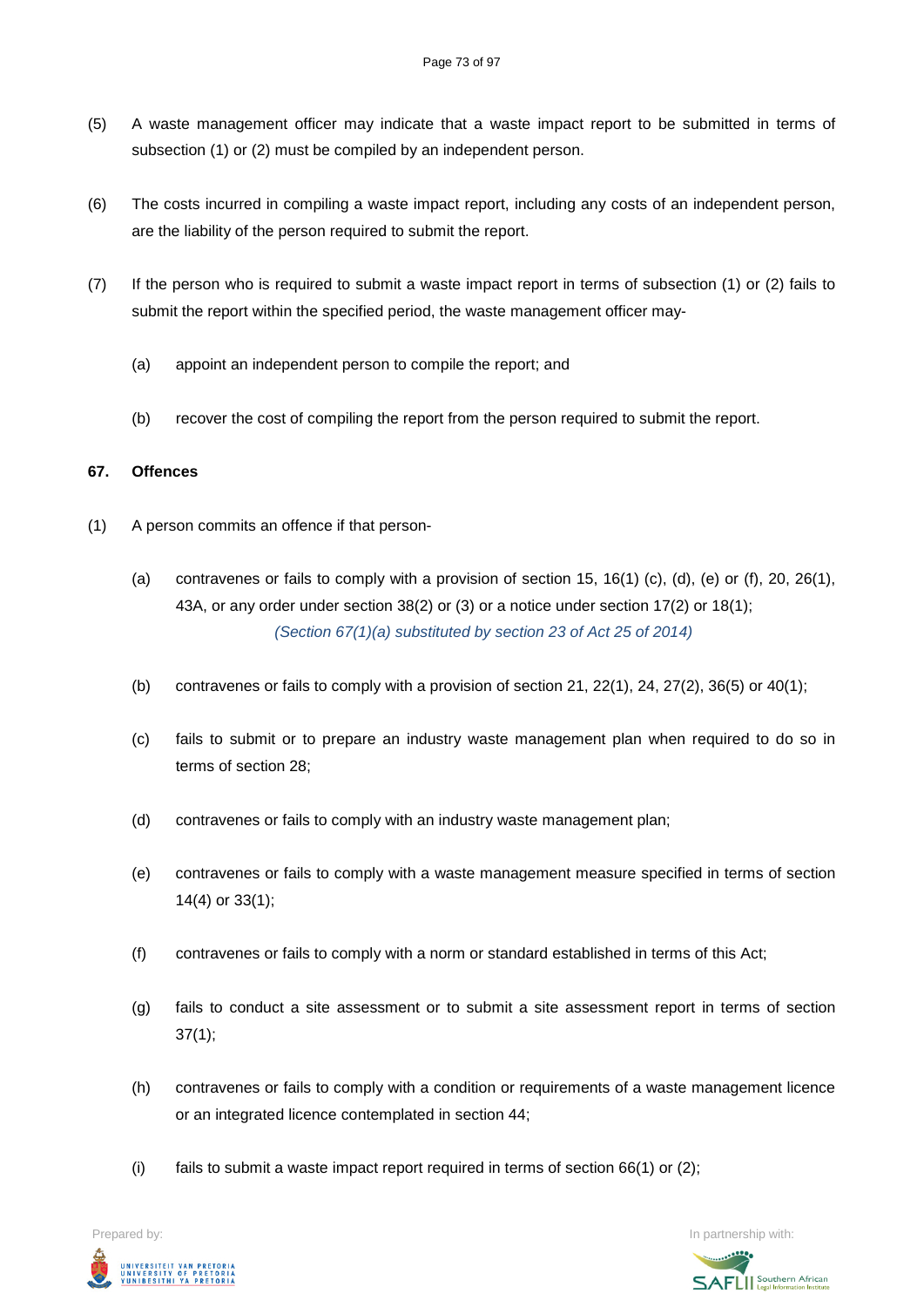(5) A waste management officer may indicate that a waste impact report to be submitted in terms of subsection (1) or (2) must be compiled by an independent person.

(6) The costs incurred in compiling a waste impact report, including any costs of an independent person, are the liability of the person required to submit the report.

(7) If the person who is required to submit a waste impact report in terms of subsection (1) or (2) fails to submit the report within the specified period, the waste management officer may-

(a) appoint an independent person to compile the report; and

(b) recover the cost of compiling the report from the person required to submit the report.

**67. Offences**

(1) A person commits an offence if that person-

(a) contravenes or fails to comply with a provision of section 15, 16(1) (c), (d), (e) or (f), 20, 26(1), 43A, or any order under section 38(2) or (3) or a notice under section 17(2) or 18(1);
*(Section 67(1)(a) substituted by section 23 of Act 25 of 2014)*

(b) contravenes or fails to comply with a provision of section 21, 22(1), 24, 27(2), 36(5) or 40(1);

(c) fails to submit or to prepare an industry waste management plan when required to do so in terms of section 28;

(d) contravenes or fails to comply with an industry waste management plan;

(e) contravenes or fails to comply with a waste management measure specified in terms of section 14(4) or 33(1);

(f) contravenes or fails to comply with a norm or standard established in terms of this Act;

(g) fails to conduct a site assessment or to submit a site assessment report in terms of section 37(1);

(h) contravenes or fails to comply with a condition or requirements of a waste management licence or an integrated licence contemplated in section 44;

(i) fails to submit a waste impact report required in terms of section 66(1) or (2);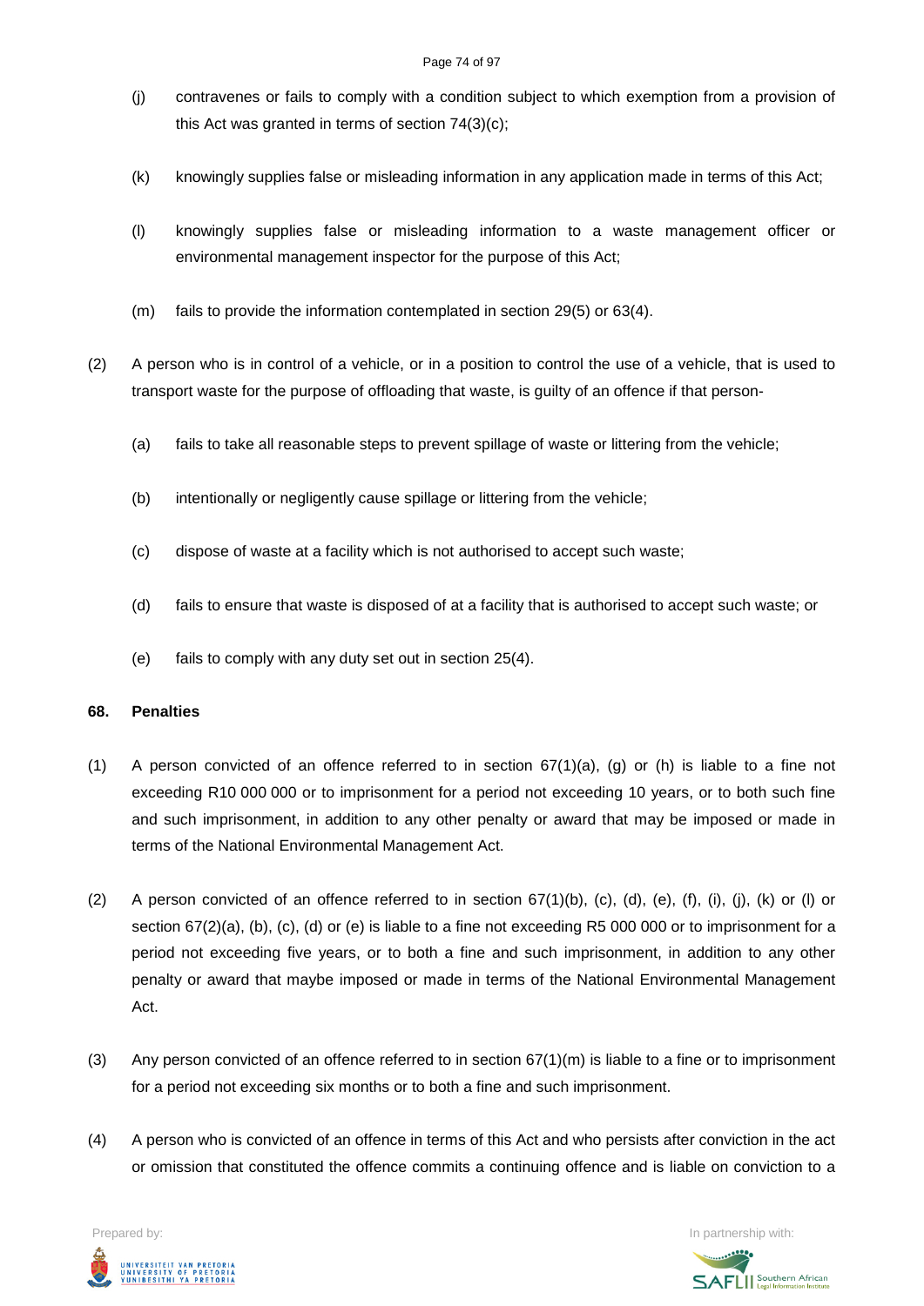(j) contravenes or fails to comply with a condition subject to which exemption from a provision of this Act was granted in terms of section 74(3)(c);

(k) knowingly supplies false or misleading information in any application made in terms of this Act;

(l) knowingly supplies false or misleading information to a waste management officer or environmental management inspector for the purpose of this Act;

(m) fails to provide the information contemplated in section 29(5) or 63(4).

(2) A person who is in control of a vehicle, or in a position to control the use of a vehicle, that is used to transport waste for the purpose of offloading that waste, is guilty of an offence if that person-

(a) fails to take all reasonable steps to prevent spillage of waste or littering from the vehicle;

(b) intentionally or negligently cause spillage or littering from the vehicle;

(c) dispose of waste at a facility which is not authorised to accept such waste;

(d) fails to ensure that waste is disposed of at a facility that is authorised to accept such waste; or

(e) fails to comply with any duty set out in section 25(4).

**68. Penalties**

(1) A person convicted of an offence referred to in section 67(1)(a), (g) or (h) is liable to a fine not exceeding R10 000 000 or to imprisonment for a period not exceeding 10 years, or to both such fine and such imprisonment, in addition to any other penalty or award that may be imposed or made in terms of the National Environmental Management Act.

(2) A person convicted of an offence referred to in section 67(1)(b), (c), (d), (e), (f), (i), (j), (k) or (l) or section 67(2)(a), (b), (c), (d) or (e) is liable to a fine not exceeding R5 000 000 or to imprisonment for a period not exceeding five years, or to both a fine and such imprisonment, in addition to any other penalty or award that maybe imposed or made in terms of the National Environmental Management Act.

(3) Any person convicted of an offence referred to in section 67(1)(m) is liable to a fine or to imprisonment for a period not exceeding six months or to both a fine and such imprisonment.

(4) A person who is convicted of an offence in terms of this Act and who persists after conviction in the act or omission that constituted the offence commits a continuing offence and is liable on conviction to a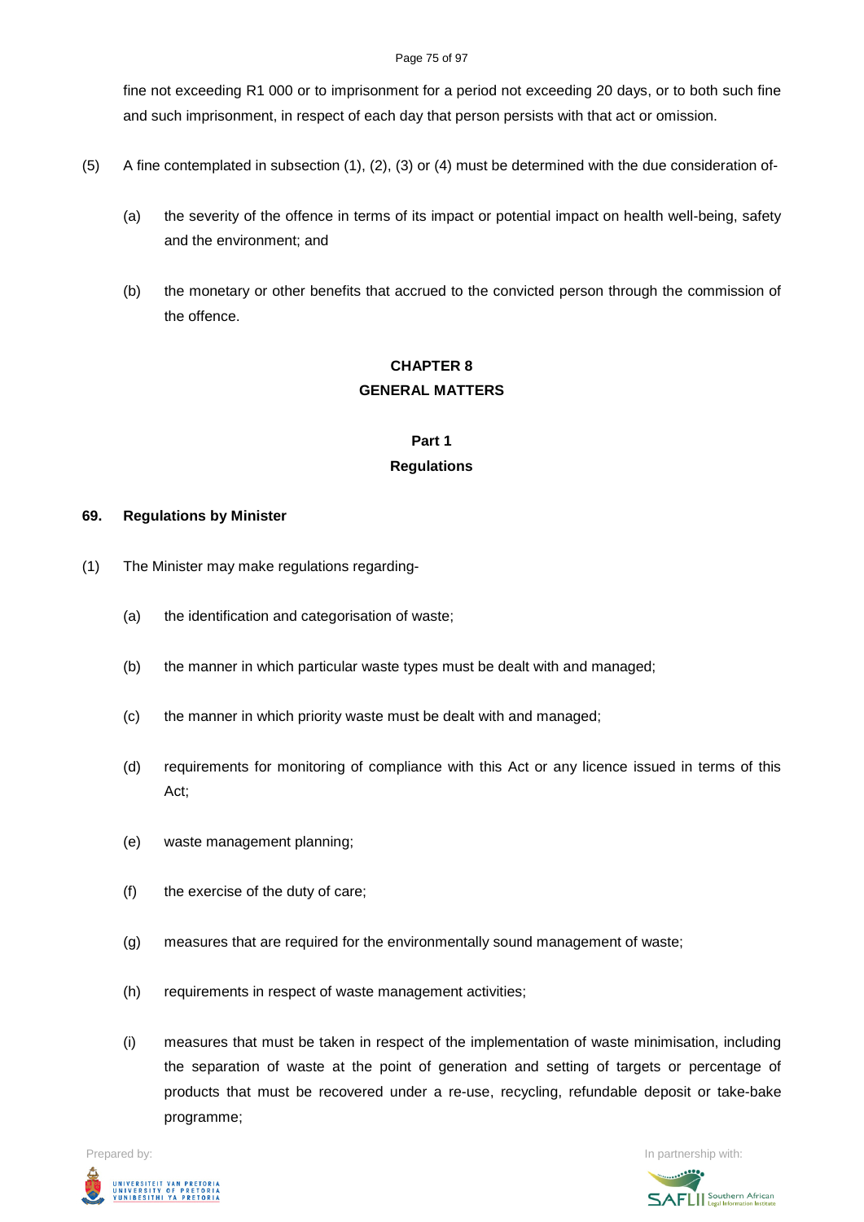fine not exceeding R1 000 or to imprisonment for a period not exceeding 20 days, or to both such fine and such imprisonment, in respect of each day that person persists with that act or omission.

(5) A fine contemplated in subsection (1), (2), (3) or (4) must be determined with the due consideration of-

(a) the severity of the offence in terms of its impact or potential impact on health well-being, safety and the environment; and

(b) the monetary or other benefits that accrued to the convicted person through the commission of the offence.

## CHAPTER 8
## GENERAL MATTERS

### Part 1
### Regulations

**69. Regulations by Minister**

(1) The Minister may make regulations regarding-

(a) the identification and categorisation of waste;

(b) the manner in which particular waste types must be dealt with and managed;

(c) the manner in which priority waste must be dealt with and managed;

(d) requirements for monitoring of compliance with this Act or any licence issued in terms of this Act;

(e) waste management planning;

(f) the exercise of the duty of care;

(g) measures that are required for the environmentally sound management of waste;

(h) requirements in respect of waste management activities;

(i) measures that must be taken in respect of the implementation of waste minimisation, including the separation of waste at the point of generation and setting of targets or percentage of products that must be recovered under a re-use, recycling, refundable deposit or take-bake programme;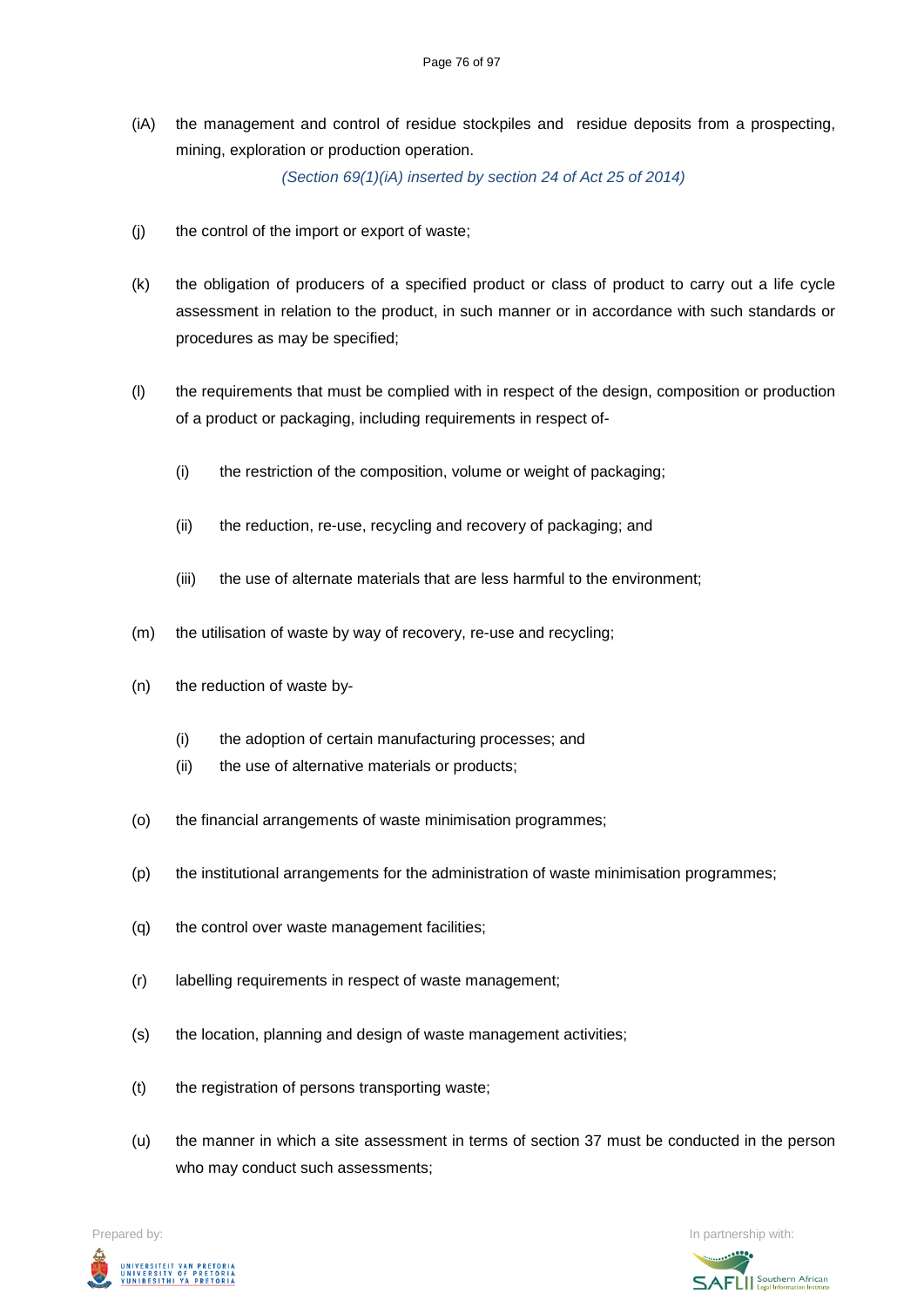(iA) the management and control of residue stockpiles and residue deposits from a prospecting, mining, exploration or production operation.

*(Section 69(1)(iA) inserted by section 24 of Act 25 of 2014)*

(j) the control of the import or export of waste;

(k) the obligation of producers of a specified product or class of product to carry out a life cycle assessment in relation to the product, in such manner or in accordance with such standards or procedures as may be specified;

(l) the requirements that must be complied with in respect of the design, composition or production of a product or packaging, including requirements in respect of-

(i) the restriction of the composition, volume or weight of packaging;

(ii) the reduction, re-use, recycling and recovery of packaging; and

(iii) the use of alternate materials that are less harmful to the environment;

(m) the utilisation of waste by way of recovery, re-use and recycling;

(n) the reduction of waste by-

(i) the adoption of certain manufacturing processes; and

(ii) the use of alternative materials or products;

(o) the financial arrangements of waste minimisation programmes;

(p) the institutional arrangements for the administration of waste minimisation programmes;

(q) the control over waste management facilities;

(r) labelling requirements in respect of waste management;

(s) the location, planning and design of waste management activities;

(t) the registration of persons transporting waste;

(u) the manner in which a site assessment in terms of section 37 must be conducted in the person who may conduct such assessments;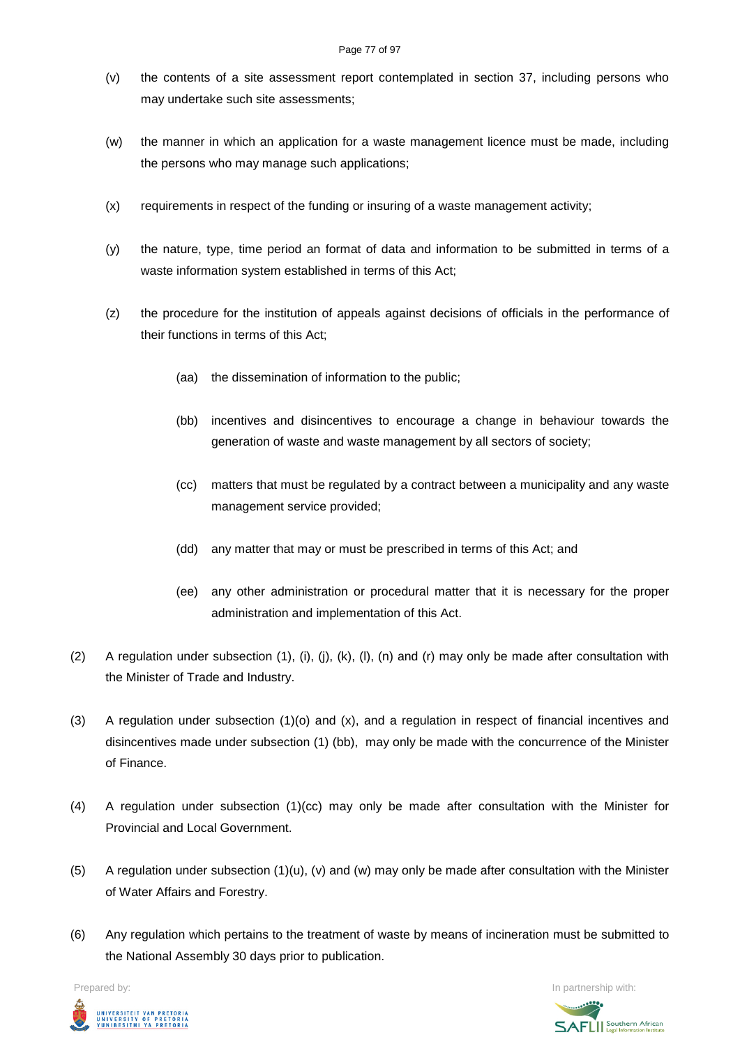(v) the contents of a site assessment report contemplated in section 37, including persons who may undertake such site assessments;

(w) the manner in which an application for a waste management licence must be made, including the persons who may manage such applications;

(x) requirements in respect of the funding or insuring of a waste management activity;

(y) the nature, type, time period an format of data and information to be submitted in terms of a waste information system established in terms of this Act;

(z) the procedure for the institution of appeals against decisions of officials in the performance of their functions in terms of this Act;

> (aa) the dissemination of information to the public;
>
> (bb) incentives and disincentives to encourage a change in behaviour towards the generation of waste and waste management by all sectors of society;
>
> (cc) matters that must be regulated by a contract between a municipality and any waste management service provided;
>
> (dd) any matter that may or must be prescribed in terms of this Act; and
>
> (ee) any other administration or procedural matter that it is necessary for the proper administration and implementation of this Act.

(2) A regulation under subsection (1), (i), (j), (k), (l), (n) and (r) may only be made after consultation with the Minister of Trade and Industry.

(3) A regulation under subsection (1)(o) and (x), and a regulation in respect of financial incentives and disincentives made under subsection (1) (bb), may only be made with the concurrence of the Minister of Finance.

(4) A regulation under subsection (1)(cc) may only be made after consultation with the Minister for Provincial and Local Government.

(5) A regulation under subsection (1)(u), (v) and (w) may only be made after consultation with the Minister of Water Affairs and Forestry.

(6) Any regulation which pertains to the treatment of waste by means of incineration must be submitted to the National Assembly 30 days prior to publication.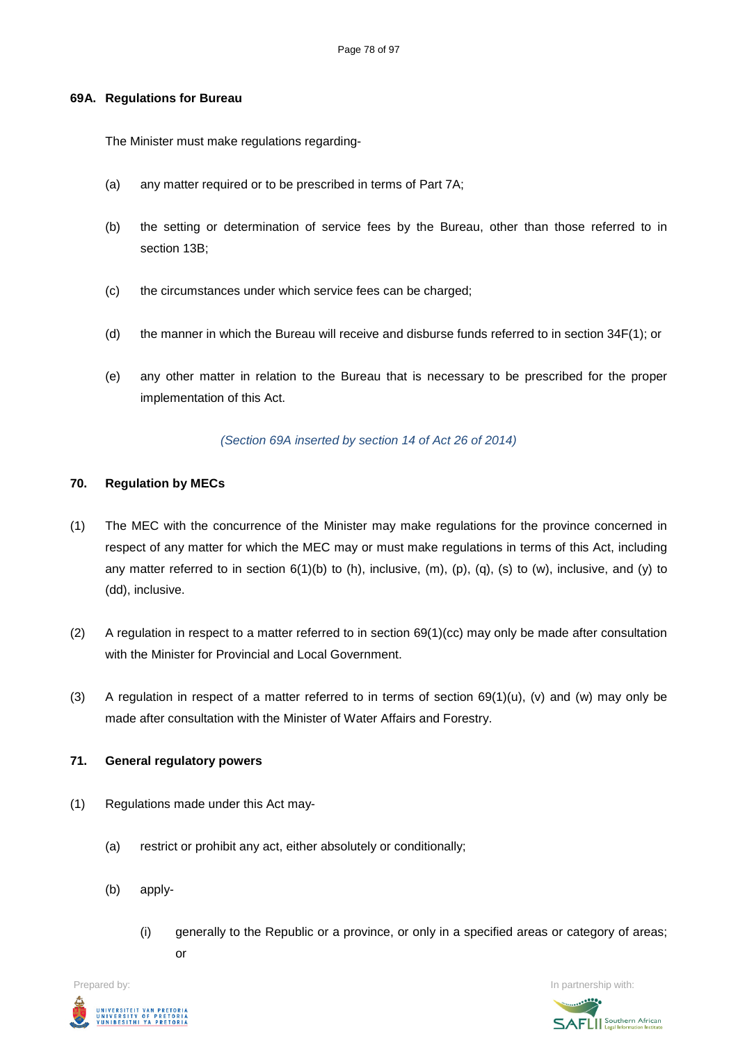**69A. Regulations for Bureau**

The Minister must make regulations regarding-

(a) any matter required or to be prescribed in terms of Part 7A;

(b) the setting or determination of service fees by the Bureau, other than those referred to in section 13B;

(c) the circumstances under which service fees can be charged;

(d) the manner in which the Bureau will receive and disburse funds referred to in section 34F(1); or

(e) any other matter in relation to the Bureau that is necessary to be prescribed for the proper implementation of this Act.

*(Section 69A inserted by section 14 of Act 26 of 2014)*

**70. Regulation by MECs**

(1) The MEC with the concurrence of the Minister may make regulations for the province concerned in respect of any matter for which the MEC may or must make regulations in terms of this Act, including any matter referred to in section 6(1)(b) to (h), inclusive, (m), (p), (q), (s) to (w), inclusive, and (y) to (dd), inclusive.

(2) A regulation in respect to a matter referred to in section 69(1)(cc) may only be made after consultation with the Minister for Provincial and Local Government.

(3) A regulation in respect of a matter referred to in terms of section 69(1)(u), (v) and (w) may only be made after consultation with the Minister of Water Affairs and Forestry.

**71. General regulatory powers**

(1) Regulations made under this Act may-

(a) restrict or prohibit any act, either absolutely or conditionally;

(b) apply-

(i) generally to the Republic or a province, or only in a specified areas or category of areas; or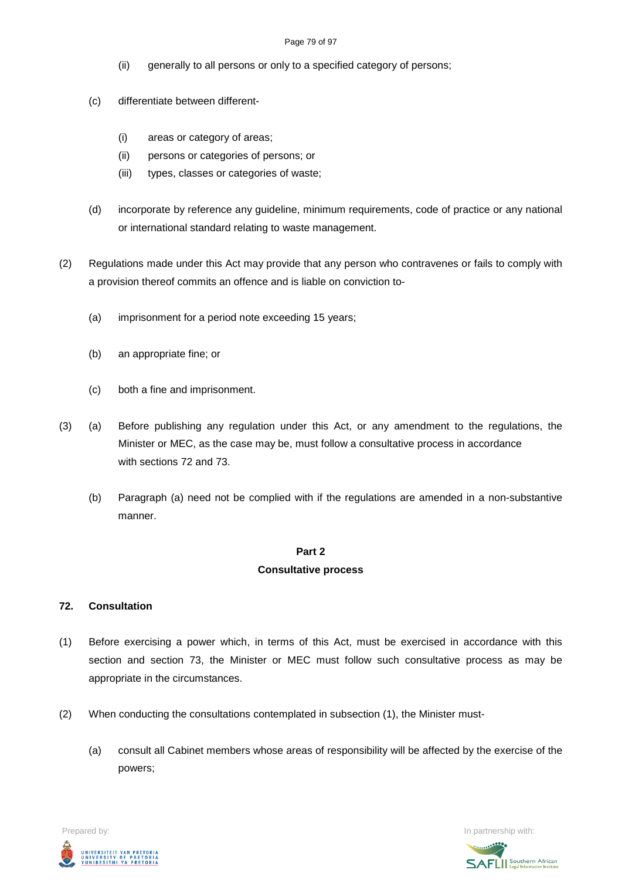(ii) generally to all persons or only to a specified category of persons;

(c) differentiate between different-

(i) areas or category of areas;

(ii) persons or categories of persons; or

(iii) types, classes or categories of waste;

(d) incorporate by reference any guideline, minimum requirements, code of practice or any national or international standard relating to waste management.

(2) Regulations made under this Act may provide that any person who contravenes or fails to comply with a provision thereof commits an offence and is liable on conviction to-

(a) imprisonment for a period note exceeding 15 years;

(b) an appropriate fine; or

(c) both a fine and imprisonment.

(3) (a) Before publishing any regulation under this Act, or any amendment to the regulations, the Minister or MEC, as the case may be, must follow a consultative process in accordance with sections 72 and 73.

(b) Paragraph (a) need not be complied with if the regulations are amended in a non-substantive manner.

## Part 2
## Consultative process

### 72. Consultation

(1) Before exercising a power which, in terms of this Act, must be exercised in accordance with this section and section 73, the Minister or MEC must follow such consultative process as may be appropriate in the circumstances.

(2) When conducting the consultations contemplated in subsection (1), the Minister must-

(a) consult all Cabinet members whose areas of responsibility will be affected by the exercise of the powers;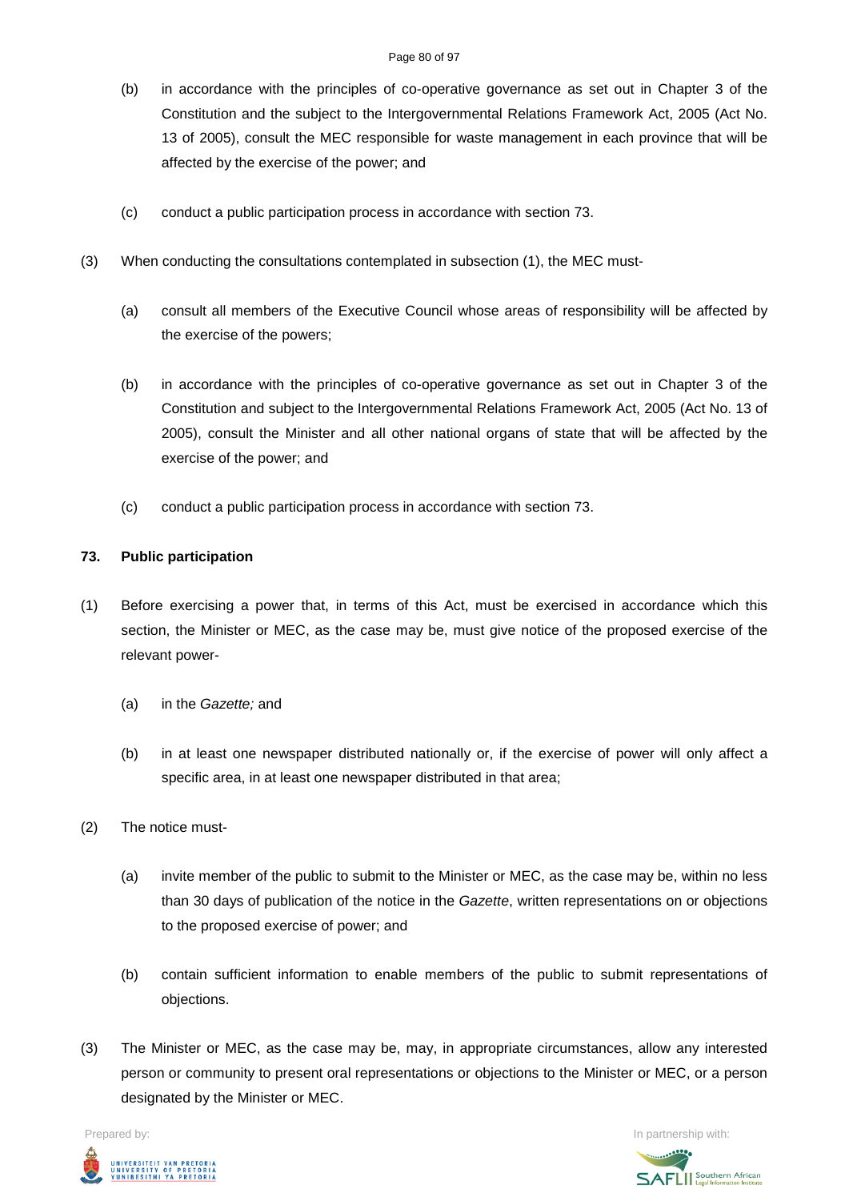(b) in accordance with the principles of co-operative governance as set out in Chapter 3 of the Constitution and the subject to the Intergovernmental Relations Framework Act, 2005 (Act No. 13 of 2005), consult the MEC responsible for waste management in each province that will be affected by the exercise of the power; and

(c) conduct a public participation process in accordance with section 73.

(3) When conducting the consultations contemplated in subsection (1), the MEC must-

(a) consult all members of the Executive Council whose areas of responsibility will be affected by the exercise of the powers;

(b) in accordance with the principles of co-operative governance as set out in Chapter 3 of the Constitution and subject to the Intergovernmental Relations Framework Act, 2005 (Act No. 13 of 2005), consult the Minister and all other national organs of state that will be affected by the exercise of the power; and

(c) conduct a public participation process in accordance with section 73.

**73. Public participation**

(1) Before exercising a power that, in terms of this Act, must be exercised in accordance which this section, the Minister or MEC, as the case may be, must give notice of the proposed exercise of the relevant power-

(a) in the *Gazette;* and

(b) in at least one newspaper distributed nationally or, if the exercise of power will only affect a specific area, in at least one newspaper distributed in that area;

(2) The notice must-

(a) invite member of the public to submit to the Minister or MEC, as the case may be, within no less than 30 days of publication of the notice in the *Gazette*, written representations on or objections to the proposed exercise of power; and

(b) contain sufficient information to enable members of the public to submit representations of objections.

(3) The Minister or MEC, as the case may be, may, in appropriate circumstances, allow any interested person or community to present oral representations or objections to the Minister or MEC, or a person designated by the Minister or MEC.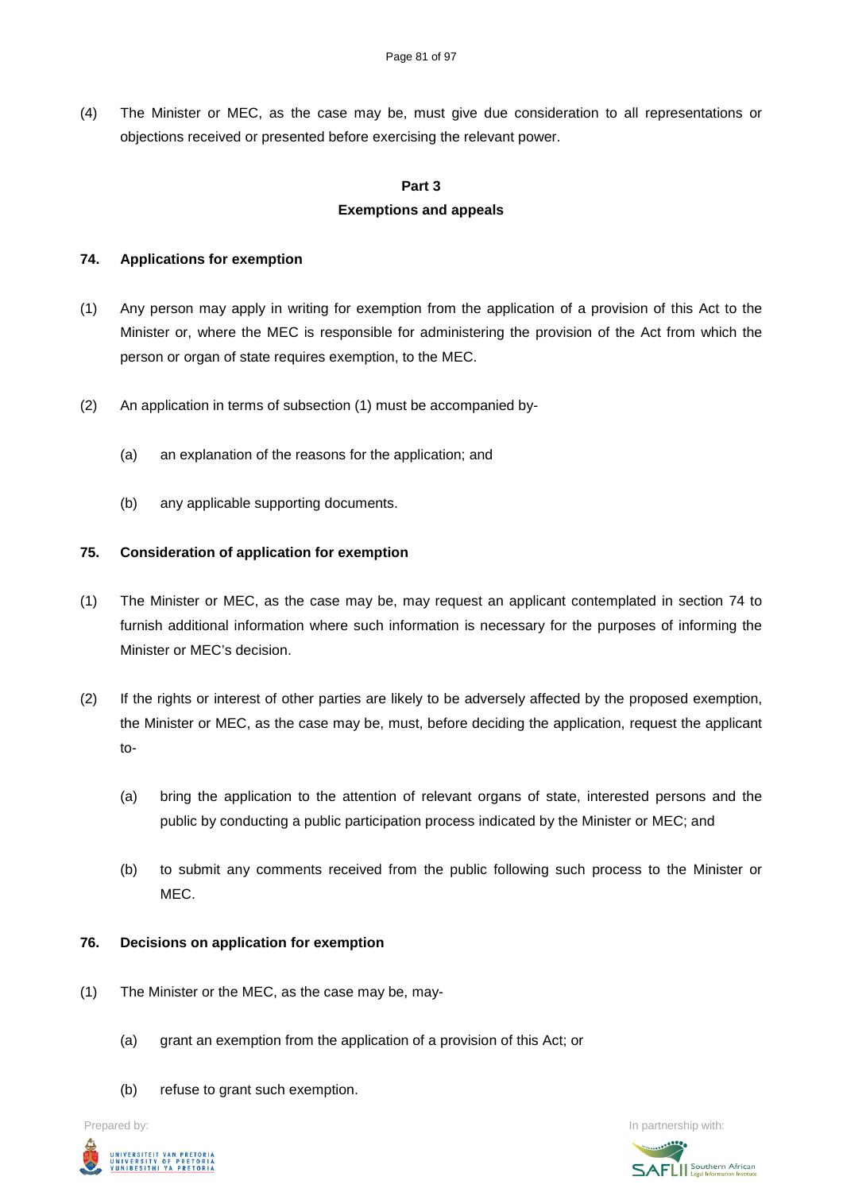(4) The Minister or MEC, as the case may be, must give due consideration to all representations or objections received or presented before exercising the relevant power.

## Part 3
## Exemptions and appeals

### 74. Applications for exemption

(1) Any person may apply in writing for exemption from the application of a provision of this Act to the Minister or, where the MEC is responsible for administering the provision of the Act from which the person or organ of state requires exemption, to the MEC.

(2) An application in terms of subsection (1) must be accompanied by-

  (a) an explanation of the reasons for the application; and

  (b) any applicable supporting documents.

### 75. Consideration of application for exemption

(1) The Minister or MEC, as the case may be, may request an applicant contemplated in section 74 to furnish additional information where such information is necessary for the purposes of informing the Minister or MEC's decision.

(2) If the rights or interest of other parties are likely to be adversely affected by the proposed exemption, the Minister or MEC, as the case may be, must, before deciding the application, request the applicant to-

  (a) bring the application to the attention of relevant organs of state, interested persons and the public by conducting a public participation process indicated by the Minister or MEC; and

  (b) to submit any comments received from the public following such process to the Minister or MEC.

### 76. Decisions on application for exemption

(1) The Minister or the MEC, as the case may be, may-

  (a) grant an exemption from the application of a provision of this Act; or

  (b) refuse to grant such exemption.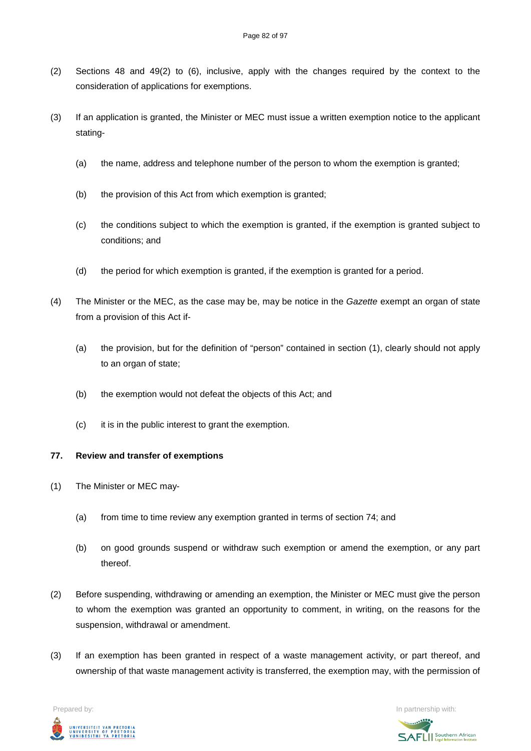(2) Sections 48 and 49(2) to (6), inclusive, apply with the changes required by the context to the consideration of applications for exemptions.

(3) If an application is granted, the Minister or MEC must issue a written exemption notice to the applicant stating-

(a) the name, address and telephone number of the person to whom the exemption is granted;

(b) the provision of this Act from which exemption is granted;

(c) the conditions subject to which the exemption is granted, if the exemption is granted subject to conditions; and

(d) the period for which exemption is granted, if the exemption is granted for a period.

(4) The Minister or the MEC, as the case may be, may be notice in the *Gazette* exempt an organ of state from a provision of this Act if-

(a) the provision, but for the definition of "person" contained in section (1), clearly should not apply to an organ of state;

(b) the exemption would not defeat the objects of this Act; and

(c) it is in the public interest to grant the exemption.

**77. Review and transfer of exemptions**

(1) The Minister or MEC may-

(a) from time to time review any exemption granted in terms of section 74; and

(b) on good grounds suspend or withdraw such exemption or amend the exemption, or any part thereof.

(2) Before suspending, withdrawing or amending an exemption, the Minister or MEC must give the person to whom the exemption was granted an opportunity to comment, in writing, on the reasons for the suspension, withdrawal or amendment.

(3) If an exemption has been granted in respect of a waste management activity, or part thereof, and ownership of that waste management activity is transferred, the exemption may, with the permission of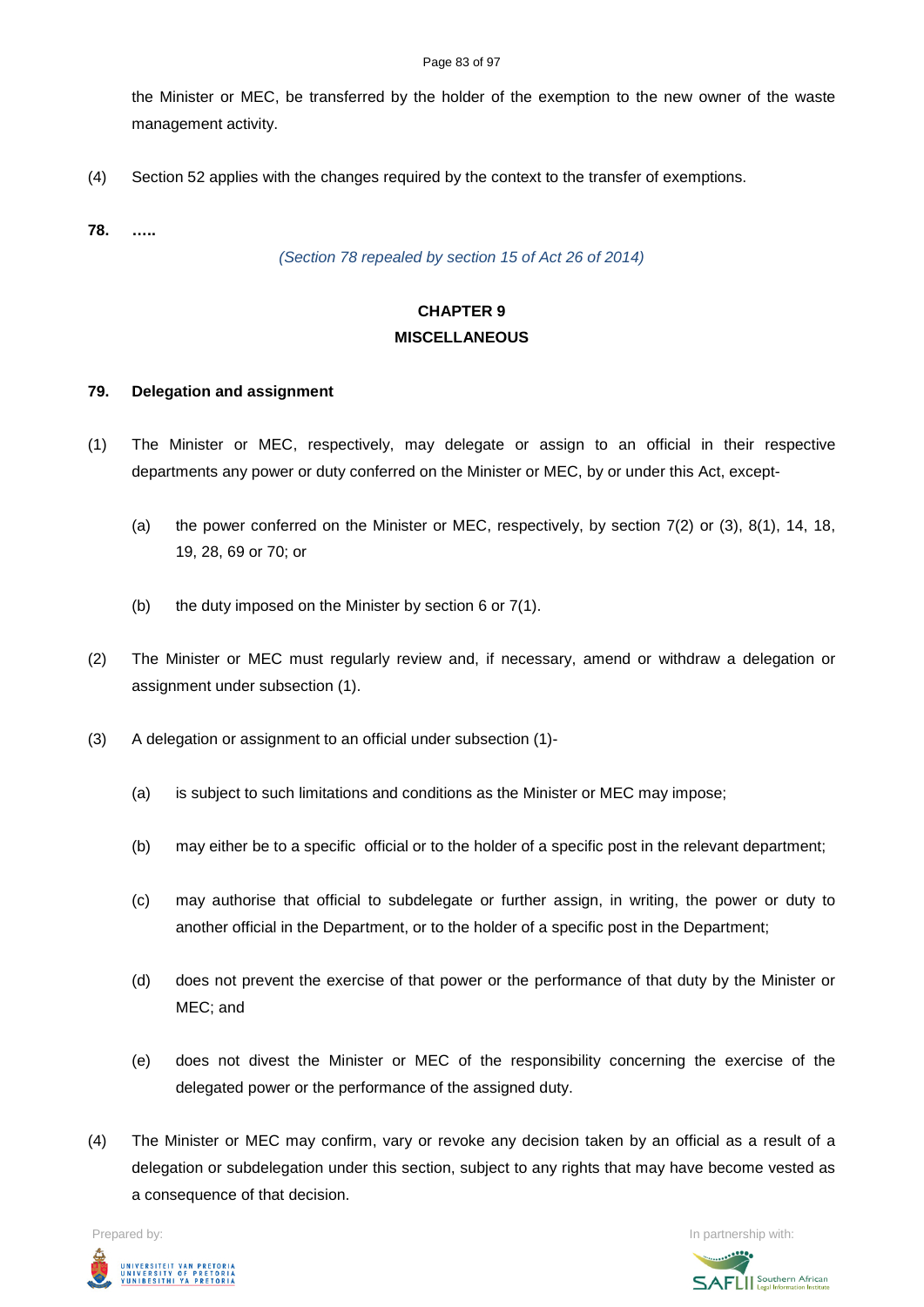the Minister or MEC, be transferred by the holder of the exemption to the new owner of the waste management activity.

(4) Section 52 applies with the changes required by the context to the transfer of exemptions.

**78. …..**

*(Section 78 repealed by section 15 of Act 26 of 2014)*

## CHAPTER 9
## MISCELLANEOUS

### 79. Delegation and assignment

(1) The Minister or MEC, respectively, may delegate or assign to an official in their respective departments any power or duty conferred on the Minister or MEC, by or under this Act, except-

   (a) the power conferred on the Minister or MEC, respectively, by section 7(2) or (3), 8(1), 14, 18, 19, 28, 69 or 70; or

   (b) the duty imposed on the Minister by section 6 or 7(1).

(2) The Minister or MEC must regularly review and, if necessary, amend or withdraw a delegation or assignment under subsection (1).

(3) A delegation or assignment to an official under subsection (1)-

   (a) is subject to such limitations and conditions as the Minister or MEC may impose;

   (b) may either be to a specific official or to the holder of a specific post in the relevant department;

   (c) may authorise that official to subdelegate or further assign, in writing, the power or duty to another official in the Department, or to the holder of a specific post in the Department;

   (d) does not prevent the exercise of that power or the performance of that duty by the Minister or MEC; and

   (e) does not divest the Minister or MEC of the responsibility concerning the exercise of the delegated power or the performance of the assigned duty.

(4) The Minister or MEC may confirm, vary or revoke any decision taken by an official as a result of a delegation or subdelegation under this section, subject to any rights that may have become vested as a consequence of that decision.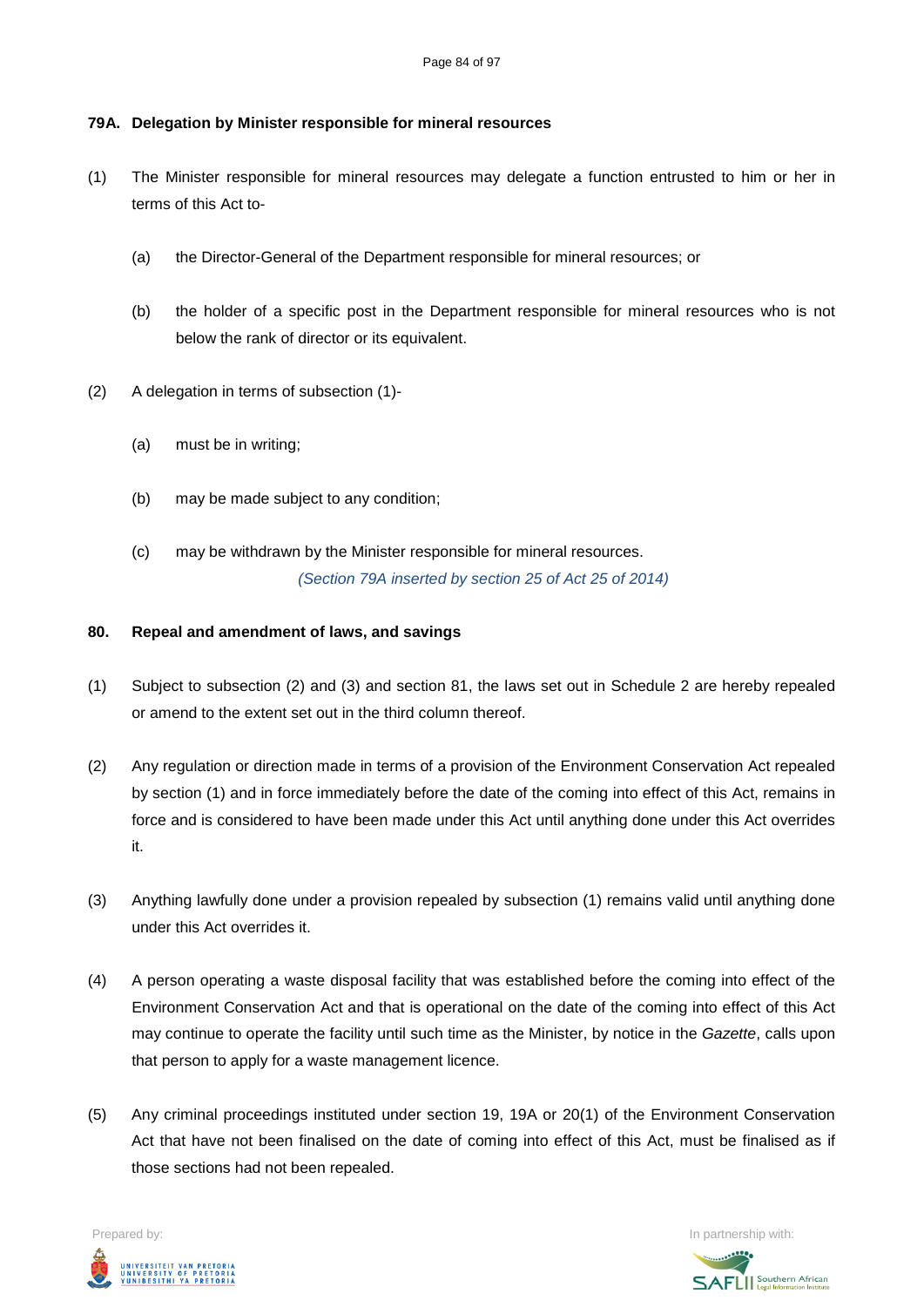### 79A. Delegation by Minister responsible for mineral resources

(1) The Minister responsible for mineral resources may delegate a function entrusted to him or her in terms of this Act to-

(a) the Director-General of the Department responsible for mineral resources; or

(b) the holder of a specific post in the Department responsible for mineral resources who is not below the rank of director or its equivalent.

(2) A delegation in terms of subsection (1)-

(a) must be in writing;

(b) may be made subject to any condition;

(c) may be withdrawn by the Minister responsible for mineral resources.

*(Section 79A inserted by section 25 of Act 25 of 2014)*

### 80. Repeal and amendment of laws, and savings

(1) Subject to subsection (2) and (3) and section 81, the laws set out in Schedule 2 are hereby repealed or amend to the extent set out in the third column thereof.

(2) Any regulation or direction made in terms of a provision of the Environment Conservation Act repealed by section (1) and in force immediately before the date of the coming into effect of this Act, remains in force and is considered to have been made under this Act until anything done under this Act overrides it.

(3) Anything lawfully done under a provision repealed by subsection (1) remains valid until anything done under this Act overrides it.

(4) A person operating a waste disposal facility that was established before the coming into effect of the Environment Conservation Act and that is operational on the date of the coming into effect of this Act may continue to operate the facility until such time as the Minister, by notice in the *Gazette*, calls upon that person to apply for a waste management licence.

(5) Any criminal proceedings instituted under section 19, 19A or 20(1) of the Environment Conservation Act that have not been finalised on the date of coming into effect of this Act, must be finalised as if those sections had not been repealed.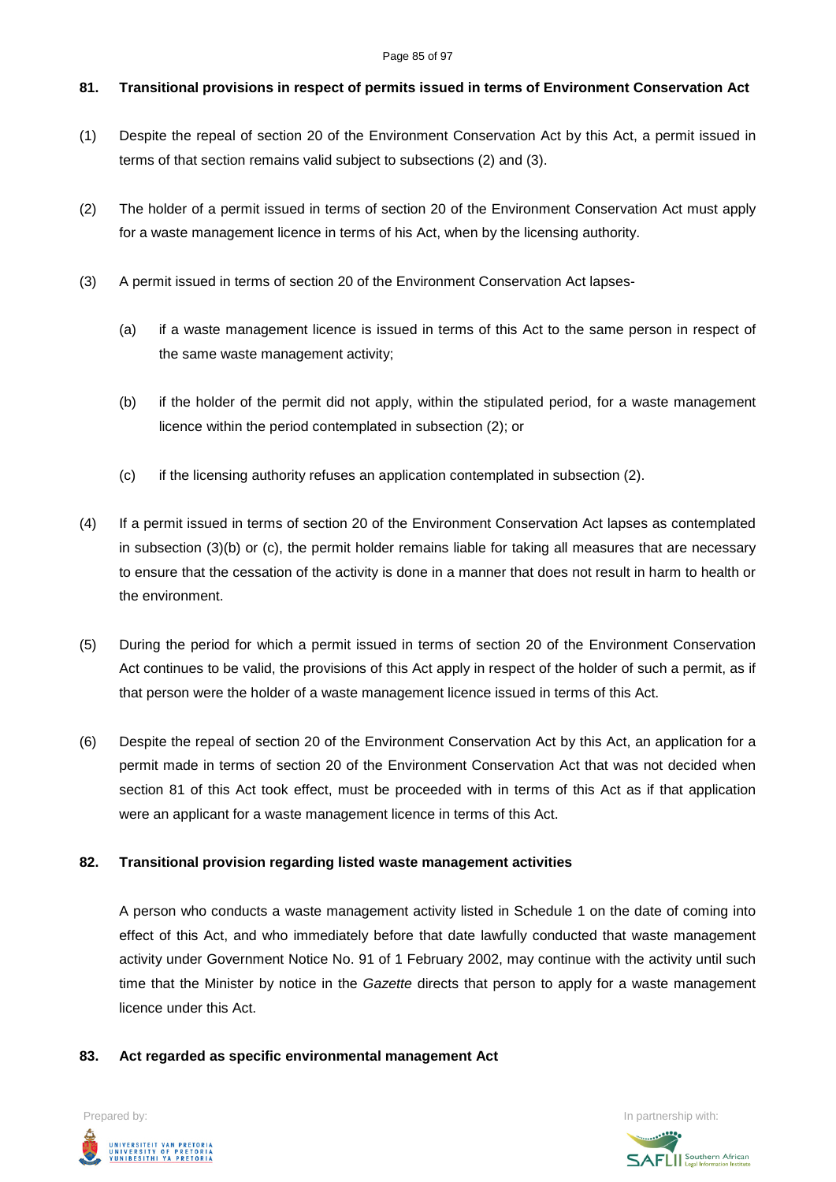**81. Transitional provisions in respect of permits issued in terms of Environment Conservation Act**

(1) Despite the repeal of section 20 of the Environment Conservation Act by this Act, a permit issued in terms of that section remains valid subject to subsections (2) and (3).

(2) The holder of a permit issued in terms of section 20 of the Environment Conservation Act must apply for a waste management licence in terms of his Act, when by the licensing authority.

(3) A permit issued in terms of section 20 of the Environment Conservation Act lapses-

(a) if a waste management licence is issued in terms of this Act to the same person in respect of the same waste management activity;

(b) if the holder of the permit did not apply, within the stipulated period, for a waste management licence within the period contemplated in subsection (2); or

(c) if the licensing authority refuses an application contemplated in subsection (2).

(4) If a permit issued in terms of section 20 of the Environment Conservation Act lapses as contemplated in subsection (3)(b) or (c), the permit holder remains liable for taking all measures that are necessary to ensure that the cessation of the activity is done in a manner that does not result in harm to health or the environment.

(5) During the period for which a permit issued in terms of section 20 of the Environment Conservation Act continues to be valid, the provisions of this Act apply in respect of the holder of such a permit, as if that person were the holder of a waste management licence issued in terms of this Act.

(6) Despite the repeal of section 20 of the Environment Conservation Act by this Act, an application for a permit made in terms of section 20 of the Environment Conservation Act that was not decided when section 81 of this Act took effect, must be proceeded with in terms of this Act as if that application were an applicant for a waste management licence in terms of this Act.

**82. Transitional provision regarding listed waste management activities**

A person who conducts a waste management activity listed in Schedule 1 on the date of coming into effect of this Act, and who immediately before that date lawfully conducted that waste management activity under Government Notice No. 91 of 1 February 2002, may continue with the activity until such time that the Minister by notice in the *Gazette* directs that person to apply for a waste management licence under this Act.

**83. Act regarded as specific environmental management Act**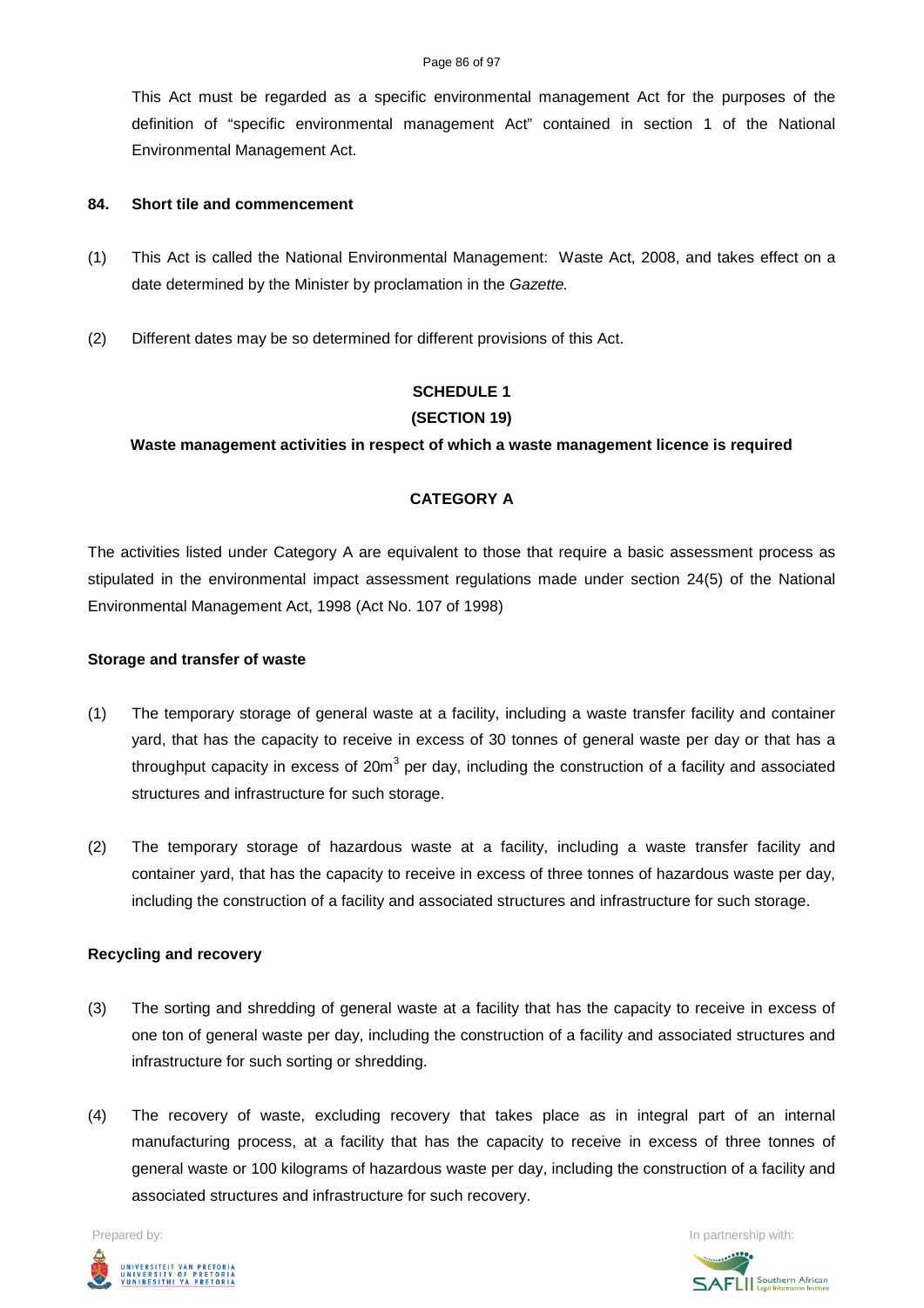This Act must be regarded as a specific environmental management Act for the purposes of the definition of "specific environmental management Act" contained in section 1 of the National Environmental Management Act.

**84. Short tile and commencement**

(1) This Act is called the National Environmental Management: Waste Act, 2008, and takes effect on a date determined by the Minister by proclamation in the *Gazette*.

(2) Different dates may be so determined for different provisions of this Act.

## SCHEDULE 1
## (SECTION 19)

**Waste management activities in respect of which a waste management licence is required**

### CATEGORY A

The activities listed under Category A are equivalent to those that require a basic assessment process as stipulated in the environmental impact assessment regulations made under section 24(5) of the National Environmental Management Act, 1998 (Act No. 107 of 1998)

**Storage and transfer of waste**

(1) The temporary storage of general waste at a facility, including a waste transfer facility and container yard, that has the capacity to receive in excess of 30 tonnes of general waste per day or that has a throughput capacity in excess of $20m^3$ per day, including the construction of a facility and associated structures and infrastructure for such storage.

(2) The temporary storage of hazardous waste at a facility, including a waste transfer facility and container yard, that has the capacity to receive in excess of three tonnes of hazardous waste per day, including the construction of a facility and associated structures and infrastructure for such storage.

**Recycling and recovery**

(3) The sorting and shredding of general waste at a facility that has the capacity to receive in excess of one ton of general waste per day, including the construction of a facility and associated structures and infrastructure for such sorting or shredding.

(4) The recovery of waste, excluding recovery that takes place as in integral part of an internal manufacturing process, at a facility that has the capacity to receive in excess of three tonnes of general waste or 100 kilograms of hazardous waste per day, including the construction of a facility and associated structures and infrastructure for such recovery.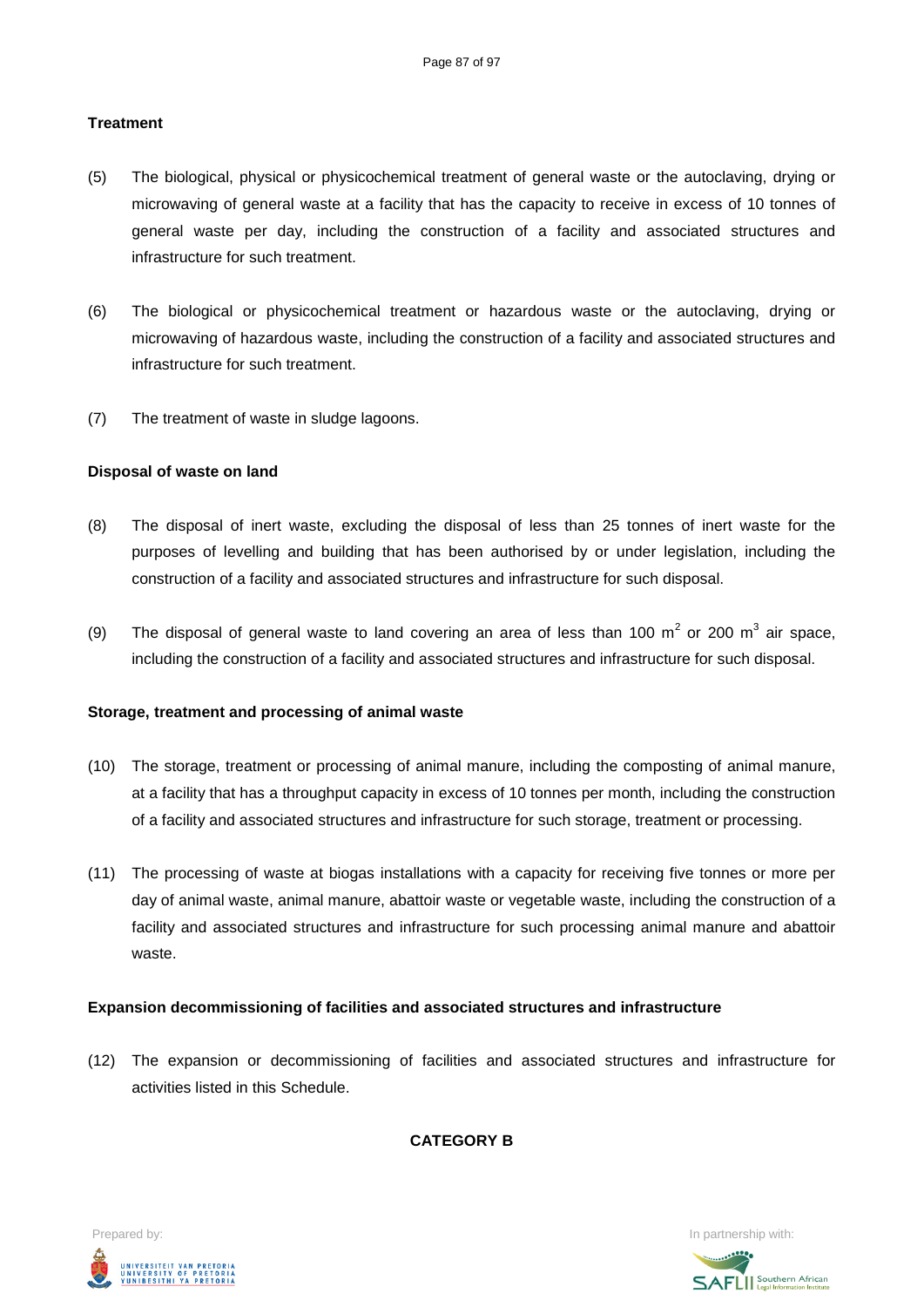**Treatment**

(5) The biological, physical or physicochemical treatment of general waste or the autoclaving, drying or microwaving of general waste at a facility that has the capacity to receive in excess of 10 tonnes of general waste per day, including the construction of a facility and associated structures and infrastructure for such treatment.

(6) The biological or physicochemical treatment or hazardous waste or the autoclaving, drying or microwaving of hazardous waste, including the construction of a facility and associated structures and infrastructure for such treatment.

(7) The treatment of waste in sludge lagoons.

**Disposal of waste on land**

(8) The disposal of inert waste, excluding the disposal of less than 25 tonnes of inert waste for the purposes of levelling and building that has been authorised by or under legislation, including the construction of a facility and associated structures and infrastructure for such disposal.

(9) The disposal of general waste to land covering an area of less than 100 $m^2$ or 200 $m^3$ air space, including the construction of a facility and associated structures and infrastructure for such disposal.

**Storage, treatment and processing of animal waste**

(10) The storage, treatment or processing of animal manure, including the composting of animal manure, at a facility that has a throughput capacity in excess of 10 tonnes per month, including the construction of a facility and associated structures and infrastructure for such storage, treatment or processing.

(11) The processing of waste at biogas installations with a capacity for receiving five tonnes or more per day of animal waste, animal manure, abattoir waste or vegetable waste, including the construction of a facility and associated structures and infrastructure for such processing animal manure and abattoir waste.

**Expansion decommissioning of facilities and associated structures and infrastructure**

(12) The expansion or decommissioning of facilities and associated structures and infrastructure for activities listed in this Schedule.

**CATEGORY B**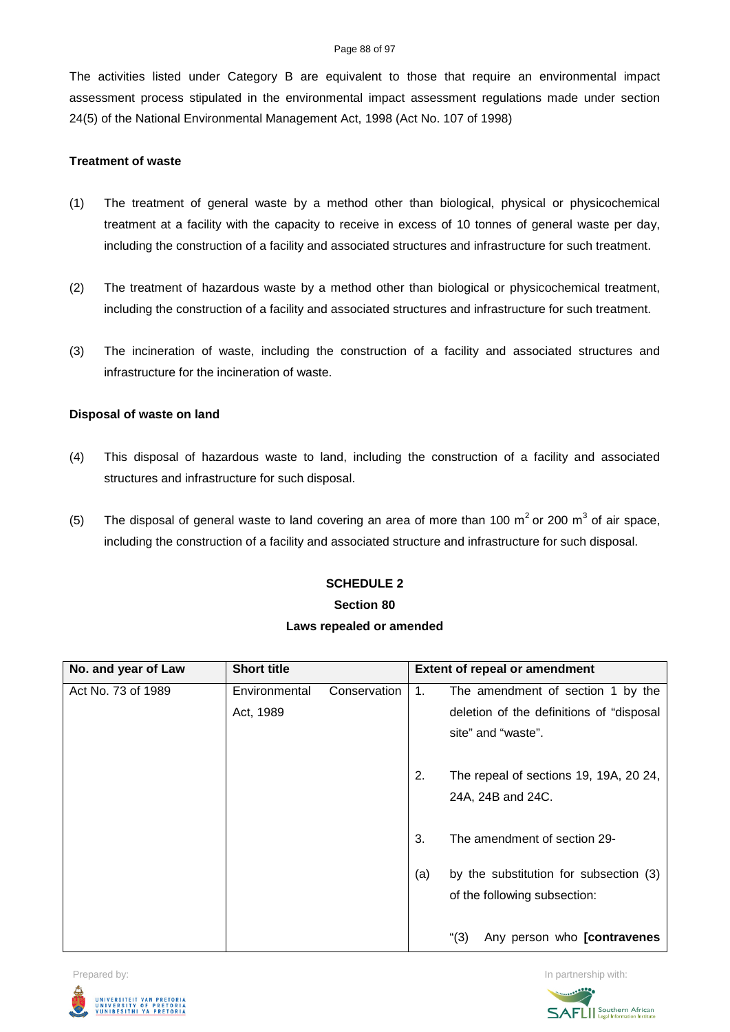The activities listed under Category B are equivalent to those that require an environmental impact assessment process stipulated in the environmental impact assessment regulations made under section 24(5) of the National Environmental Management Act, 1998 (Act No. 107 of 1998)

**Treatment of waste**

(1) The treatment of general waste by a method other than biological, physical or physicochemical treatment at a facility with the capacity to receive in excess of 10 tonnes of general waste per day, including the construction of a facility and associated structures and infrastructure for such treatment.

(2) The treatment of hazardous waste by a method other than biological or physicochemical treatment, including the construction of a facility and associated structures and infrastructure for such treatment.

(3) The incineration of waste, including the construction of a facility and associated structures and infrastructure for the incineration of waste.

**Disposal of waste on land**

(4) This disposal of hazardous waste to land, including the construction of a facility and associated structures and infrastructure for such disposal.

(5) The disposal of general waste to land covering an area of more than 100 $m^2$ or 200 $m^3$ of air space, including the construction of a facility and associated structure and infrastructure for such disposal.

**SCHEDULE 2**

**Section 80**

**Laws repealed or amended**

| No. and year of Law | Short title | Extent of repeal or amendment |
|---|---|---|
| Act No. 73 of 1989 | Environmental Conservation Act, 1989 | 1. The amendment of section 1 by the deletion of the definitions of "disposal site" and "waste".<br><br>2. The repeal of sections 19, 19A, 20 24, 24A, 24B and 24C.<br><br>3. The amendment of section 29-<br><br>(a) by the substitution for subsection (3) of the following subsection:<br><br>"(3) Any person who **[contravenes** |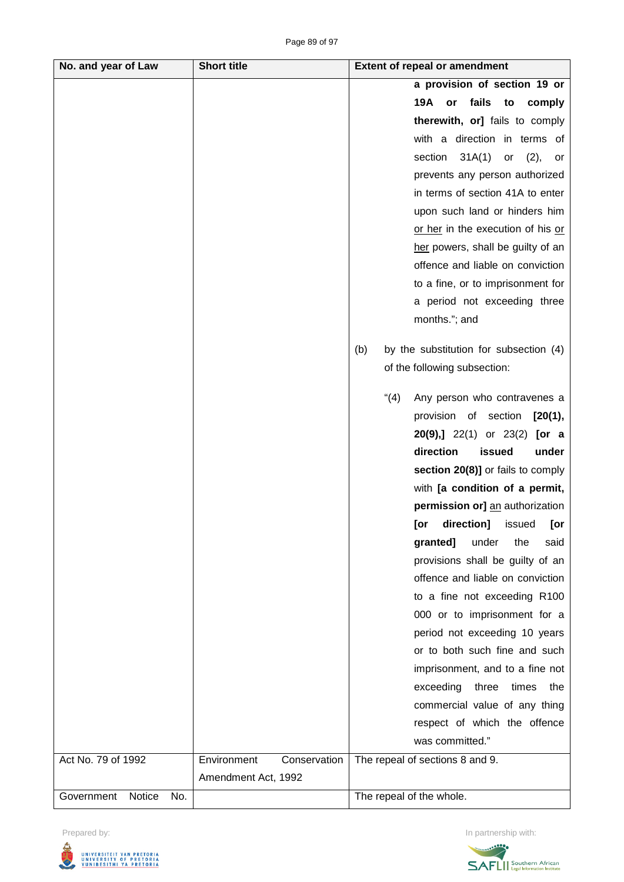| No. and year of Law | Short title | Extent of repeal or amendment |
|---|---|---|
| | | **a provision of section 19 or 19A or fails to comply therewith, or]** fails to comply with a direction in terms of section 31A(1) or (2), or prevents any person authorized in terms of section 41A to enter upon such land or hinders him or her in the execution of his or her powers, shall be guilty of an offence and liable on conviction to a fine, or to imprisonment for a period not exceeding three months."; and<br><br>(b) by the substitution for subsection (4) of the following subsection:<br><br>"(4) Any person who contravenes a provision of section **[20(1), 20(9),]** 22(1) or 23(2) **[or a direction issued under section 20(8)]** or fails to comply with **[a condition of a permit, permission or]** an authorization **[or direction]** issued **[or granted]** under the said provisions shall be guilty of an offence and liable on conviction to a fine not exceeding R100 000 or to imprisonment for a period not exceeding 10 years or to both such fine and such imprisonment, and to a fine not exceeding three times the commercial value of any thing respect of which the offence was committed." |
| Act No. 79 of 1992 | Environment Conservation Amendment Act, 1992 | The repeal of sections 8 and 9. |
| Government Notice No. | | The repeal of the whole. |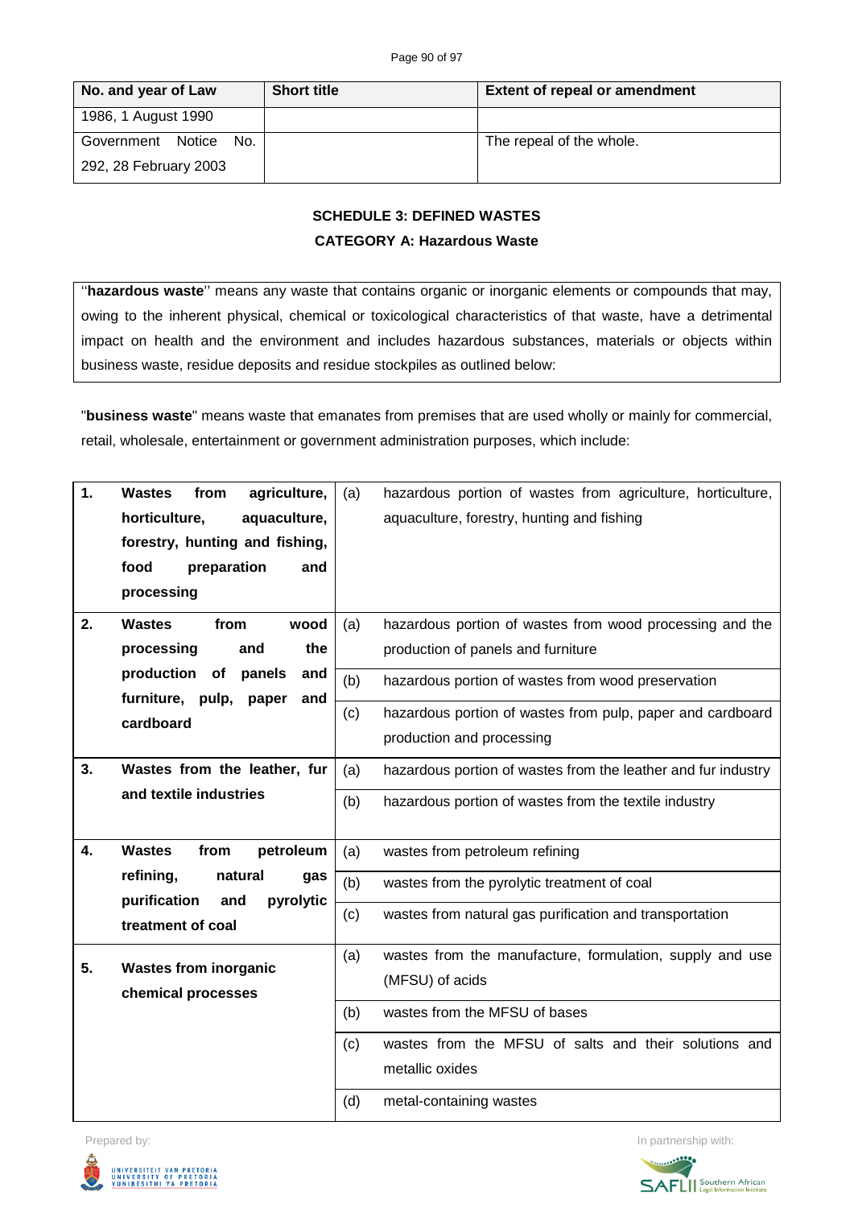| No. and year of Law | Short title | Extent of repeal or amendment |
|---|---|---|
| 1986, 1 August 1990 | | |
| Government Notice No. 292, 28 February 2003 | | The repeal of the whole. |

**SCHEDULE 3: DEFINED WASTES**

**CATEGORY A: Hazardous Waste**

''**hazardous waste**'' means any waste that contains organic or inorganic elements or compounds that may, owing to the inherent physical, chemical or toxicological characteristics of that waste, have a detrimental impact on health and the environment and includes hazardous substances, materials or objects within business waste, residue deposits and residue stockpiles as outlined below:

"**business waste**" means waste that emanates from premises that are used wholly or mainly for commercial, retail, wholesale, entertainment or government administration purposes, which include:

| | | | |
|---|---|---|---|
| **1.** | **Wastes from agriculture, horticulture, aquaculture, forestry, hunting and fishing, food preparation and processing** | (a) | hazardous portion of wastes from agriculture, horticulture, aquaculture, forestry, hunting and fishing |
| **2.** | **Wastes from wood processing and the production of panels and furniture, pulp, paper and cardboard** | (a) | hazardous portion of wastes from wood processing and the production of panels and furniture |
| | | (b) | hazardous portion of wastes from wood preservation |
| | | (c) | hazardous portion of wastes from pulp, paper and cardboard production and processing |
| **3.** | **Wastes from the leather, fur and textile industries** | (a) | hazardous portion of wastes from the leather and fur industry |
| | | (b) | hazardous portion of wastes from the textile industry |
| **4.** | **Wastes from petroleum refining, natural gas purification and pyrolytic treatment of coal** | (a) | wastes from petroleum refining |
| | | (b) | wastes from the pyrolytic treatment of coal |
| | | (c) | wastes from natural gas purification and transportation |
| **5.** | **Wastes from inorganic chemical processes** | (a) | wastes from the manufacture, formulation, supply and use (MFSU) of acids |
| | | (b) | wastes from the MFSU of bases |
| | | (c) | wastes from the MFSU of salts and their solutions and metallic oxides |
| | | (d) | metal-containing wastes |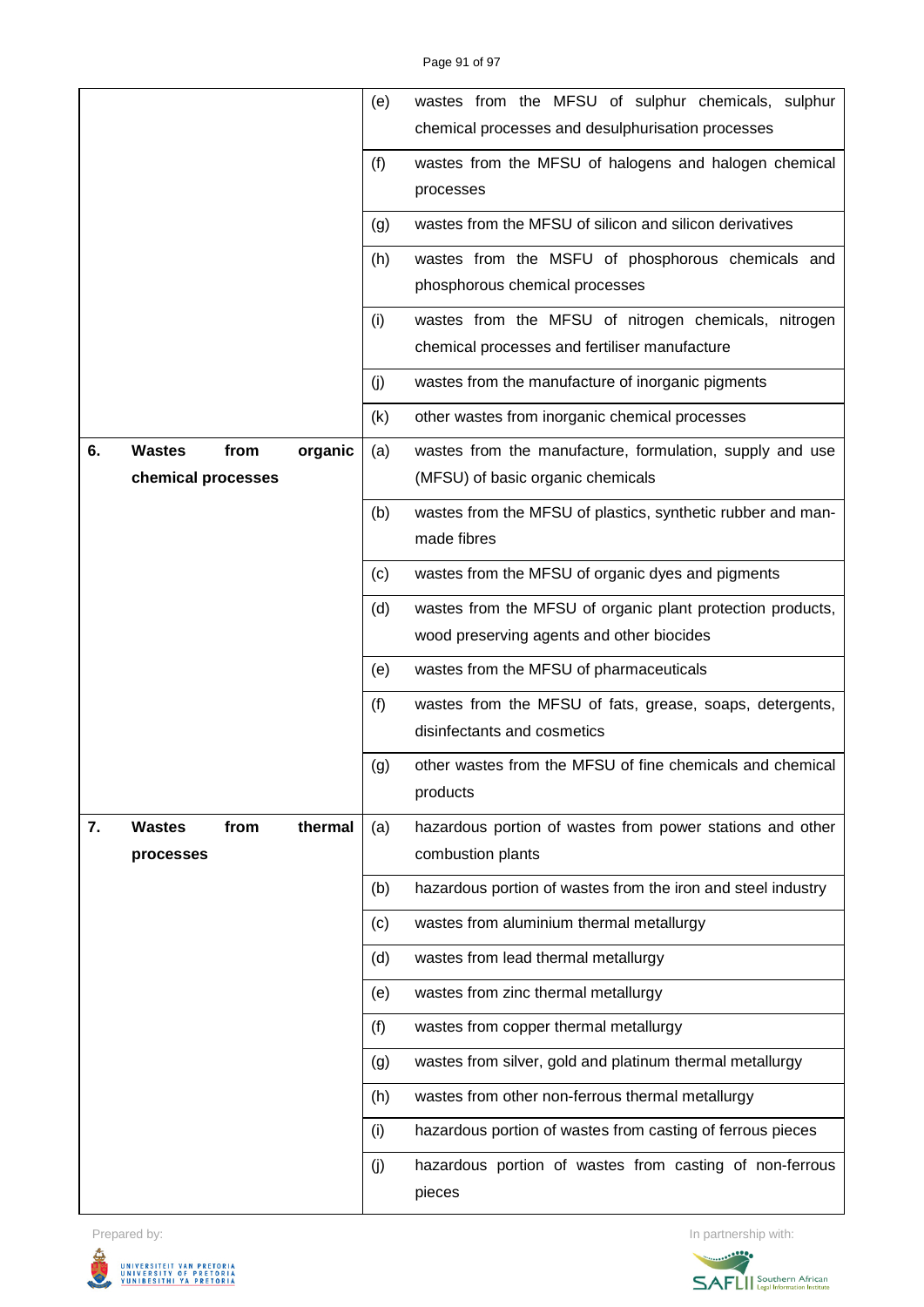| | | |
|---|---|---|
| | (e) | wastes from the MFSU of sulphur chemicals, sulphur chemical processes and desulphurisation processes |
| | (f) | wastes from the MFSU of halogens and halogen chemical processes |
| | (g) | wastes from the MFSU of silicon and silicon derivatives |
| | (h) | wastes from the MSFU of phosphorous chemicals and phosphorous chemical processes |
| | (i) | wastes from the MFSU of nitrogen chemicals, nitrogen chemical processes and fertiliser manufacture |
| | (j) | wastes from the manufacture of inorganic pigments |
| | (k) | other wastes from inorganic chemical processes |
| **6. Wastes from organic chemical processes** | (a) | wastes from the manufacture, formulation, supply and use (MFSU) of basic organic chemicals |
| | (b) | wastes from the MFSU of plastics, synthetic rubber and man-made fibres |
| | (c) | wastes from the MFSU of organic dyes and pigments |
| | (d) | wastes from the MFSU of organic plant protection products, wood preserving agents and other biocides |
| | (e) | wastes from the MFSU of pharmaceuticals |
| | (f) | wastes from the MFSU of fats, grease, soaps, detergents, disinfectants and cosmetics |
| | (g) | other wastes from the MFSU of fine chemicals and chemical products |
| **7. Wastes from thermal processes** | (a) | hazardous portion of wastes from power stations and other combustion plants |
| | (b) | hazardous portion of wastes from the iron and steel industry |
| | (c) | wastes from aluminium thermal metallurgy |
| | (d) | wastes from lead thermal metallurgy |
| | (e) | wastes from zinc thermal metallurgy |
| | (f) | wastes from copper thermal metallurgy |
| | (g) | wastes from silver, gold and platinum thermal metallurgy |
| | (h) | wastes from other non-ferrous thermal metallurgy |
| | (i) | hazardous portion of wastes from casting of ferrous pieces |
| | (j) | hazardous portion of wastes from casting of non-ferrous pieces |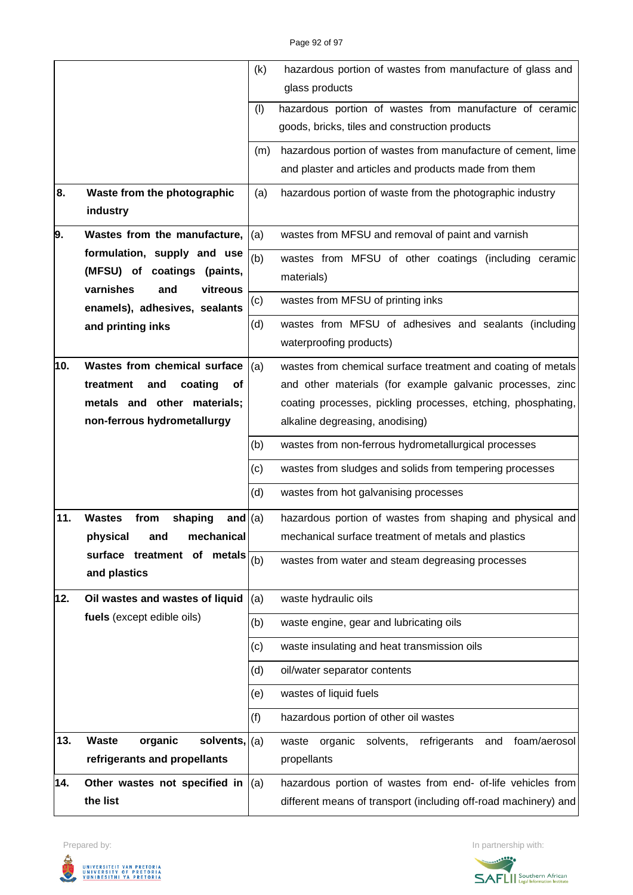| | | | |
|---|---|---|---|
| | | (k) | hazardous portion of wastes from manufacture of glass and glass products |
| | | (l) | hazardous portion of wastes from manufacture of ceramic goods, bricks, tiles and construction products |
| | | (m) | hazardous portion of wastes from manufacture of cement, lime and plaster and articles and products made from them |
| **8.** | **Waste from the photographic industry** | (a) | hazardous portion of waste from the photographic industry |
| **9.** | **Wastes from the manufacture, formulation, supply and use (MFSU) of coatings (paints, varnishes and vitreous enamels), adhesives, sealants and printing inks** | (a) | wastes from MFSU and removal of paint and varnish |
| | | (b) | wastes from MFSU of other coatings (including ceramic materials) |
| | | (c) | wastes from MFSU of printing inks |
| | | (d) | wastes from MFSU of adhesives and sealants (including waterproofing products) |
| **10.** | **Wastes from chemical surface treatment and coating of metals and other materials; non-ferrous hydrometallurgy** | (a) | wastes from chemical surface treatment and coating of metals and other materials (for example galvanic processes, zinc coating processes, pickling processes, etching, phosphating, alkaline degreasing, anodising) |
| | | (b) | wastes from non-ferrous hydrometallurgical processes |
| | | (c) | wastes from sludges and solids from tempering processes |
| | | (d) | wastes from hot galvanising processes |
| **11.** | **Wastes from shaping and physical and mechanical surface treatment of metals and plastics** | (a) | hazardous portion of wastes from shaping and physical and mechanical surface treatment of metals and plastics |
| | | (b) | wastes from water and steam degreasing processes |
| **12.** | **Oil wastes and wastes of liquid fuels** (except edible oils) | (a) | waste hydraulic oils |
| | | (b) | waste engine, gear and lubricating oils |
| | | (c) | waste insulating and heat transmission oils |
| | | (d) | oil/water separator contents |
| | | (e) | wastes of liquid fuels |
| | | (f) | hazardous portion of other oil wastes |
| **13.** | **Waste organic solvents, refrigerants and propellants** | (a) | waste organic solvents, refrigerants and foam/aerosol propellants |
| **14.** | **Other wastes not specified in the list** | (a) | hazardous portion of wastes from end- of-life vehicles from different means of transport (including off-road machinery) and |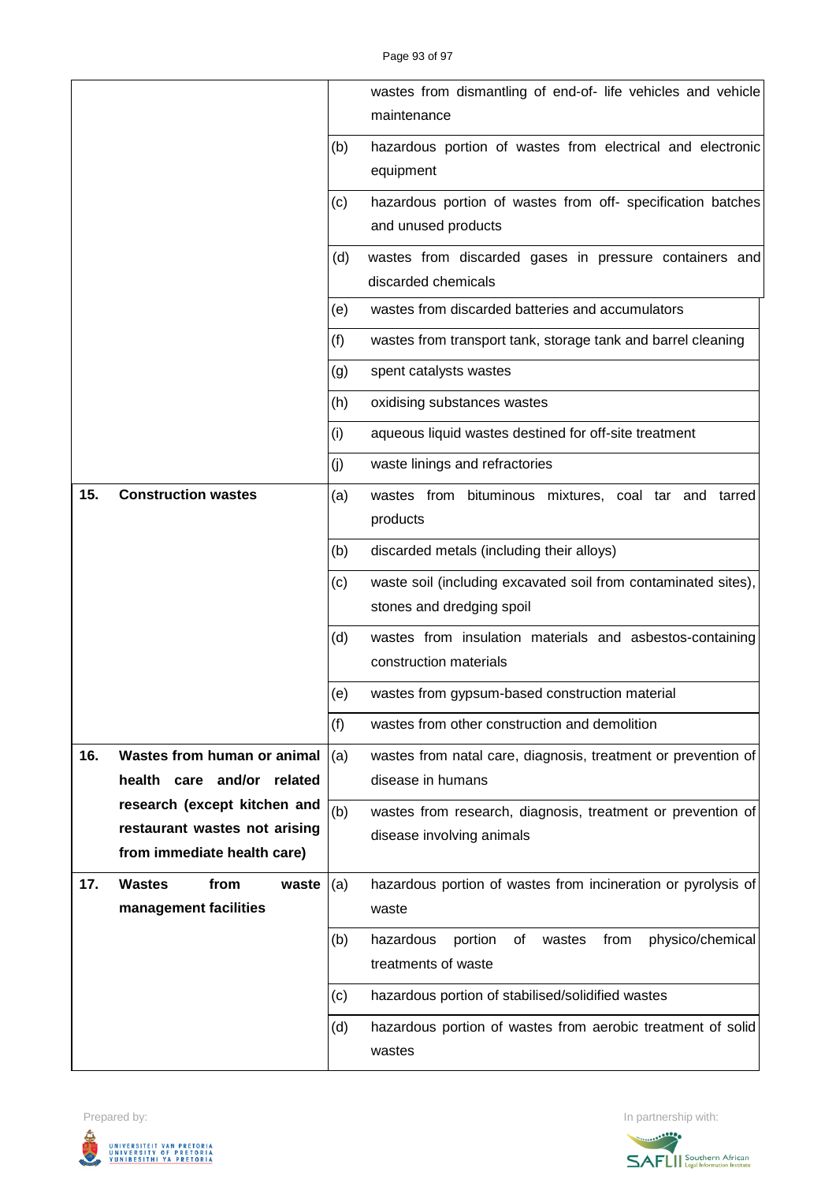| | | | |
|---|---|---|---|
| | | | wastes from dismantling of end-of- life vehicles and vehicle maintenance |
| | | (b) | hazardous portion of wastes from electrical and electronic equipment |
| | | (c) | hazardous portion of wastes from off- specification batches and unused products |
| | | (d) | wastes from discarded gases in pressure containers and discarded chemicals |
| | | (e) | wastes from discarded batteries and accumulators |
| | | (f) | wastes from transport tank, storage tank and barrel cleaning |
| | | (g) | spent catalysts wastes |
| | | (h) | oxidising substances wastes |
| | | (i) | aqueous liquid wastes destined for off-site treatment |
| | | (j) | waste linings and refractories |
| **15.** | **Construction wastes** | (a) | wastes from bituminous mixtures, coal tar and tarred products |
| | | (b) | discarded metals (including their alloys) |
| | | (c) | waste soil (including excavated soil from contaminated sites), stones and dredging spoil |
| | | (d) | wastes from insulation materials and asbestos-containing construction materials |
| | | (e) | wastes from gypsum-based construction material |
| | | (f) | wastes from other construction and demolition |
| **16.** | **Wastes from human or animal health care and/or related research (except kitchen and restaurant wastes not arising from immediate health care)** | (a) | wastes from natal care, diagnosis, treatment or prevention of disease in humans |
| | | (b) | wastes from research, diagnosis, treatment or prevention of disease involving animals |
| **17.** | **Wastes from waste management facilities** | (a) | hazardous portion of wastes from incineration or pyrolysis of waste |
| | | (b) | hazardous portion of wastes from physico/chemical treatments of waste |
| | | (c) | hazardous portion of stabilised/solidified wastes |
| | | (d) | hazardous portion of wastes from aerobic treatment of solid wastes |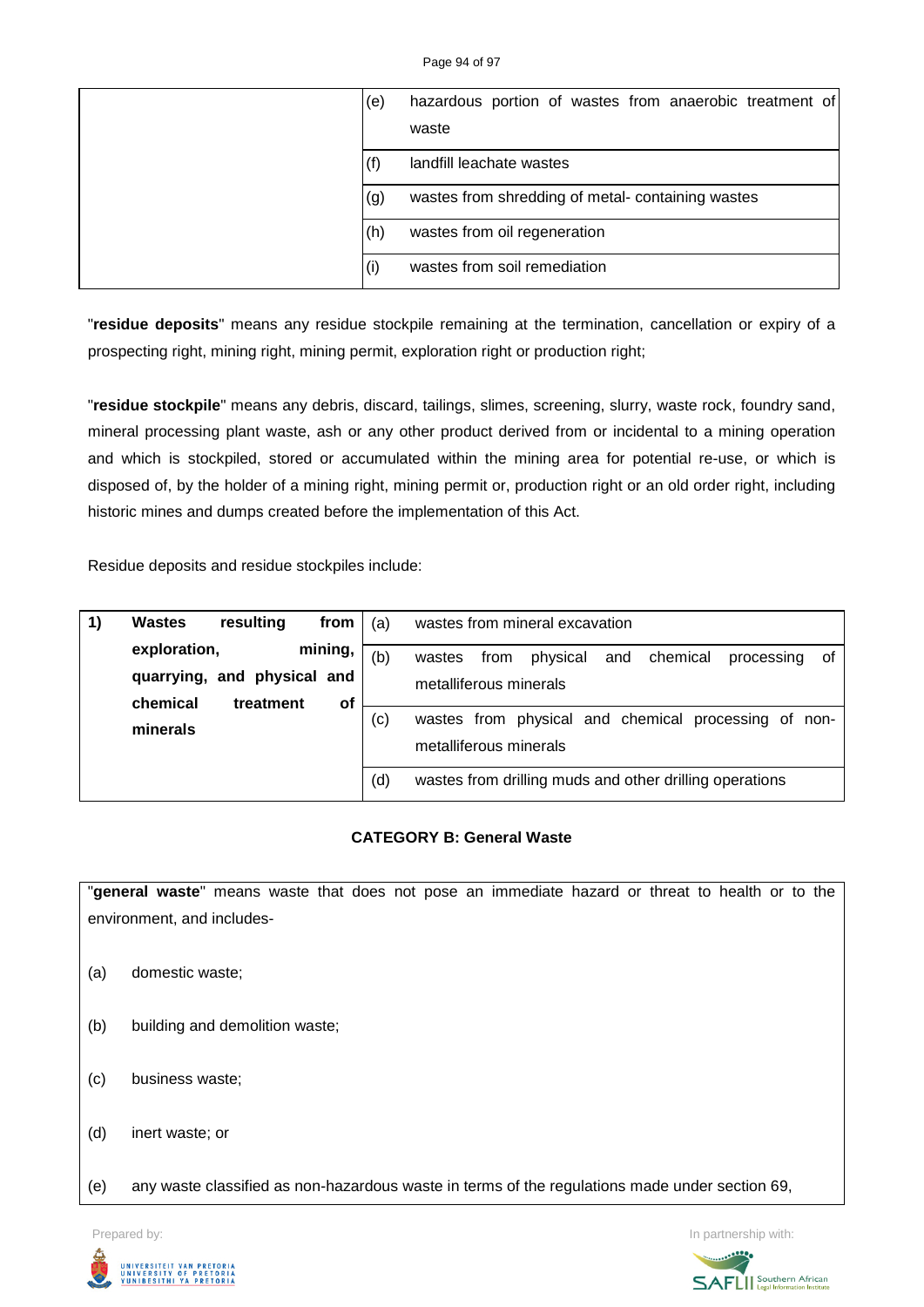| | | |
|---|---|---|
| | (e) | hazardous portion of wastes from anaerobic treatment of waste |
| | (f) | landfill leachate wastes |
| | (g) | wastes from shredding of metal- containing wastes |
| | (h) | wastes from oil regeneration |
| | (i) | wastes from soil remediation |

"**residue deposits**" means any residue stockpile remaining at the termination, cancellation or expiry of a prospecting right, mining right, mining permit, exploration right or production right;

"**residue stockpile**" means any debris, discard, tailings, slimes, screening, slurry, waste rock, foundry sand, mineral processing plant waste, ash or any other product derived from or incidental to a mining operation and which is stockpiled, stored or accumulated within the mining area for potential re-use, or which is disposed of, by the holder of a mining right, mining permit or, production right or an old order right, including historic mines and dumps created before the implementation of this Act.

Residue deposits and residue stockpiles include:

| | | | |
|---|---|---|---|
| 1) | **Wastes resulting from exploration, mining, quarrying, and physical and chemical treatment of minerals** | (a) | wastes from mineral excavation |
| | | (b) | wastes from physical and chemical processing of metalliferous minerals |
| | | (c) | wastes from physical and chemical processing of non-metalliferous minerals |
| | | (d) | wastes from drilling muds and other drilling operations |

**CATEGORY B: General Waste**

"**general waste**" means waste that does not pose an immediate hazard or threat to health or to the environment, and includes-

(a) domestic waste;

(b) building and demolition waste;

(c) business waste;

(d) inert waste; or

(e) any waste classified as non-hazardous waste in terms of the regulations made under section 69,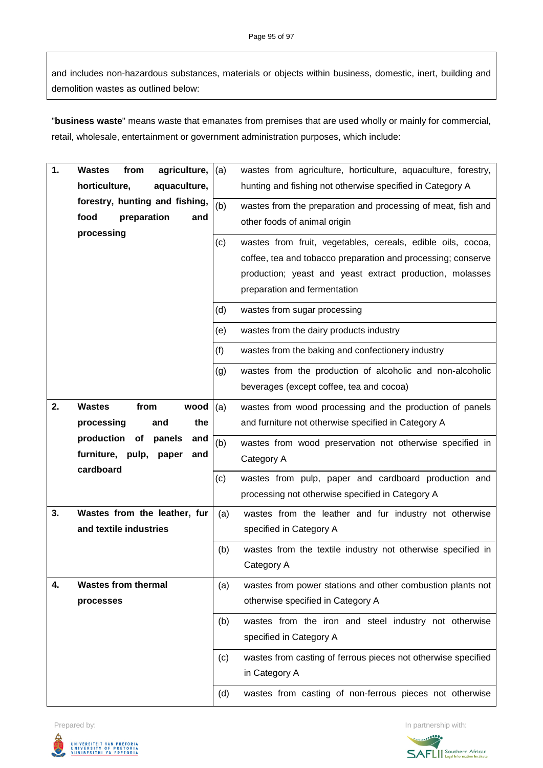and includes non-hazardous substances, materials or objects within business, domestic, inert, building and demolition wastes as outlined below:

"**business waste**" means waste that emanates from premises that are used wholly or mainly for commercial, retail, wholesale, entertainment or government administration purposes, which include:

| | | | |
|---|---|---|---|
| **1.** | **Wastes from agriculture, horticulture, aquaculture, forestry, hunting and fishing, food preparation and processing** | (a) | wastes from agriculture, horticulture, aquaculture, forestry, hunting and fishing not otherwise specified in Category A |
| | | (b) | wastes from the preparation and processing of meat, fish and other foods of animal origin |
| | | (c) | wastes from fruit, vegetables, cereals, edible oils, cocoa, coffee, tea and tobacco preparation and processing; conserve production; yeast and yeast extract production, molasses preparation and fermentation |
| | | (d) | wastes from sugar processing |
| | | (e) | wastes from the dairy products industry |
| | | (f) | wastes from the baking and confectionery industry |
| | | (g) | wastes from the production of alcoholic and non-alcoholic beverages (except coffee, tea and cocoa) |
| **2.** | **Wastes from wood processing and the production of panels and furniture, pulp, paper and cardboard** | (a) | wastes from wood processing and the production of panels and furniture not otherwise specified in Category A |
| | | (b) | wastes from wood preservation not otherwise specified in Category A |
| | | (c) | wastes from pulp, paper and cardboard production and processing not otherwise specified in Category A |
| **3.** | **Wastes from the leather, fur and textile industries** | (a) | wastes from the leather and fur industry not otherwise specified in Category A |
| | | (b) | wastes from the textile industry not otherwise specified in Category A |
| **4.** | **Wastes from thermal processes** | (a) | wastes from power stations and other combustion plants not otherwise specified in Category A |
| | | (b) | wastes from the iron and steel industry not otherwise specified in Category A |
| | | (c) | wastes from casting of ferrous pieces not otherwise specified in Category A |
| | | (d) | wastes from casting of non-ferrous pieces not otherwise |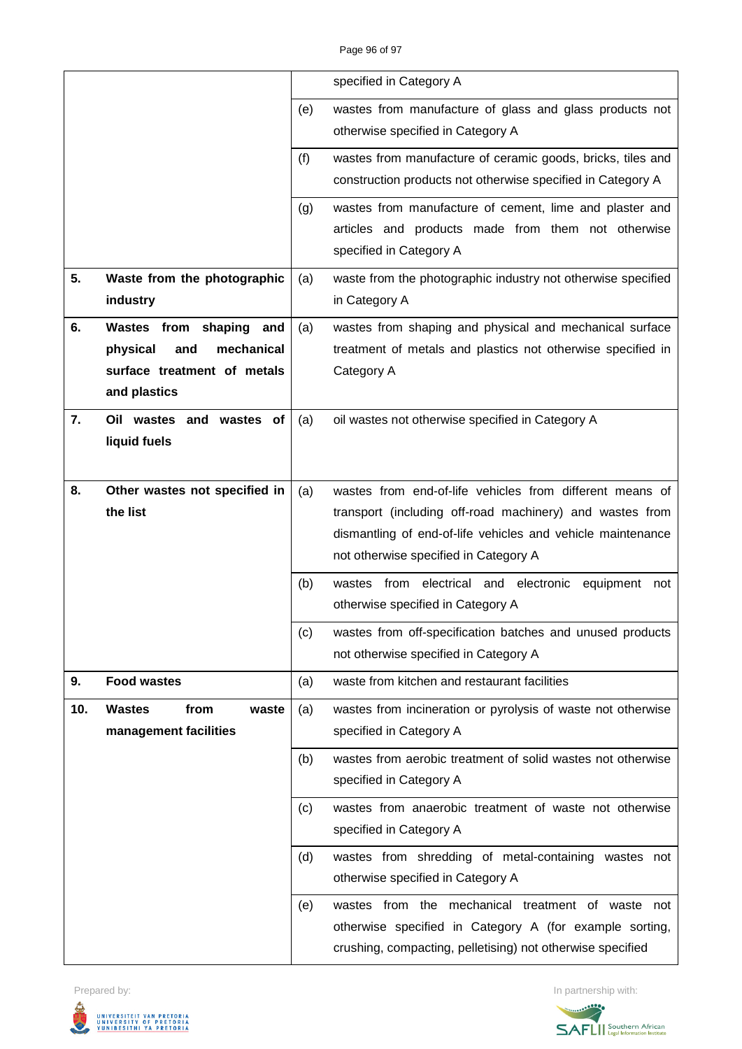| | | | |
|---|---|---|---|
| | | | specified in Category A |
| | | (e) | wastes from manufacture of glass and glass products not otherwise specified in Category A |
| | | (f) | wastes from manufacture of ceramic goods, bricks, tiles and construction products not otherwise specified in Category A |
| | | (g) | wastes from manufacture of cement, lime and plaster and articles and products made from them not otherwise specified in Category A |
| **5.** | **Waste from the photographic industry** | (a) | waste from the photographic industry not otherwise specified in Category A |
| **6.** | **Wastes from shaping and physical and mechanical surface treatment of metals and plastics** | (a) | wastes from shaping and physical and mechanical surface treatment of metals and plastics not otherwise specified in Category A |
| **7.** | **Oil wastes and wastes of liquid fuels** | (a) | oil wastes not otherwise specified in Category A |
| **8.** | **Other wastes not specified in the list** | (a) | wastes from end-of-life vehicles from different means of transport (including off-road machinery) and wastes from dismantling of end-of-life vehicles and vehicle maintenance not otherwise specified in Category A |
| | | (b) | wastes from electrical and electronic equipment not otherwise specified in Category A |
| | | (c) | wastes from off-specification batches and unused products not otherwise specified in Category A |
| **9.** | **Food wastes** | (a) | waste from kitchen and restaurant facilities |
| **10.** | **Wastes from waste management facilities** | (a) | wastes from incineration or pyrolysis of waste not otherwise specified in Category A |
| | | (b) | wastes from aerobic treatment of solid wastes not otherwise specified in Category A |
| | | (c) | wastes from anaerobic treatment of waste not otherwise specified in Category A |
| | | (d) | wastes from shredding of metal-containing wastes not otherwise specified in Category A |
| | | (e) | wastes from the mechanical treatment of waste not otherwise specified in Category A (for example sorting, crushing, compacting, pelletising) not otherwise specified |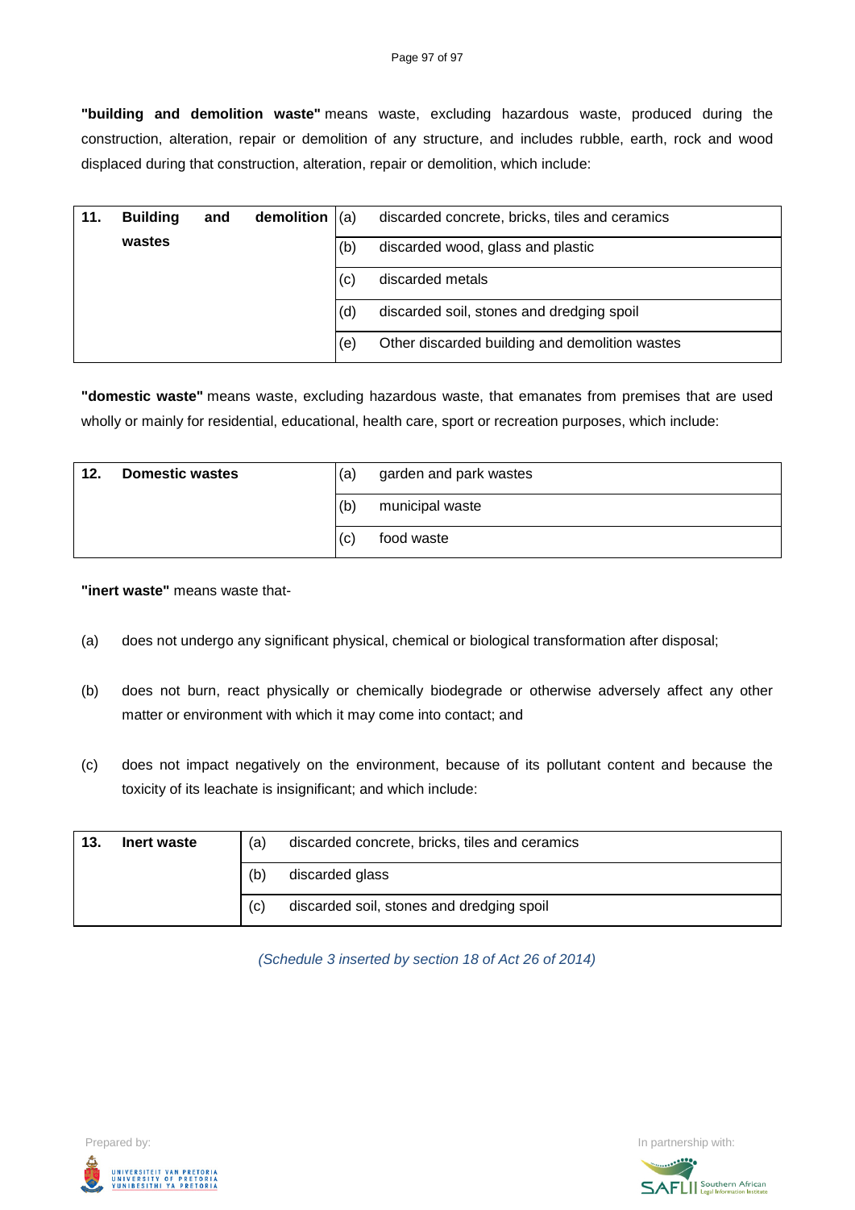**"building and demolition waste"** means waste, excluding hazardous waste, produced during the construction, alteration, repair or demolition of any structure, and includes rubble, earth, rock and wood displaced during that construction, alteration, repair or demolition, which include:

| | | | |
|---|---|---|---|
| **11.** | **Building and demolition wastes** | (a) | discarded concrete, bricks, tiles and ceramics |
| | | (b) | discarded wood, glass and plastic |
| | | (c) | discarded metals |
| | | (d) | discarded soil, stones and dredging spoil |
| | | (e) | Other discarded building and demolition wastes |

**"domestic waste"** means waste, excluding hazardous waste, that emanates from premises that are used wholly or mainly for residential, educational, health care, sport or recreation purposes, which include:

| | | | |
|---|---|---|---|
| **12.** | **Domestic wastes** | (a) | garden and park wastes |
| | | (b) | municipal waste |
| | | (c) | food waste |

**"inert waste"** means waste that-

(a) does not undergo any significant physical, chemical or biological transformation after disposal;

(b) does not burn, react physically or chemically biodegrade or otherwise adversely affect any other matter or environment with which it may come into contact; and

(c) does not impact negatively on the environment, because of its pollutant content and because the toxicity of its leachate is insignificant; and which include:

| | | | |
|---|---|---|---|
| **13.** | **Inert waste** | (a) | discarded concrete, bricks, tiles and ceramics |
| | | (b) | discarded glass |
| | | (c) | discarded soil, stones and dredging spoil |

*(Schedule 3 inserted by section 18 of Act 26 of 2014)*